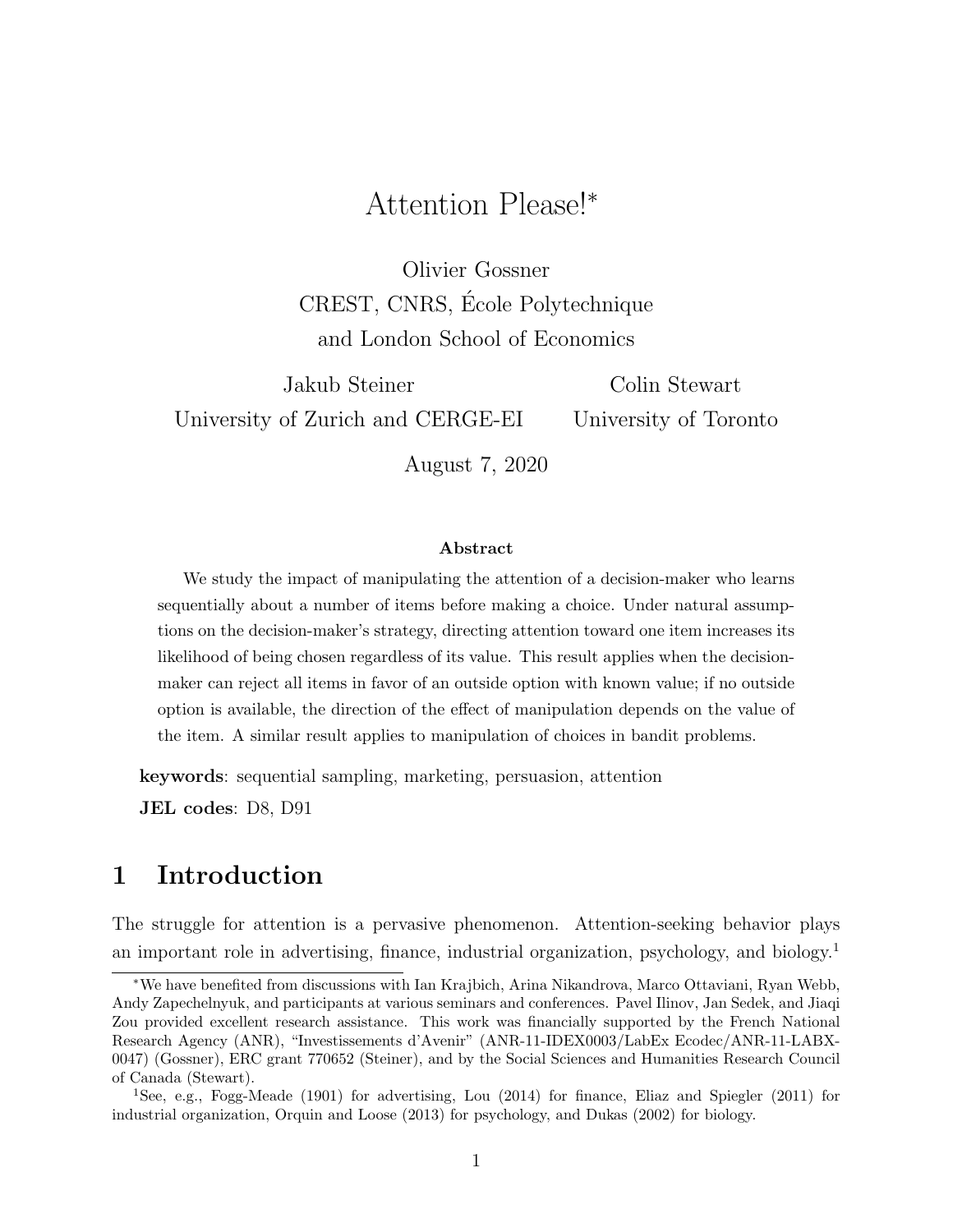# Attention Please![*]

Olivier Gossner
CREST, CNRS, École Polytechnique
and London School of Economics

Jakub Steiner
University of Zurich and CERGE-EI

Colin Stewart
University of Toronto

August 7, 2020

**Abstract**

We study the impact of manipulating the attention of a decision-maker who learns sequentially about a number of items before making a choice. Under natural assumptions on the decision-maker's strategy, directing attention toward one item increases its likelihood of being chosen regardless of its value. This result applies when the decision-maker can reject all items in favor of an outside option with known value; if no outside option is available, the direction of the effect of manipulation depends on the value of the item. A similar result applies to manipulation of choices in bandit problems.

**keywords**: sequential sampling, marketing, persuasion, attention

**JEL codes**: D8, D91

## 1 Introduction

The struggle for attention is a pervasive phenomenon. Attention-seeking behavior plays an important role in advertising, finance, industrial organization, psychology, and biology.[1]

---

[*]We have benefited from discussions with Ian Krajbich, Arina Nikandrova, Marco Ottaviani, Ryan Webb, Andy Zapechelnyuk, and participants at various seminars and conferences. Pavel Ilinov, Jan Sedek, and Jiaqi Zou provided excellent research assistance. This work was financially supported by the French National Research Agency (ANR), "Investissements d'Avenir" (ANR-11-IDEX0003/LabEx Ecodec/ANR-11-LABX-0047) (Gossner), ERC grant 770652 (Steiner), and by the Social Sciences and Humanities Research Council of Canada (Stewart).

[1]See, e.g., Fogg-Meade (1901) for advertising, Lou (2014) for finance, Eliaz and Spiegler (2011) for industrial organization, Orquin and Loose (2013) for psychology, and Dukas (2002) for biology.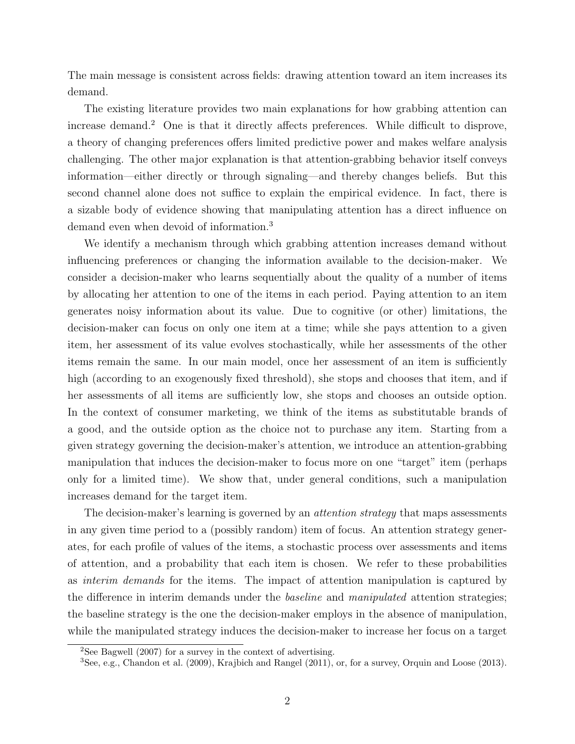The main message is consistent across fields: drawing attention toward an item increases its demand.

The existing literature provides two main explanations for how grabbing attention can increase demand.[2] One is that it directly affects preferences. While difficult to disprove, a theory of changing preferences offers limited predictive power and makes welfare analysis challenging. The other major explanation is that attention-grabbing behavior itself conveys information—either directly or through signaling—and thereby changes beliefs. But this second channel alone does not suffice to explain the empirical evidence. In fact, there is a sizable body of evidence showing that manipulating attention has a direct influence on demand even when devoid of information.[3]

We identify a mechanism through which grabbing attention increases demand without influencing preferences or changing the information available to the decision-maker. We consider a decision-maker who learns sequentially about the quality of a number of items by allocating her attention to one of the items in each period. Paying attention to an item generates noisy information about its value. Due to cognitive (or other) limitations, the decision-maker can focus on only one item at a time; while she pays attention to a given item, her assessment of its value evolves stochastically, while her assessments of the other items remain the same. In our main model, once her assessment of an item is sufficiently high (according to an exogenously fixed threshold), she stops and chooses that item, and if her assessments of all items are sufficiently low, she stops and chooses an outside option. In the context of consumer marketing, we think of the items as substitutable brands of a good, and the outside option as the choice not to purchase any item. Starting from a given strategy governing the decision-maker's attention, we introduce an attention-grabbing manipulation that induces the decision-maker to focus more on one "target" item (perhaps only for a limited time). We show that, under general conditions, such a manipulation increases demand for the target item.

The decision-maker's learning is governed by an *attention strategy* that maps assessments in any given time period to a (possibly random) item of focus. An attention strategy generates, for each profile of values of the items, a stochastic process over assessments and items of attention, and a probability that each item is chosen. We refer to these probabilities as *interim demands* for the items. The impact of attention manipulation is captured by the difference in interim demands under the *baseline* and *manipulated* attention strategies; the baseline strategy is the one the decision-maker employs in the absence of manipulation, while the manipulated strategy induces the decision-maker to increase her focus on a target

[2]See Bagwell (2007) for a survey in the context of advertising.

[3]See, e.g., Chandon et al. (2009), Krajbich and Rangel (2011), or, for a survey, Orquin and Loose (2013).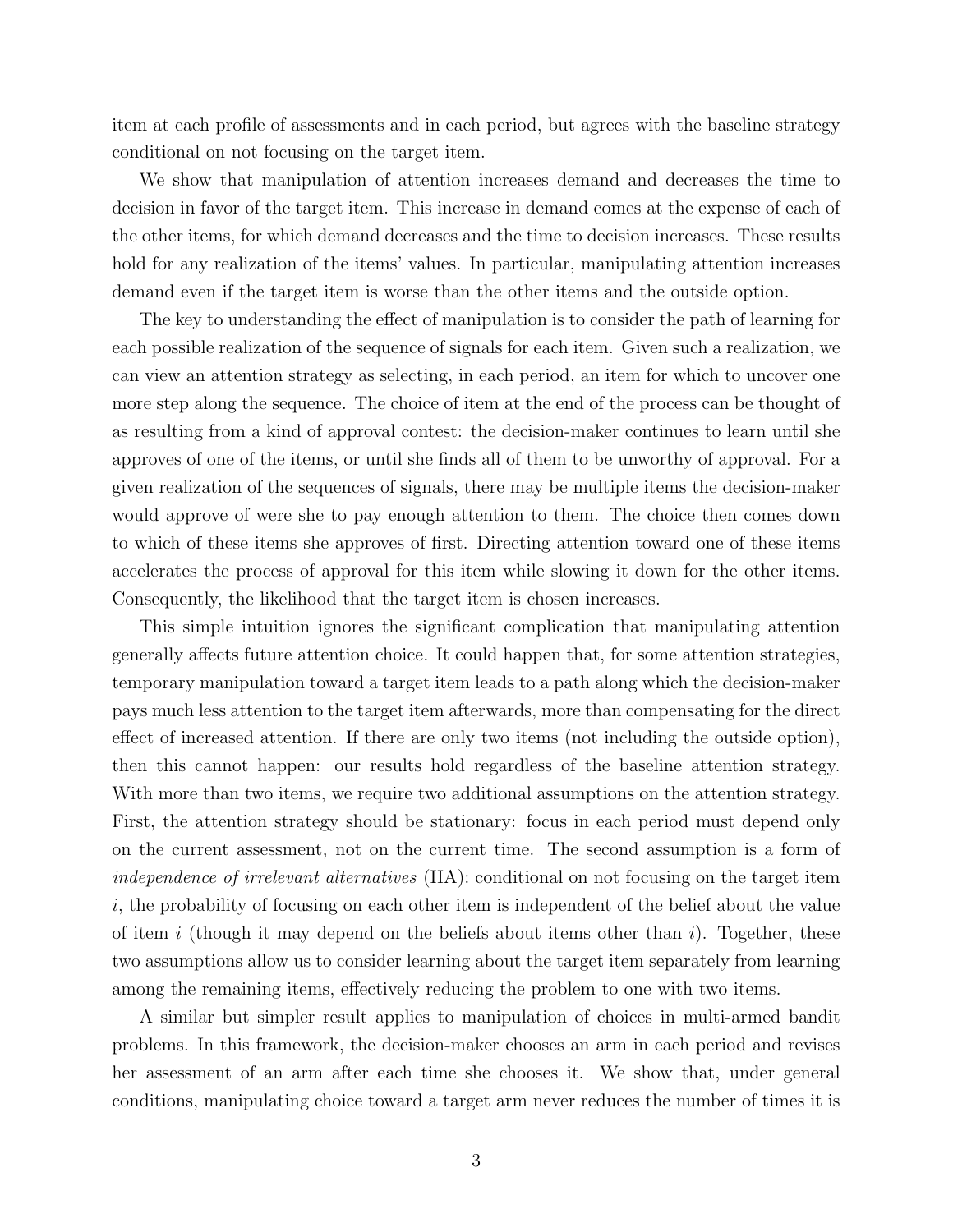item at each profile of assessments and in each period, but agrees with the baseline strategy conditional on not focusing on the target item.

We show that manipulation of attention increases demand and decreases the time to decision in favor of the target item. This increase in demand comes at the expense of each of the other items, for which demand decreases and the time to decision increases. These results hold for any realization of the items' values. In particular, manipulating attention increases demand even if the target item is worse than the other items and the outside option.

The key to understanding the effect of manipulation is to consider the path of learning for each possible realization of the sequence of signals for each item. Given such a realization, we can view an attention strategy as selecting, in each period, an item for which to uncover one more step along the sequence. The choice of item at the end of the process can be thought of as resulting from a kind of approval contest: the decision-maker continues to learn until she approves of one of the items, or until she finds all of them to be unworthy of approval. For a given realization of the sequences of signals, there may be multiple items the decision-maker would approve of were she to pay enough attention to them. The choice then comes down to which of these items she approves of first. Directing attention toward one of these items accelerates the process of approval for this item while slowing it down for the other items. Consequently, the likelihood that the target item is chosen increases.

This simple intuition ignores the significant complication that manipulating attention generally affects future attention choice. It could happen that, for some attention strategies, temporary manipulation toward a target item leads to a path along which the decision-maker pays much less attention to the target item afterwards, more than compensating for the direct effect of increased attention. If there are only two items (not including the outside option), then this cannot happen: our results hold regardless of the baseline attention strategy. With more than two items, we require two additional assumptions on the attention strategy. First, the attention strategy should be stationary: focus in each period must depend only on the current assessment, not on the current time. The second assumption is a form of *independence of irrelevant alternatives* (IIA): conditional on not focusing on the target item $i$, the probability of focusing on each other item is independent of the belief about the value of item $i$ (though it may depend on the beliefs about items other than $i$). Together, these two assumptions allow us to consider learning about the target item separately from learning among the remaining items, effectively reducing the problem to one with two items.

A similar but simpler result applies to manipulation of choices in multi-armed bandit problems. In this framework, the decision-maker chooses an arm in each period and revises her assessment of an arm after each time she chooses it. We show that, under general conditions, manipulating choice toward a target arm never reduces the number of times it is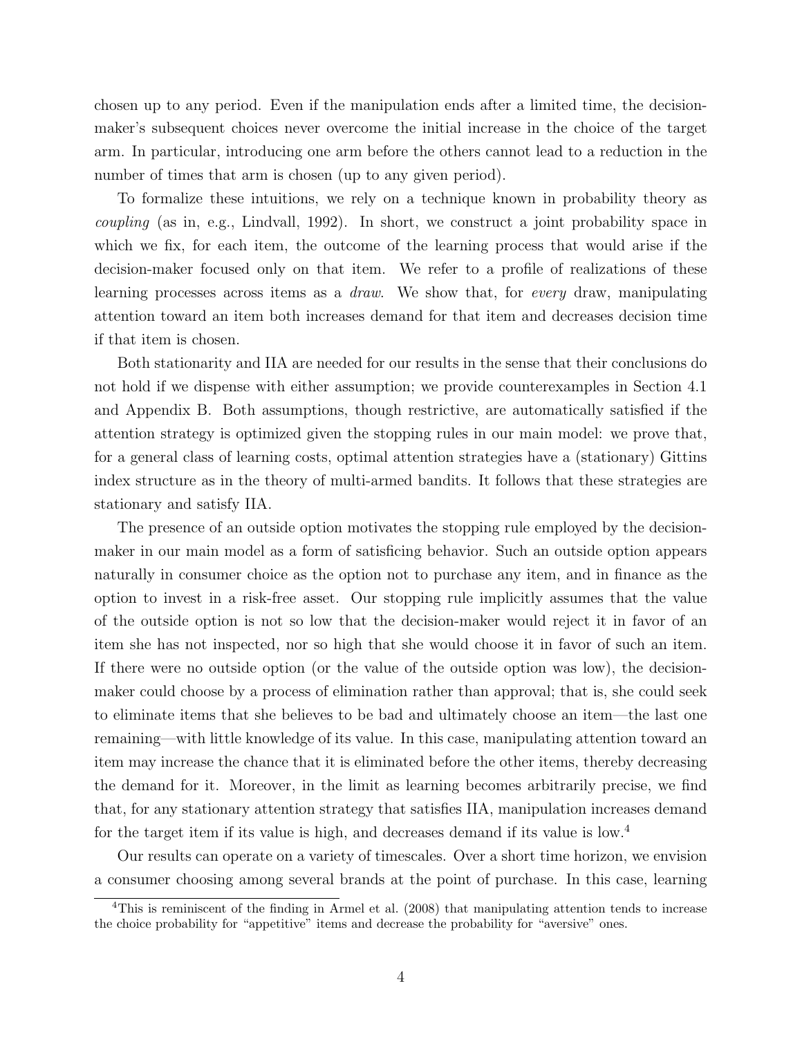chosen up to any period. Even if the manipulation ends after a limited time, the decision-maker's subsequent choices never overcome the initial increase in the choice of the target arm. In particular, introducing one arm before the others cannot lead to a reduction in the number of times that arm is chosen (up to any given period).

To formalize these intuitions, we rely on a technique known in probability theory as *coupling* (as in, e.g., Lindvall, 1992). In short, we construct a joint probability space in which we fix, for each item, the outcome of the learning process that would arise if the decision-maker focused only on that item. We refer to a profile of realizations of these learning processes across items as a *draw*. We show that, for *every* draw, manipulating attention toward an item both increases demand for that item and decreases decision time if that item is chosen.

Both stationarity and IIA are needed for our results in the sense that their conclusions do not hold if we dispense with either assumption; we provide counterexamples in Section 4.1 and Appendix B. Both assumptions, though restrictive, are automatically satisfied if the attention strategy is optimized given the stopping rules in our main model: we prove that, for a general class of learning costs, optimal attention strategies have a (stationary) Gittins index structure as in the theory of multi-armed bandits. It follows that these strategies are stationary and satisfy IIA.

The presence of an outside option motivates the stopping rule employed by the decision-maker in our main model as a form of satisficing behavior. Such an outside option appears naturally in consumer choice as the option not to purchase any item, and in finance as the option to invest in a risk-free asset. Our stopping rule implicitly assumes that the value of the outside option is not so low that the decision-maker would reject it in favor of an item she has not inspected, nor so high that she would choose it in favor of such an item. If there were no outside option (or the value of the outside option was low), the decision-maker could choose by a process of elimination rather than approval; that is, she could seek to eliminate items that she believes to be bad and ultimately choose an item—the last one remaining—with little knowledge of its value. In this case, manipulating attention toward an item may increase the chance that it is eliminated before the other items, thereby decreasing the demand for it. Moreover, in the limit as learning becomes arbitrarily precise, we find that, for any stationary attention strategy that satisfies IIA, manipulation increases demand for the target item if its value is high, and decreases demand if its value is low.[4]

Our results can operate on a variety of timescales. Over a short time horizon, we envision a consumer choosing among several brands at the point of purchase. In this case, learning

[4] This is reminiscent of the finding in Armel et al. (2008) that manipulating attention tends to increase the choice probability for "appetitive" items and decrease the probability for "aversive" ones.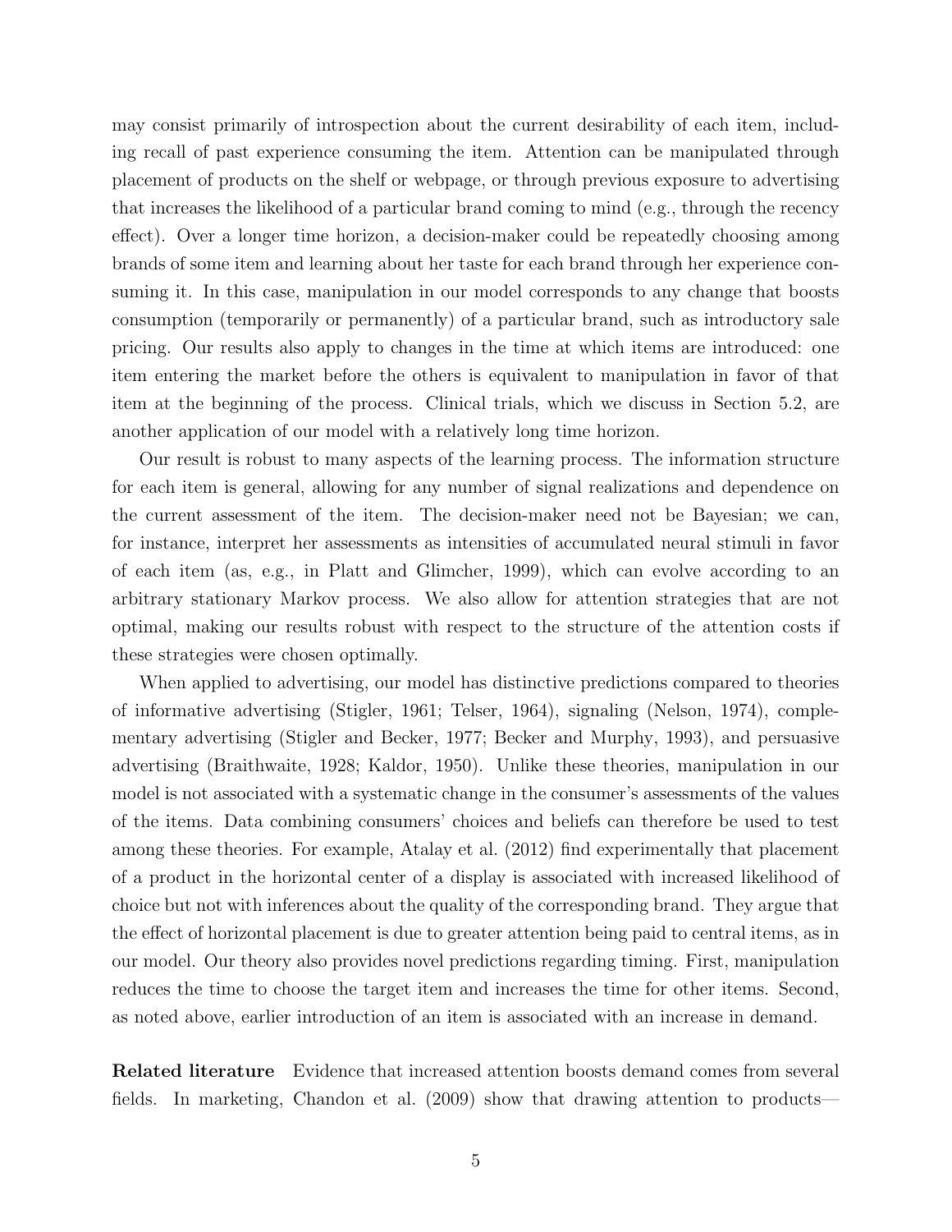may consist primarily of introspection about the current desirability of each item, including recall of past experience consuming the item. Attention can be manipulated through placement of products on the shelf or webpage, or through previous exposure to advertising that increases the likelihood of a particular brand coming to mind (e.g., through the recency effect). Over a longer time horizon, a decision-maker could be repeatedly choosing among brands of some item and learning about her taste for each brand through her experience consuming it. In this case, manipulation in our model corresponds to any change that boosts consumption (temporarily or permanently) of a particular brand, such as introductory sale pricing. Our results also apply to changes in the time at which items are introduced: one item entering the market before the others is equivalent to manipulation in favor of that item at the beginning of the process. Clinical trials, which we discuss in Section 5.2, are another application of our model with a relatively long time horizon.

Our result is robust to many aspects of the learning process. The information structure for each item is general, allowing for any number of signal realizations and dependence on the current assessment of the item. The decision-maker need not be Bayesian; we can, for instance, interpret her assessments as intensities of accumulated neural stimuli in favor of each item (as, e.g., in Platt and Glimcher, 1999), which can evolve according to an arbitrary stationary Markov process. We also allow for attention strategies that are not optimal, making our results robust with respect to the structure of the attention costs if these strategies were chosen optimally.

When applied to advertising, our model has distinctive predictions compared to theories of informative advertising (Stigler, 1961; Telser, 1964), signaling (Nelson, 1974), complementary advertising (Stigler and Becker, 1977; Becker and Murphy, 1993), and persuasive advertising (Braithwaite, 1928; Kaldor, 1950). Unlike these theories, manipulation in our model is not associated with a systematic change in the consumer's assessments of the values of the items. Data combining consumers' choices and beliefs can therefore be used to test among these theories. For example, Atalay et al. (2012) find experimentally that placement of a product in the horizontal center of a display is associated with increased likelihood of choice but not with inferences about the quality of the corresponding brand. They argue that the effect of horizontal placement is due to greater attention being paid to central items, as in our model. Our theory also provides novel predictions regarding timing. First, manipulation reduces the time to choose the target item and increases the time for other items. Second, as noted above, earlier introduction of an item is associated with an increase in demand.

**Related literature** Evidence that increased attention boosts demand comes from several fields. In marketing, Chandon et al. (2009) show that drawing attention to products—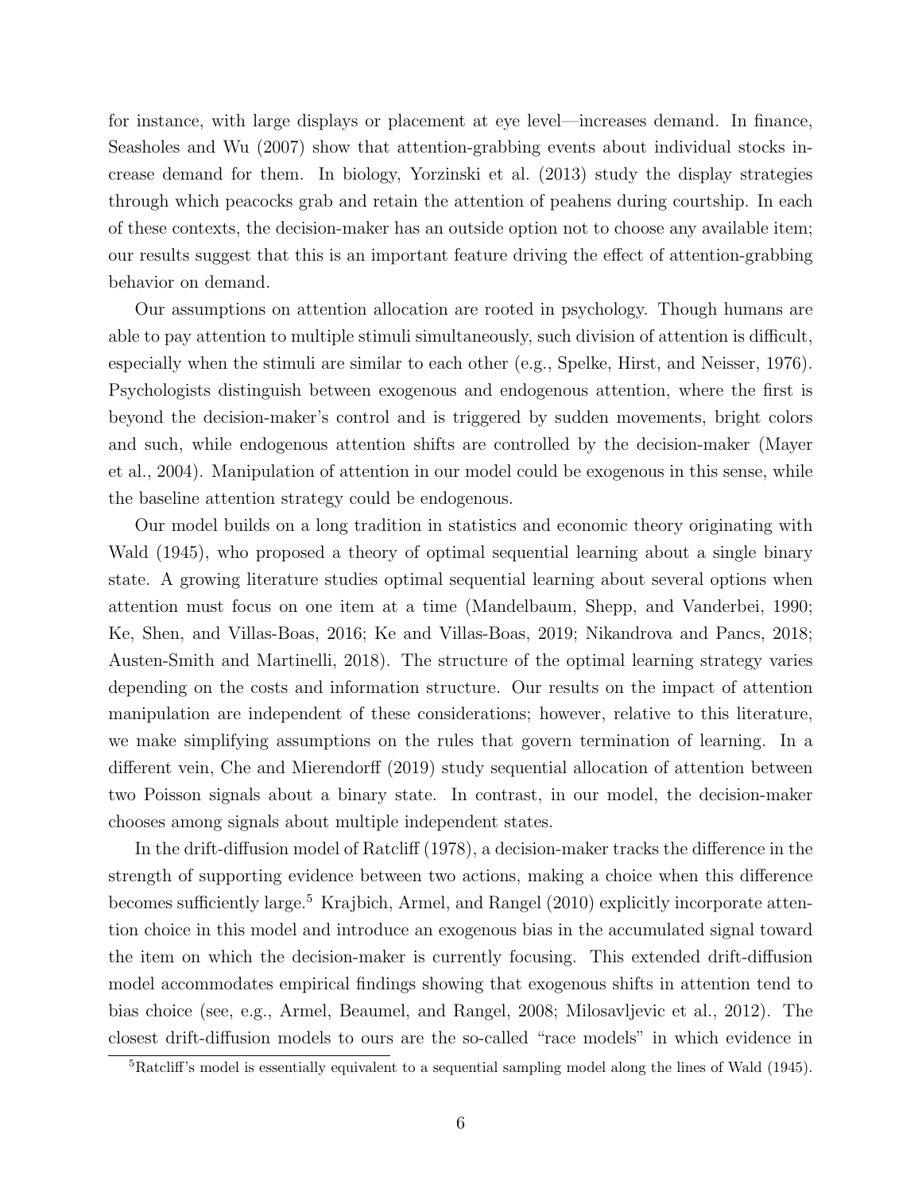for instance, with large displays or placement at eye level—increases demand. In finance, Seasholes and Wu (2007) show that attention-grabbing events about individual stocks increase demand for them. In biology, Yorzinski et al. (2013) study the display strategies through which peacocks grab and retain the attention of peahens during courtship. In each of these contexts, the decision-maker has an outside option not to choose any available item; our results suggest that this is an important feature driving the effect of attention-grabbing behavior on demand.

Our assumptions on attention allocation are rooted in psychology. Though humans are able to pay attention to multiple stimuli simultaneously, such division of attention is difficult, especially when the stimuli are similar to each other (e.g., Spelke, Hirst, and Neisser, 1976). Psychologists distinguish between exogenous and endogenous attention, where the first is beyond the decision-maker's control and is triggered by sudden movements, bright colors and such, while endogenous attention shifts are controlled by the decision-maker (Mayer et al., 2004). Manipulation of attention in our model could be exogenous in this sense, while the baseline attention strategy could be endogenous.

Our model builds on a long tradition in statistics and economic theory originating with Wald (1945), who proposed a theory of optimal sequential learning about a single binary state. A growing literature studies optimal sequential learning about several options when attention must focus on one item at a time (Mandelbaum, Shepp, and Vanderbei, 1990; Ke, Shen, and Villas-Boas, 2016; Ke and Villas-Boas, 2019; Nikandrova and Pancs, 2018; Austen-Smith and Martinelli, 2018). The structure of the optimal learning strategy varies depending on the costs and information structure. Our results on the impact of attention manipulation are independent of these considerations; however, relative to this literature, we make simplifying assumptions on the rules that govern termination of learning. In a different vein, Che and Mierendorff (2019) study sequential allocation of attention between two Poisson signals about a binary state. In contrast, in our model, the decision-maker chooses among signals about multiple independent states.

In the drift-diffusion model of Ratcliff (1978), a decision-maker tracks the difference in the strength of supporting evidence between two actions, making a choice when this difference becomes sufficiently large.[5] Krajbich, Armel, and Rangel (2010) explicitly incorporate attention choice in this model and introduce an exogenous bias in the accumulated signal toward the item on which the decision-maker is currently focusing. This extended drift-diffusion model accommodates empirical findings showing that exogenous shifts in attention tend to bias choice (see, e.g., Armel, Beaumel, and Rangel, 2008; Milosavljevic et al., 2012). The closest drift-diffusion models to ours are the so-called "race models" in which evidence in

[5] Ratcliff's model is essentially equivalent to a sequential sampling model along the lines of Wald (1945).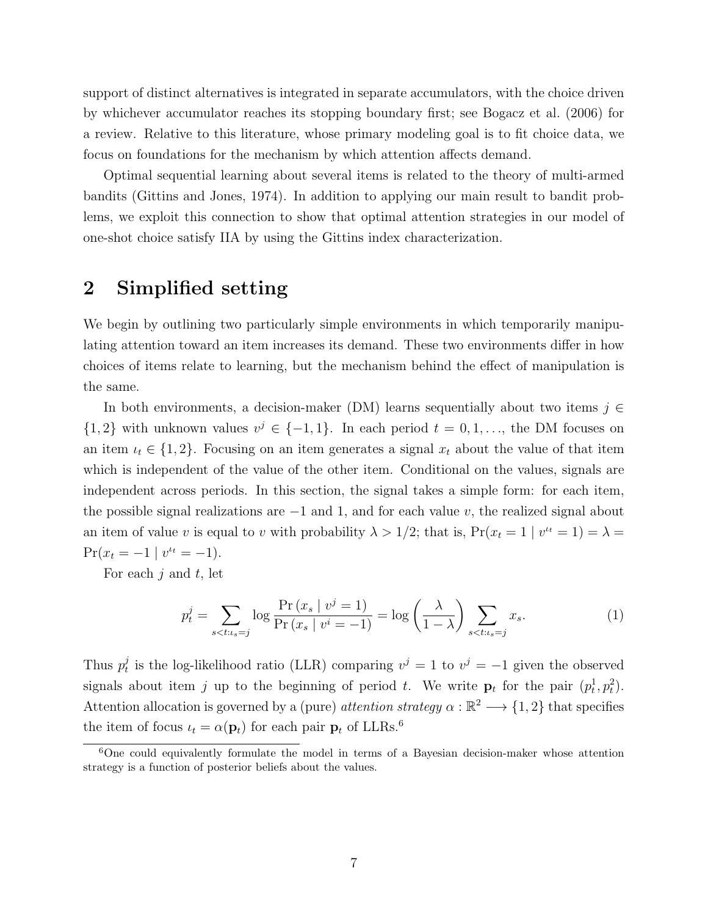support of distinct alternatives is integrated in separate accumulators, with the choice driven by whichever accumulator reaches its stopping boundary first; see Bogacz et al. (2006) for a review. Relative to this literature, whose primary modeling goal is to fit choice data, we focus on foundations for the mechanism by which attention affects demand.

Optimal sequential learning about several items is related to the theory of multi-armed bandits (Gittins and Jones, 1974). In addition to applying our main result to bandit problems, we exploit this connection to show that optimal attention strategies in our model of one-shot choice satisfy IIA by using the Gittins index characterization.

## 2 Simplified setting

We begin by outlining two particularly simple environments in which temporarily manipulating attention toward an item increases its demand. These two environments differ in how choices of items relate to learning, but the mechanism behind the effect of manipulation is the same.

In both environments, a decision-maker (DM) learns sequentially about two items $j \in \{1, 2\}$ with unknown values $v^j \in \{-1, 1\}$. In each period $t = 0, 1, \ldots$, the DM focuses on an item $\iota_t \in \{1, 2\}$. Focusing on an item generates a signal $x_t$ about the value of that item which is independent of the value of the other item. Conditional on the values, signals are independent across periods. In this section, the signal takes a simple form: for each item, the possible signal realizations are $-1$ and $1$, and for each value $v$, the realized signal about an item of value $v$ is equal to $v$ with probability $\lambda > 1/2$; that is, $\Pr(x_t = 1 \mid v^{\iota_t} = 1) = \lambda = \Pr(x_t = -1 \mid v^{\iota_t} = -1)$.

For each $j$ and $t$, let

$$p_t^j = \sum_{s<t:\iota_s=j} \log \frac{\Pr\left(x_s \mid v^j = 1\right)}{\Pr\left(x_s \mid v^i = -1\right)} = \log\left(\frac{\lambda}{1-\lambda}\right) \sum_{s<t:\iota_s=j} x_s. \tag{1}$$

Thus $p_t^j$ is the log-likelihood ratio (LLR) comparing $v^j = 1$ to $v^j = -1$ given the observed signals about item $j$ up to the beginning of period $t$. We write $\mathbf{p}_t$ for the pair $(p_t^1, p_t^2)$. Attention allocation is governed by a (pure) *attention strategy* $\alpha : \mathbb{R}^2 \longrightarrow \{1, 2\}$ that specifies the item of focus $\iota_t = \alpha(\mathbf{p}_t)$ for each pair $\mathbf{p}_t$ of LLRs.[6]

[6] One could equivalently formulate the model in terms of a Bayesian decision-maker whose attention strategy is a function of posterior beliefs about the values.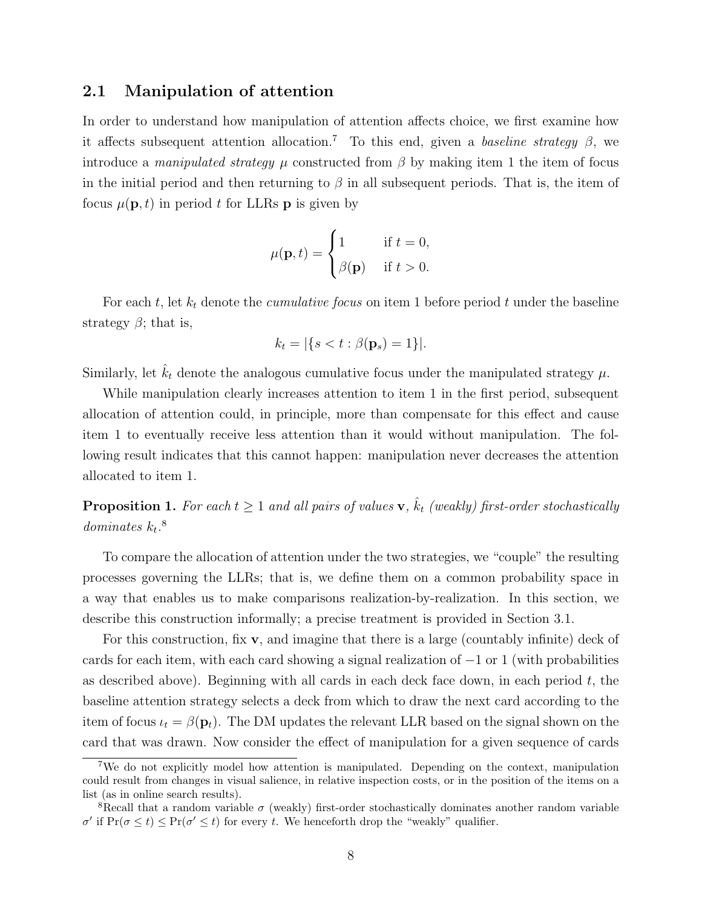### 2.1 Manipulation of attention

In order to understand how manipulation of attention affects choice, we first examine how it affects subsequent attention allocation.[7] To this end, given a *baseline strategy* $\beta$, we introduce a *manipulated strategy* $\mu$ constructed from $\beta$ by making item 1 the item of focus in the initial period and then returning to $\beta$ in all subsequent periods. That is, the item of focus $\mu(\mathbf{p}, t)$ in period $t$ for LLRs $\mathbf{p}$ is given by

$$\mu(\mathbf{p}, t) = \begin{cases} 1 & \text{if } t = 0, \\ \beta(\mathbf{p}) & \text{if } t > 0. \end{cases}$$

For each $t$, let $k_t$ denote the *cumulative focus* on item 1 before period $t$ under the baseline strategy $\beta$; that is,

$$k_t = |\{s < t : \beta(\mathbf{p}_s) = 1\}|.$$

Similarly, let $\hat{k}_t$ denote the analogous cumulative focus under the manipulated strategy $\mu$.

While manipulation clearly increases attention to item 1 in the first period, subsequent allocation of attention could, in principle, more than compensate for this effect and cause item 1 to eventually receive less attention than it would without manipulation. The following result indicates that this cannot happen: manipulation never decreases the attention allocated to item 1.

**Proposition 1.** *For each $t \geq 1$ and all pairs of values $\mathbf{v}$, $\hat{k}_t$ (weakly) first-order stochastically dominates $k_t$.*[8]

To compare the allocation of attention under the two strategies, we "couple" the resulting processes governing the LLRs; that is, we define them on a common probability space in a way that enables us to make comparisons realization-by-realization. In this section, we describe this construction informally; a precise treatment is provided in Section 3.1.

For this construction, fix $\mathbf{v}$, and imagine that there is a large (countably infinite) deck of cards for each item, with each card showing a signal realization of $-1$ or $1$ (with probabilities as described above). Beginning with all cards in each deck face down, in each period $t$, the baseline attention strategy selects a deck from which to draw the next card according to the item of focus $\iota_t = \beta(\mathbf{p}_t)$. The DM updates the relevant LLR based on the signal shown on the card that was drawn. Now consider the effect of manipulation for a given sequence of cards

---

[7] We do not explicitly model how attention is manipulated. Depending on the context, manipulation could result from changes in visual salience, in relative inspection costs, or in the position of the items on a list (as in online search results).

[8] Recall that a random variable $\sigma$ (weakly) first-order stochastically dominates another random variable $\sigma'$ if $\Pr(\sigma \leq t) \leq \Pr(\sigma' \leq t)$ for every $t$. We henceforth drop the "weakly" qualifier.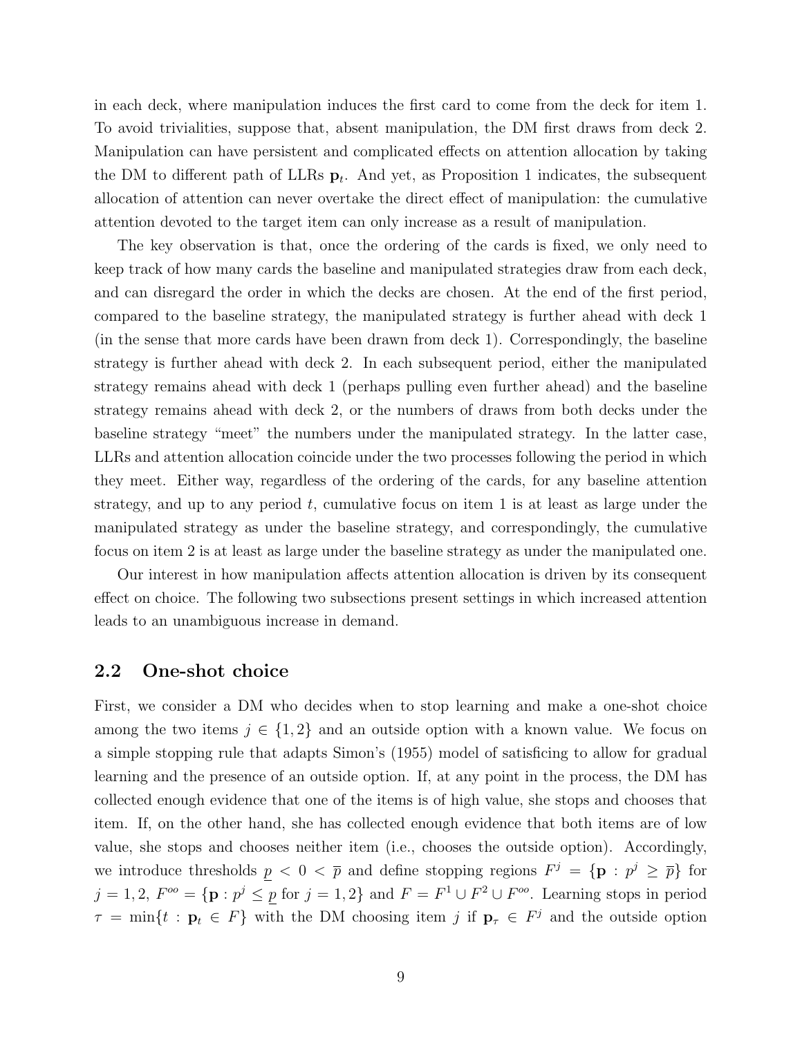in each deck, where manipulation induces the first card to come from the deck for item 1. To avoid trivialities, suppose that, absent manipulation, the DM first draws from deck 2. Manipulation can have persistent and complicated effects on attention allocation by taking the DM to different path of LLRs $\mathbf{p}_t$. And yet, as Proposition 1 indicates, the subsequent allocation of attention can never overtake the direct effect of manipulation: the cumulative attention devoted to the target item can only increase as a result of manipulation.

The key observation is that, once the ordering of the cards is fixed, we only need to keep track of how many cards the baseline and manipulated strategies draw from each deck, and can disregard the order in which the decks are chosen. At the end of the first period, compared to the baseline strategy, the manipulated strategy is further ahead with deck 1 (in the sense that more cards have been drawn from deck 1). Correspondingly, the baseline strategy is further ahead with deck 2. In each subsequent period, either the manipulated strategy remains ahead with deck 1 (perhaps pulling even further ahead) and the baseline strategy remains ahead with deck 2, or the numbers of draws from both decks under the baseline strategy "meet" the numbers under the manipulated strategy. In the latter case, LLRs and attention allocation coincide under the two processes following the period in which they meet. Either way, regardless of the ordering of the cards, for any baseline attention strategy, and up to any period $t$, cumulative focus on item 1 is at least as large under the manipulated strategy as under the baseline strategy, and correspondingly, the cumulative focus on item 2 is at least as large under the baseline strategy as under the manipulated one.

Our interest in how manipulation affects attention allocation is driven by its consequent effect on choice. The following two subsections present settings in which increased attention leads to an unambiguous increase in demand.

## 2.2 One-shot choice

First, we consider a DM who decides when to stop learning and make a one-shot choice among the two items $j \in \{1, 2\}$ and an outside option with a known value. We focus on a simple stopping rule that adapts Simon's (1955) model of satisficing to allow for gradual learning and the presence of an outside option. If, at any point in the process, the DM has collected enough evidence that one of the items is of high value, she stops and chooses that item. If, on the other hand, she has collected enough evidence that both items are of low value, she stops and chooses neither item (i.e., chooses the outside option). Accordingly, we introduce thresholds $\underline{p} < 0 < \overline{p}$ and define stopping regions $F^j = \{\mathbf{p} : p^j \geq \overline{p}\}$ for $j = 1, 2$, $F^{oo} = \{\mathbf{p} : p^j \leq \underline{p} \text{ for } j = 1, 2\}$ and $F = F^1 \cup F^2 \cup F^{oo}$. Learning stops in period $\tau = \min\{t : \mathbf{p}_t \in F\}$ with the DM choosing item $j$ if $\mathbf{p}_\tau \in F^j$ and the outside option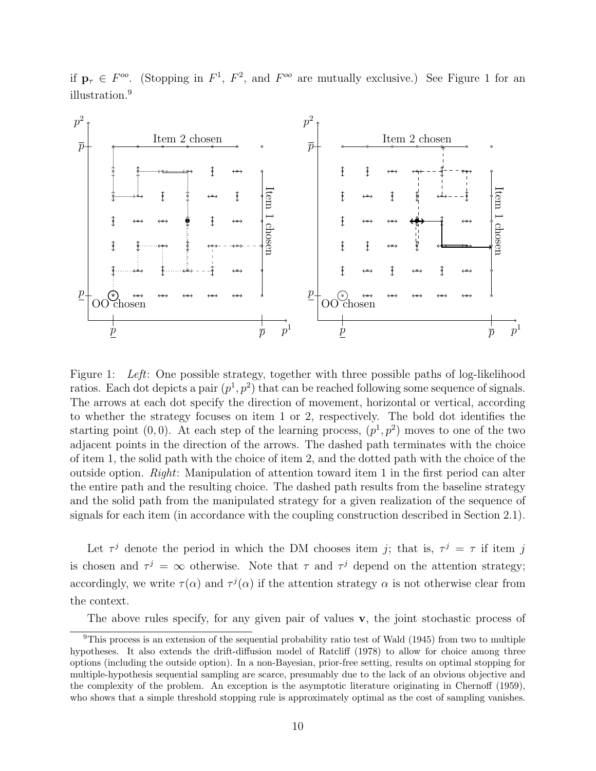if $\mathbf{p}_\tau \in F^{oo}$. (Stopping in $F^1$, $F^2$, and $F^{oo}$ are mutually exclusive.) See Figure 1 for an illustration.[9]

Figure 1: *Left*: One possible strategy, together with three possible paths of log-likelihood ratios. Each dot depicts a pair $(p^1, p^2)$ that can be reached following some sequence of signals. The arrows at each dot specify the direction of movement, horizontal or vertical, according to whether the strategy focuses on item 1 or 2, respectively. The bold dot identifies the starting point $(0, 0)$. At each step of the learning process, $(p^1, p^2)$ moves to one of the two adjacent points in the direction of the arrows. The dashed path terminates with the choice of item 1, the solid path with the choice of item 2, and the dotted path with the choice of the outside option. *Right*: Manipulation of attention toward item 1 in the first period can alter the entire path and the resulting choice. The dashed path results from the baseline strategy and the solid path from the manipulated strategy for a given realization of the sequence of signals for each item (in accordance with the coupling construction described in Section 2.1).

Let $\tau^j$ denote the period in which the DM chooses item $j$; that is, $\tau^j = \tau$ if item $j$ is chosen and $\tau^j = \infty$ otherwise. Note that $\tau$ and $\tau^j$ depend on the attention strategy; accordingly, we write $\tau(\alpha)$ and $\tau^j(\alpha)$ if the attention strategy $\alpha$ is not otherwise clear from the context.

The above rules specify, for any given pair of values $\mathbf{v}$, the joint stochastic process of

[9] This process is an extension of the sequential probability ratio test of Wald (1945) from two to multiple hypotheses. It also extends the drift-diffusion model of Ratcliff (1978) to allow for choice among three options (including the outside option). In a non-Bayesian, prior-free setting, results on optimal stopping for multiple-hypothesis sequential sampling are scarce, presumably due to the lack of an obvious objective and the complexity of the problem. An exception is the asymptotic literature originating in Chernoff (1959), who shows that a simple threshold stopping rule is approximately optimal as the cost of sampling vanishes.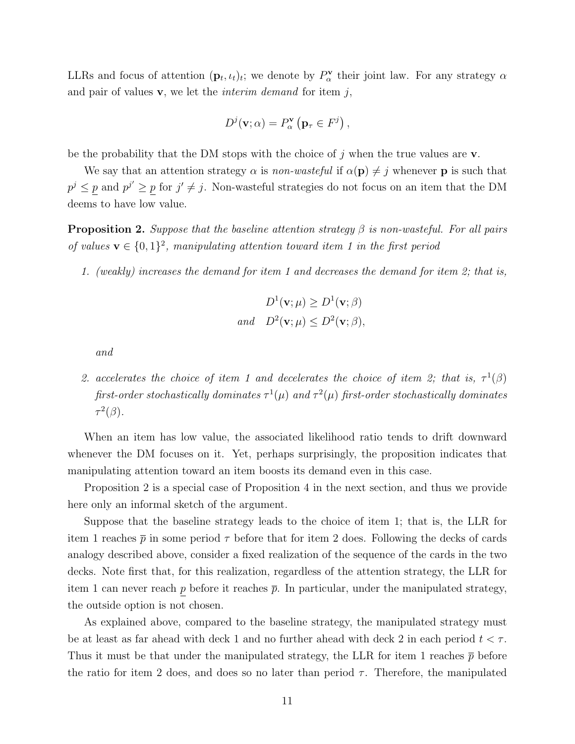LLRs and focus of attention $(\mathbf{p}_t, \iota_t)_t$; we denote by $P^{\mathbf{v}}_\alpha$ their joint law. For any strategy $\alpha$ and pair of values $\mathbf{v}$, we let the *interim demand* for item $j$,

$$D^j(\mathbf{v};\alpha) = P^{\mathbf{v}}_\alpha\left(\mathbf{p}_\tau \in F^j\right),$$

be the probability that the DM stops with the choice of $j$ when the true values are $\mathbf{v}$.

We say that an attention strategy $\alpha$ is *non-wasteful* if $\alpha(\mathbf{p}) \neq j$ whenever $\mathbf{p}$ is such that $p^j \leq \underline{p}$ and $p^{j'} \geq \underline{p}$ for $j' \neq j$. Non-wasteful strategies do not focus on an item that the DM deems to have low value.

**Proposition 2.** *Suppose that the baseline attention strategy $\beta$ is non-wasteful. For all pairs of values $\mathbf{v} \in \{0,1\}^2$, manipulating attention toward item 1 in the first period*

1. *(weakly) increases the demand for item 1 and decreases the demand for item 2; that is,*

$$D^1(\mathbf{v};\mu) \geq D^1(\mathbf{v};\beta)$$
$$\text{and} \quad D^2(\mathbf{v};\mu) \leq D^2(\mathbf{v};\beta),$$

   *and*

2. *accelerates the choice of item 1 and decelerates the choice of item 2; that is, $\tau^1(\beta)$ first-order stochastically dominates $\tau^1(\mu)$ and $\tau^2(\mu)$ first-order stochastically dominates $\tau^2(\beta)$.*

When an item has low value, the associated likelihood ratio tends to drift downward whenever the DM focuses on it. Yet, perhaps surprisingly, the proposition indicates that manipulating attention toward an item boosts its demand even in this case.

Proposition 2 is a special case of Proposition 4 in the next section, and thus we provide here only an informal sketch of the argument.

Suppose that the baseline strategy leads to the choice of item 1; that is, the LLR for item 1 reaches $\overline{p}$ in some period $\tau$ before that for item 2 does. Following the decks of cards analogy described above, consider a fixed realization of the sequence of the cards in the two decks. Note first that, for this realization, regardless of the attention strategy, the LLR for item 1 can never reach $\underline{p}$ before it reaches $\overline{p}$. In particular, under the manipulated strategy, the outside option is not chosen.

As explained above, compared to the baseline strategy, the manipulated strategy must be at least as far ahead with deck 1 and no further ahead with deck 2 in each period $t < \tau$. Thus it must be that under the manipulated strategy, the LLR for item 1 reaches $\overline{p}$ before the ratio for item 2 does, and does so no later than period $\tau$. Therefore, the manipulated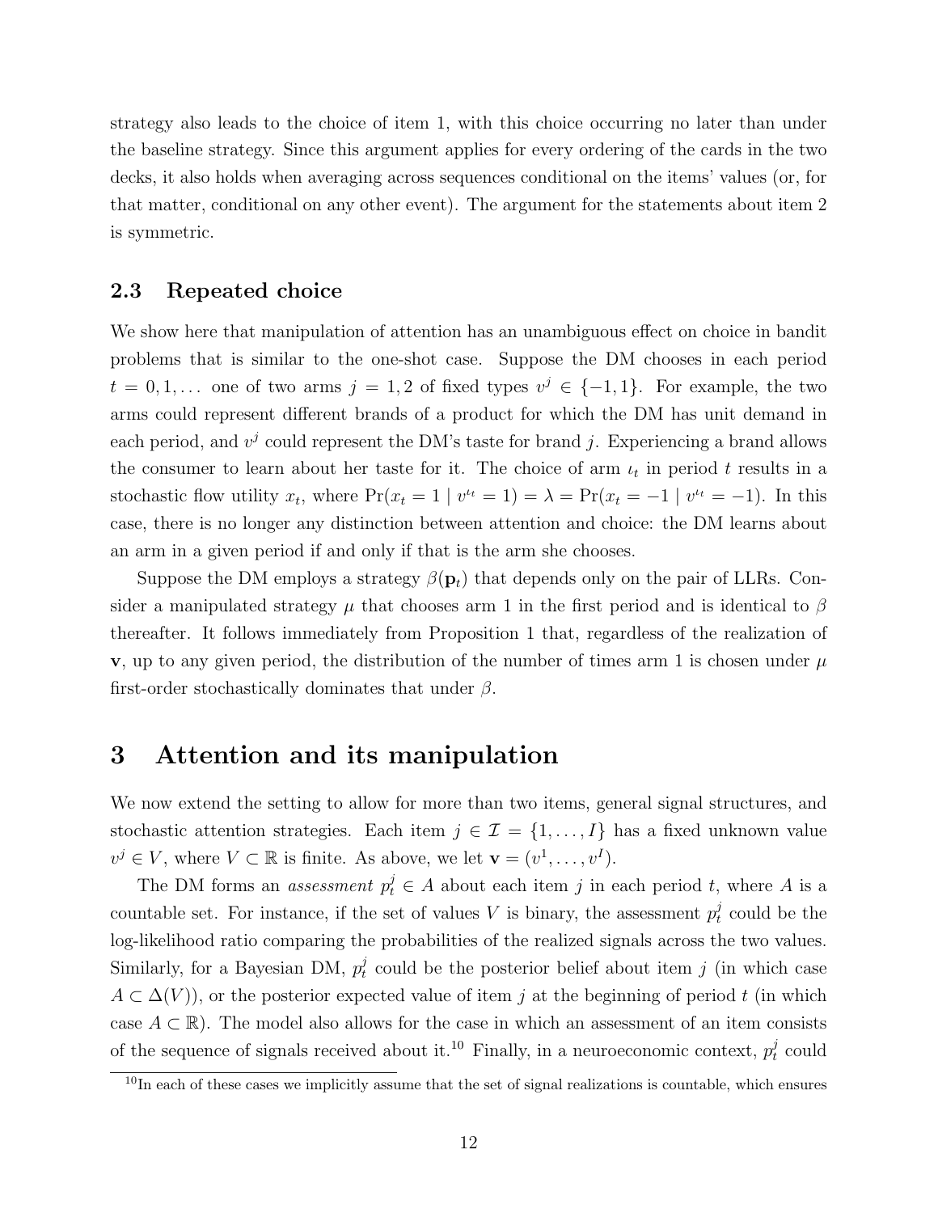strategy also leads to the choice of item 1, with this choice occurring no later than under the baseline strategy. Since this argument applies for every ordering of the cards in the two decks, it also holds when averaging across sequences conditional on the items' values (or, for that matter, conditional on any other event). The argument for the statements about item 2 is symmetric.

### 2.3 Repeated choice

We show here that manipulation of attention has an unambiguous effect on choice in bandit problems that is similar to the one-shot case. Suppose the DM chooses in each period $t = 0, 1, \dots$ one of two arms $j = 1, 2$ of fixed types $v^j \in \{-1, 1\}$. For example, the two arms could represent different brands of a product for which the DM has unit demand in each period, and $v^j$ could represent the DM's taste for brand $j$. Experiencing a brand allows the consumer to learn about her taste for it. The choice of arm $\iota_t$ in period $t$ results in a stochastic flow utility $x_t$, where $\Pr(x_t = 1 \mid v^{\iota_t} = 1) = \lambda = \Pr(x_t = -1 \mid v^{\iota_t} = -1)$. In this case, there is no longer any distinction between attention and choice: the DM learns about an arm in a given period if and only if that is the arm she chooses.

Suppose the DM employs a strategy $\beta(\mathbf{p}_t)$ that depends only on the pair of LLRs. Consider a manipulated strategy $\mu$ that chooses arm 1 in the first period and is identical to $\beta$ thereafter. It follows immediately from Proposition 1 that, regardless of the realization of $\mathbf{v}$, up to any given period, the distribution of the number of times arm 1 is chosen under $\mu$ first-order stochastically dominates that under $\beta$.

# 3 Attention and its manipulation

We now extend the setting to allow for more than two items, general signal structures, and stochastic attention strategies. Each item $j \in \mathcal{I} = \{1, \dots, I\}$ has a fixed unknown value $v^j \in V$, where $V \subset \mathbb{R}$ is finite. As above, we let $\mathbf{v} = (v^1, \dots, v^I)$.

The DM forms an *assessment* $p_t^j \in A$ about each item $j$ in each period $t$, where $A$ is a countable set. For instance, if the set of values $V$ is binary, the assessment $p_t^j$ could be the log-likelihood ratio comparing the probabilities of the realized signals across the two values. Similarly, for a Bayesian DM, $p_t^j$ could be the posterior belief about item $j$ (in which case $A \subset \Delta(V)$), or the posterior expected value of item $j$ at the beginning of period $t$ (in which case $A \subset \mathbb{R}$). The model also allows for the case in which an assessment of an item consists of the sequence of signals received about it.[10] Finally, in a neuroeconomic context, $p_t^j$ could

[10] In each of these cases we implicitly assume that the set of signal realizations is countable, which ensures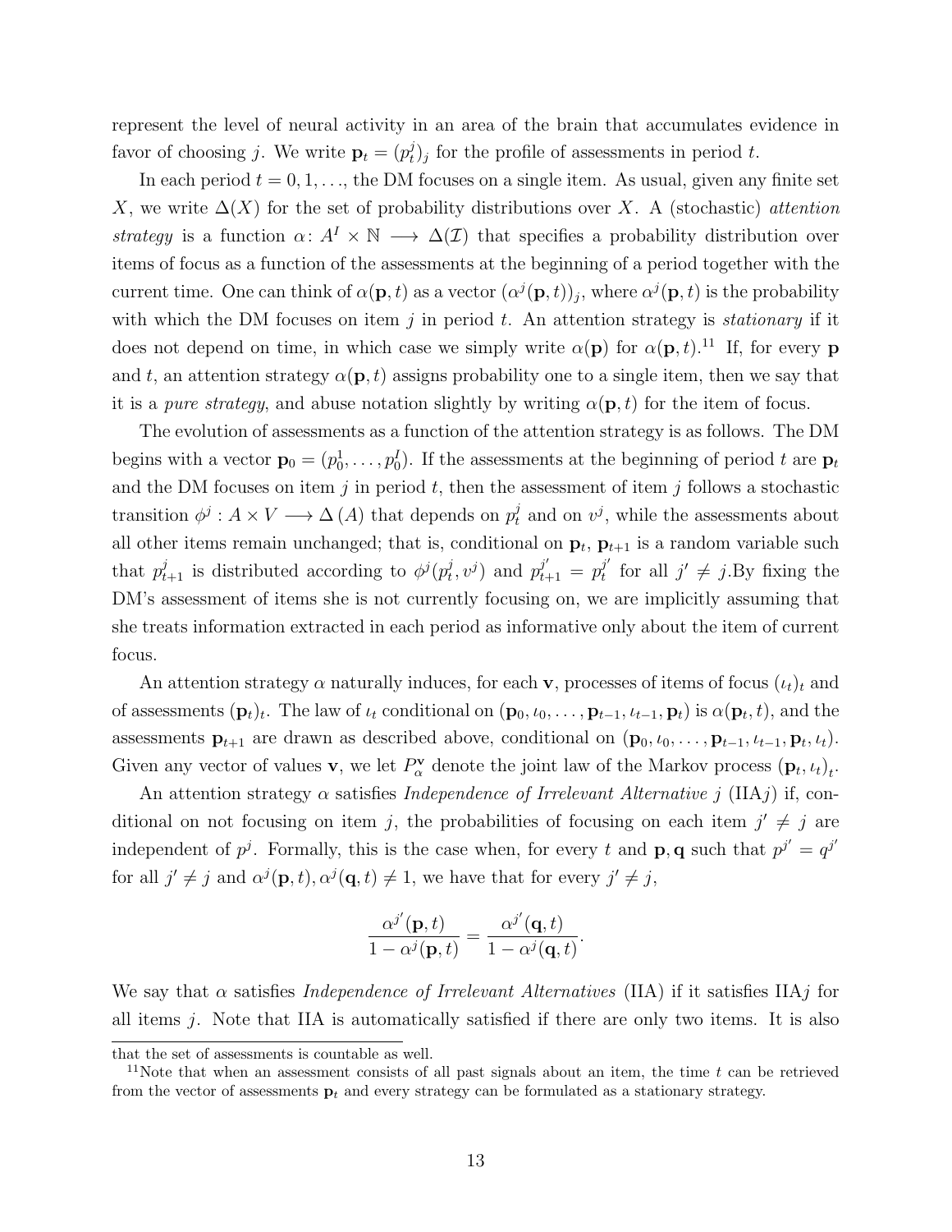represent the level of neural activity in an area of the brain that accumulates evidence in favor of choosing $j$. We write $\mathbf{p}_t = (p_t^j)_j$ for the profile of assessments in period $t$.

In each period $t = 0, 1, \ldots$, the DM focuses on a single item. As usual, given any finite set $X$, we write $\Delta(X)$ for the set of probability distributions over $X$. A (stochastic) *attention strategy* is a function $\alpha\colon A^I \times \mathbb{N} \longrightarrow \Delta(\mathcal{I})$ that specifies a probability distribution over items of focus as a function of the assessments at the beginning of a period together with the current time. One can think of $\alpha(\mathbf{p}, t)$ as a vector $(\alpha^j(\mathbf{p}, t))_j$, where $\alpha^j(\mathbf{p}, t)$ is the probability with which the DM focuses on item $j$ in period $t$. An attention strategy is *stationary* if it does not depend on time, in which case we simply write $\alpha(\mathbf{p})$ for $\alpha(\mathbf{p}, t)$.[11] If, for every $\mathbf{p}$ and $t$, an attention strategy $\alpha(\mathbf{p}, t)$ assigns probability one to a single item, then we say that it is a *pure strategy*, and abuse notation slightly by writing $\alpha(\mathbf{p}, t)$ for the item of focus.

The evolution of assessments as a function of the attention strategy is as follows. The DM begins with a vector $\mathbf{p}_0 = (p_0^1, \ldots, p_0^I)$. If the assessments at the beginning of period $t$ are $\mathbf{p}_t$ and the DM focuses on item $j$ in period $t$, then the assessment of item $j$ follows a stochastic transition $\phi^j : A \times V \longrightarrow \Delta(A)$ that depends on $p_t^j$ and on $v^j$, while the assessments about all other items remain unchanged; that is, conditional on $\mathbf{p}_t$, $\mathbf{p}_{t+1}$ is a random variable such that $p_{t+1}^j$ is distributed according to $\phi^j(p_t^j, v^j)$ and $p_{t+1}^{j'} = p_t^{j'}$ for all $j' \neq j$.By fixing the DM's assessment of items she is not currently focusing on, we are implicitly assuming that she treats information extracted in each period as informative only about the item of current focus.

An attention strategy $\alpha$ naturally induces, for each $\mathbf{v}$, processes of items of focus $(\iota_t)_t$ and of assessments $(\mathbf{p}_t)_t$. The law of $\iota_t$ conditional on $(\mathbf{p}_0, \iota_0, \ldots, \mathbf{p}_{t-1}, \iota_{t-1}, \mathbf{p}_t)$ is $\alpha(\mathbf{p}_t, t)$, and the assessments $\mathbf{p}_{t+1}$ are drawn as described above, conditional on $(\mathbf{p}_0, \iota_0, \ldots, \mathbf{p}_{t-1}, \iota_{t-1}, \mathbf{p}_t, \iota_t)$. Given any vector of values $\mathbf{v}$, we let $P_\alpha^{\mathbf{v}}$ denote the joint law of the Markov process $(\mathbf{p}_t, \iota_t)_t$.

An attention strategy $\alpha$ satisfies *Independence of Irrelevant Alternative $j$* (IIA$j$) if, conditional on not focusing on item $j$, the probabilities of focusing on each item $j' \neq j$ are independent of $p^j$. Formally, this is the case when, for every $t$ and $\mathbf{p}, \mathbf{q}$ such that $p^{j'} = q^{j'}$ for all $j' \neq j$ and $\alpha^j(\mathbf{p}, t), \alpha^j(\mathbf{q}, t) \neq 1$, we have that for every $j' \neq j$,

$$\frac{\alpha^{j'}(\mathbf{p}, t)}{1 - \alpha^j(\mathbf{p}, t)} = \frac{\alpha^{j'}(\mathbf{q}, t)}{1 - \alpha^j(\mathbf{q}, t)}.$$

We say that $\alpha$ satisfies *Independence of Irrelevant Alternatives* (IIA) if it satisfies IIA$j$ for all items $j$. Note that IIA is automatically satisfied if there are only two items. It is also

that the set of assessments is countable as well.

[11] Note that when an assessment consists of all past signals about an item, the time $t$ can be retrieved from the vector of assessments $\mathbf{p}_t$ and every strategy can be formulated as a stationary strategy.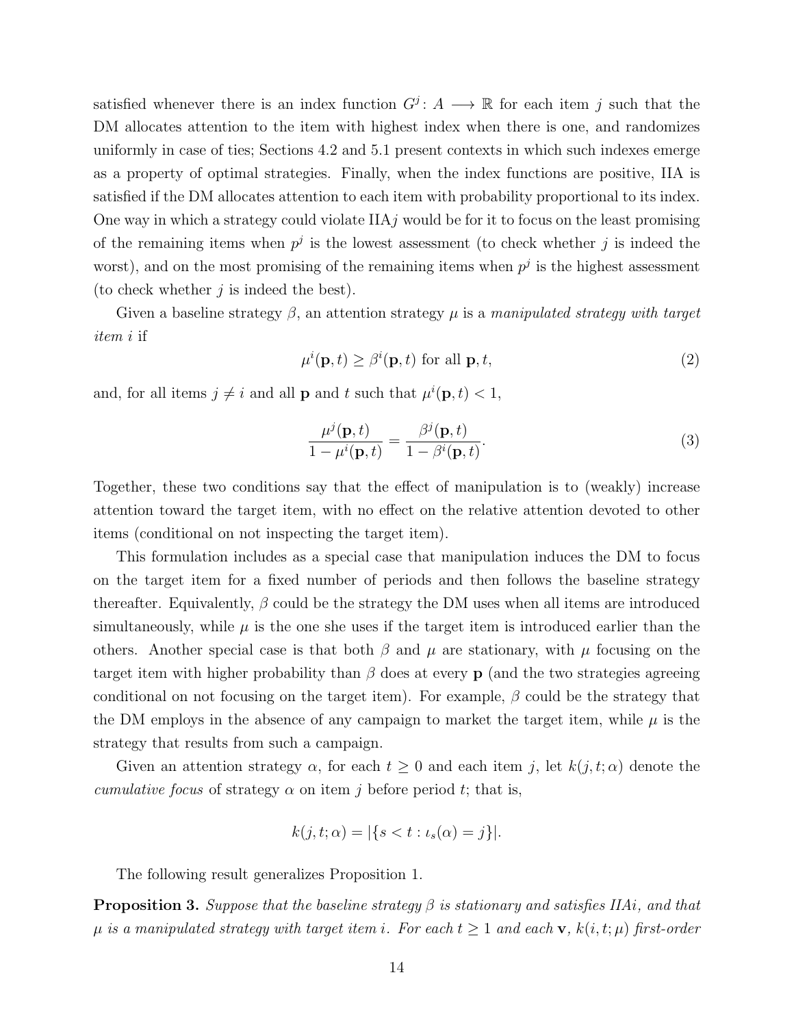satisfied whenever there is an index function $G^j\colon A \longrightarrow \mathbb{R}$ for each item $j$ such that the DM allocates attention to the item with highest index when there is one, and randomizes uniformly in case of ties; Sections 4.2 and 5.1 present contexts in which such indexes emerge as a property of optimal strategies. Finally, when the index functions are positive, IIA is satisfied if the DM allocates attention to each item with probability proportional to its index. One way in which a strategy could violate IIA$j$ would be for it to focus on the least promising of the remaining items when $p^j$ is the lowest assessment (to check whether $j$ is indeed the worst), and on the most promising of the remaining items when $p^j$ is the highest assessment (to check whether $j$ is indeed the best).

Given a baseline strategy $\beta$, an attention strategy $\mu$ is a *manipulated strategy with target item* $i$ if

$$\mu^i(\mathbf{p}, t) \geq \beta^i(\mathbf{p}, t) \text{ for all } \mathbf{p}, t, \tag{2}$$

and, for all items $j \neq i$ and all $\mathbf{p}$ and $t$ such that $\mu^i(\mathbf{p}, t) < 1$,

$$\frac{\mu^j(\mathbf{p}, t)}{1 - \mu^i(\mathbf{p}, t)} = \frac{\beta^j(\mathbf{p}, t)}{1 - \beta^i(\mathbf{p}, t)}. \tag{3}$$

Together, these two conditions say that the effect of manipulation is to (weakly) increase attention toward the target item, with no effect on the relative attention devoted to other items (conditional on not inspecting the target item).

This formulation includes as a special case that manipulation induces the DM to focus on the target item for a fixed number of periods and then follows the baseline strategy thereafter. Equivalently, $\beta$ could be the strategy the DM uses when all items are introduced simultaneously, while $\mu$ is the one she uses if the target item is introduced earlier than the others. Another special case is that both $\beta$ and $\mu$ are stationary, with $\mu$ focusing on the target item with higher probability than $\beta$ does at every $\mathbf{p}$ (and the two strategies agreeing conditional on not focusing on the target item). For example, $\beta$ could be the strategy that the DM employs in the absence of any campaign to market the target item, while $\mu$ is the strategy that results from such a campaign.

Given an attention strategy $\alpha$, for each $t \geq 0$ and each item $j$, let $k(j, t; \alpha)$ denote the *cumulative focus* of strategy $\alpha$ on item $j$ before period $t$; that is,

$$k(j, t; \alpha) = |\{s < t : \iota_s(\alpha) = j\}|.$$

The following result generalizes Proposition 1.

**Proposition 3.** *Suppose that the baseline strategy $\beta$ is stationary and satisfies IIA$i$, and that $\mu$ is a manipulated strategy with target item $i$. For each $t \geq 1$ and each $\mathbf{v}$, $k(i, t; \mu)$ first-order*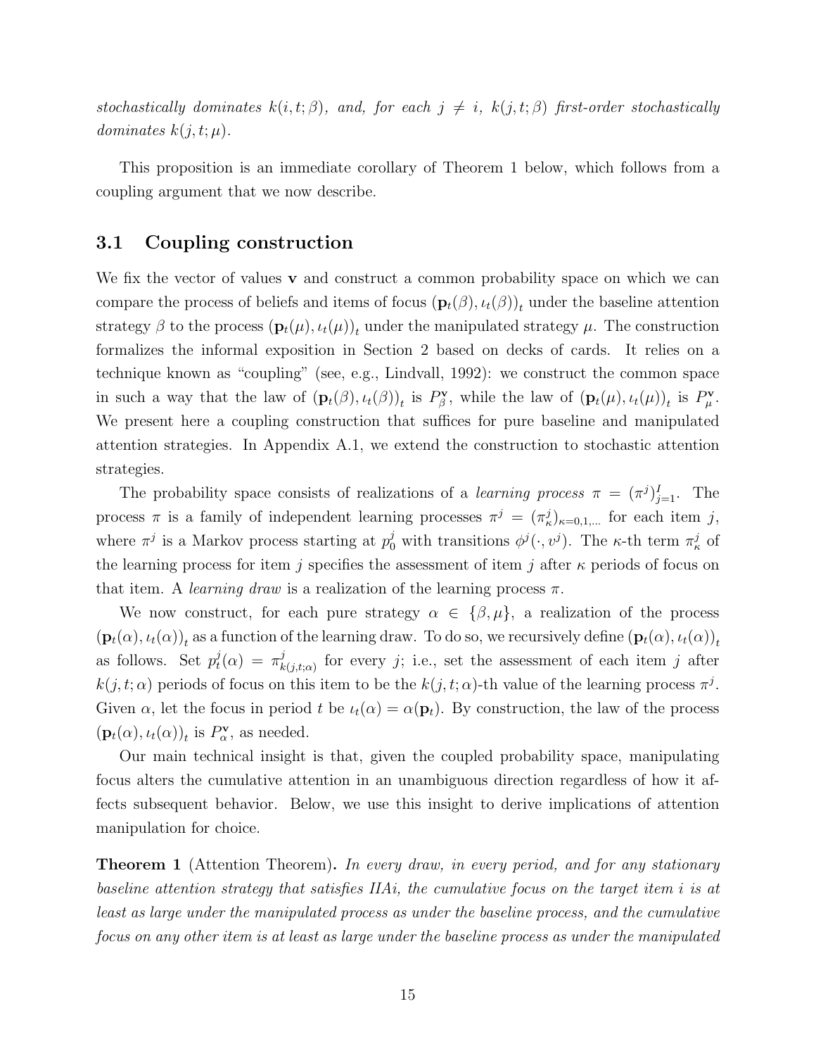*stochastically dominates $k(i,t;\beta)$, and, for each $j \neq i$, $k(j,t;\beta)$ first-order stochastically dominates $k(j,t;\mu)$.*

This proposition is an immediate corollary of Theorem 1 below, which follows from a coupling argument that we now describe.

## 3.1 Coupling construction

We fix the vector of values $\mathbf{v}$ and construct a common probability space on which we can compare the process of beliefs and items of focus $(\mathbf{p}_t(\beta), \iota_t(\beta))_t$ under the baseline attention strategy $\beta$ to the process $(\mathbf{p}_t(\mu), \iota_t(\mu))_t$ under the manipulated strategy $\mu$. The construction formalizes the informal exposition in Section 2 based on decks of cards. It relies on a technique known as "coupling" (see, e.g., Lindvall, 1992): we construct the common space in such a way that the law of $(\mathbf{p}_t(\beta), \iota_t(\beta))_t$ is $P^{\mathbf{v}}_\beta$, while the law of $(\mathbf{p}_t(\mu), \iota_t(\mu))_t$ is $P^{\mathbf{v}}_\mu$. We present here a coupling construction that suffices for pure baseline and manipulated attention strategies. In Appendix A.1, we extend the construction to stochastic attention strategies.

The probability space consists of realizations of a *learning process* $\pi = (\pi^j)_{j=1}^I$. The process $\pi$ is a family of independent learning processes $\pi^j = (\pi^j_\kappa)_{\kappa=0,1,\ldots}$ for each item $j$, where $\pi^j$ is a Markov process starting at $p^j_0$ with transitions $\phi^j(\cdot, v^j)$. The $\kappa$-th term $\pi^j_\kappa$ of the learning process for item $j$ specifies the assessment of item $j$ after $\kappa$ periods of focus on that item. A *learning draw* is a realization of the learning process $\pi$.

We now construct, for each pure strategy $\alpha \in \{\beta, \mu\}$, a realization of the process $(\mathbf{p}_t(\alpha), \iota_t(\alpha))_t$ as a function of the learning draw. To do so, we recursively define $(\mathbf{p}_t(\alpha), \iota_t(\alpha))_t$ as follows. Set $p^j_t(\alpha) = \pi^j_{k(j,t;\alpha)}$ for every $j$; i.e., set the assessment of each item $j$ after $k(j,t;\alpha)$ periods of focus on this item to be the $k(j,t;\alpha)$-th value of the learning process $\pi^j$. Given $\alpha$, let the focus in period $t$ be $\iota_t(\alpha) = \alpha(\mathbf{p}_t)$. By construction, the law of the process $(\mathbf{p}_t(\alpha), \iota_t(\alpha))_t$ is $P^{\mathbf{v}}_\alpha$, as needed.

Our main technical insight is that, given the coupled probability space, manipulating focus alters the cumulative attention in an unambiguous direction regardless of how it affects subsequent behavior. Below, we use this insight to derive implications of attention manipulation for choice.

**Theorem 1** (Attention Theorem)**.** *In every draw, in every period, and for any stationary baseline attention strategy that satisfies IIAi, the cumulative focus on the target item $i$ is at least as large under the manipulated process as under the baseline process, and the cumulative focus on any other item is at least as large under the baseline process as under the manipulated*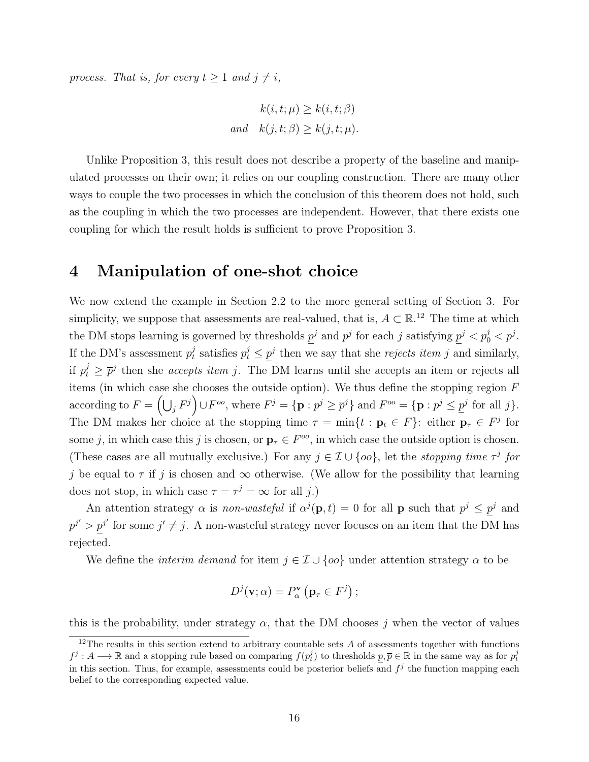*process. That is, for every $t \geq 1$ and $j \neq i$,*

$$
\begin{aligned}
& k(i,t;\mu) \geq k(i,t;\beta) \\
\textit{and} \quad & k(j,t;\beta) \geq k(j,t;\mu).
\end{aligned}
$$

Unlike Proposition 3, this result does not describe a property of the baseline and manipulated processes on their own; it relies on our coupling construction. There are many other ways to couple the two processes in which the conclusion of this theorem does not hold, such as the coupling in which the two processes are independent. However, that there exists one coupling for which the result holds is sufficient to prove Proposition 3.

# 4 Manipulation of one-shot choice

We now extend the example in Section 2.2 to the more general setting of Section 3. For simplicity, we suppose that assessments are real-valued, that is, $A \subset \mathbb{R}$.[12] The time at which the DM stops learning is governed by thresholds $\underline{p}^j$ and $\overline{p}^j$ for each $j$ satisfying $\underline{p}^j < p_0^j < \overline{p}^j$. If the DM's assessment $p_t^j$ satisfies $p_t^j \leq \underline{p}^j$ then we say that she *rejects item* $j$ and similarly, if $p_t^j \geq \overline{p}^j$ then she *accepts item* $j$. The DM learns until she accepts an item or rejects all items (in which case she chooses the outside option). We thus define the stopping region $F$ according to $F = \left(\bigcup_j F^j\right) \cup F^{oo}$, where $F^j = \{\mathbf{p} : p^j \geq \overline{p}^j\}$ and $F^{oo} = \{\mathbf{p} : p^j \leq \underline{p}^j \text{ for all } j\}$. The DM makes her choice at the stopping time $\tau = \min\{t : \mathbf{p}_t \in F\}$: either $\mathbf{p}_\tau \in F^j$ for some $j$, in which case this $j$ is chosen, or $\mathbf{p}_\tau \in F^{oo}$, in which case the outside option is chosen. (These cases are all mutually exclusive.) For any $j \in \mathcal{I} \cup \{oo\}$, let the *stopping time* $\tau^j$ *for* $j$ be equal to $\tau$ if $j$ is chosen and $\infty$ otherwise. (We allow for the possibility that learning does not stop, in which case $\tau = \tau^j = \infty$ for all $j$.)

An attention strategy $\alpha$ is *non-wasteful* if $\alpha^j(\mathbf{p}, t) = 0$ for all $\mathbf{p}$ such that $p^j \leq \underline{p}^j$ and $p^{j'} > \underline{p}^{j'}$ for some $j' \neq j$. A non-wasteful strategy never focuses on an item that the DM has rejected.

We define the *interim demand* for item $j \in \mathcal{I} \cup \{oo\}$ under attention strategy $\alpha$ to be

$$
D^j(\mathbf{v}; \alpha) = P_\alpha^{\mathbf{v}}\left(\mathbf{p}_\tau \in F^j\right);
$$

this is the probability, under strategy $\alpha$, that the DM chooses $j$ when the vector of values

[12] The results in this section extend to arbitrary countable sets $A$ of assessments together with functions $f^j : A \longrightarrow \mathbb{R}$ and a stopping rule based on comparing $f(p_t^j)$ to thresholds $\underline{p}, \overline{p} \in \mathbb{R}$ in the same way as for $p_t^j$ in this section. Thus, for example, assessments could be posterior beliefs and $f^j$ the function mapping each belief to the corresponding expected value.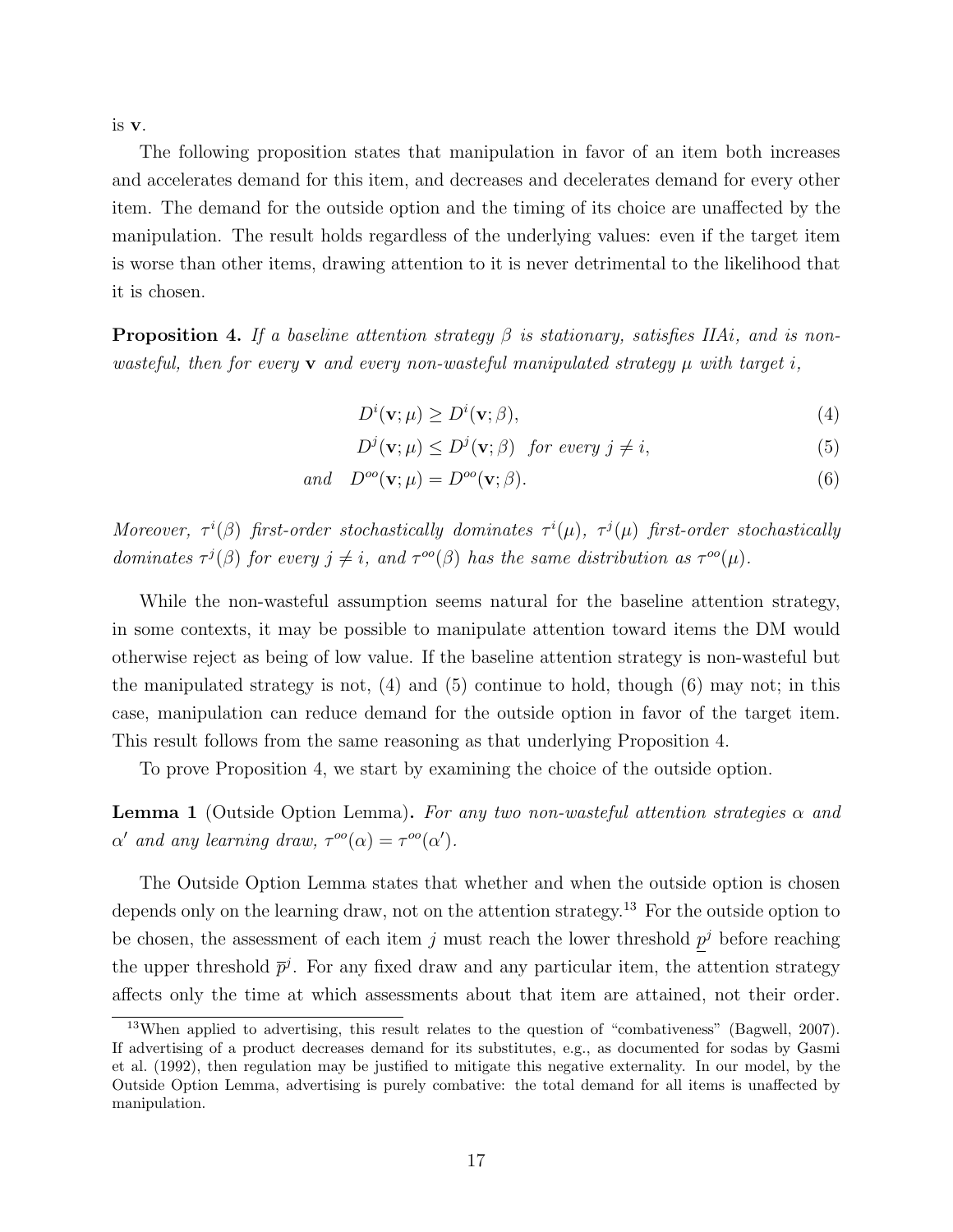is $\mathbf{v}$.

The following proposition states that manipulation in favor of an item both increases and accelerates demand for this item, and decreases and decelerates demand for every other item. The demand for the outside option and the timing of its choice are unaffected by the manipulation. The result holds regardless of the underlying values: even if the target item is worse than other items, drawing attention to it is never detrimental to the likelihood that it is chosen.

**Proposition 4.** *If a baseline attention strategy $\beta$ is stationary, satisfies IIAi, and is non-wasteful, then for every $\mathbf{v}$ and every non-wasteful manipulated strategy $\mu$ with target $i$,*

$$D^i(\mathbf{v};\mu) \geq D^i(\mathbf{v};\beta), \tag{4}$$

$$D^j(\mathbf{v};\mu) \leq D^j(\mathbf{v};\beta) \quad \textit{for every } j \neq i, \tag{5}$$

$$\textit{and} \quad D^{oo}(\mathbf{v};\mu) = D^{oo}(\mathbf{v};\beta). \tag{6}$$

*Moreover, $\tau^i(\beta)$ first-order stochastically dominates $\tau^i(\mu)$, $\tau^j(\mu)$ first-order stochastically dominates $\tau^j(\beta)$ for every $j \neq i$, and $\tau^{oo}(\beta)$ has the same distribution as $\tau^{oo}(\mu)$.*

While the non-wasteful assumption seems natural for the baseline attention strategy, in some contexts, it may be possible to manipulate attention toward items the DM would otherwise reject as being of low value. If the baseline attention strategy is non-wasteful but the manipulated strategy is not, (4) and (5) continue to hold, though (6) may not; in this case, manipulation can reduce demand for the outside option in favor of the target item. This result follows from the same reasoning as that underlying Proposition 4.

To prove Proposition 4, we start by examining the choice of the outside option.

**Lemma 1** (Outside Option Lemma)**.** *For any two non-wasteful attention strategies $\alpha$ and $\alpha'$ and any learning draw, $\tau^{oo}(\alpha) = \tau^{oo}(\alpha')$.*

The Outside Option Lemma states that whether and when the outside option is chosen depends only on the learning draw, not on the attention strategy.[13] For the outside option to be chosen, the assessment of each item $j$ must reach the lower threshold $\underline{p}^j$ before reaching the upper threshold $\overline{p}^j$. For any fixed draw and any particular item, the attention strategy affects only the time at which assessments about that item are attained, not their order.

[13] When applied to advertising, this result relates to the question of "combativeness" (Bagwell, 2007). If advertising of a product decreases demand for its substitutes, e.g., as documented for sodas by Gasmi et al. (1992), then regulation may be justified to mitigate this negative externality. In our model, by the Outside Option Lemma, advertising is purely combative: the total demand for all items is unaffected by manipulation.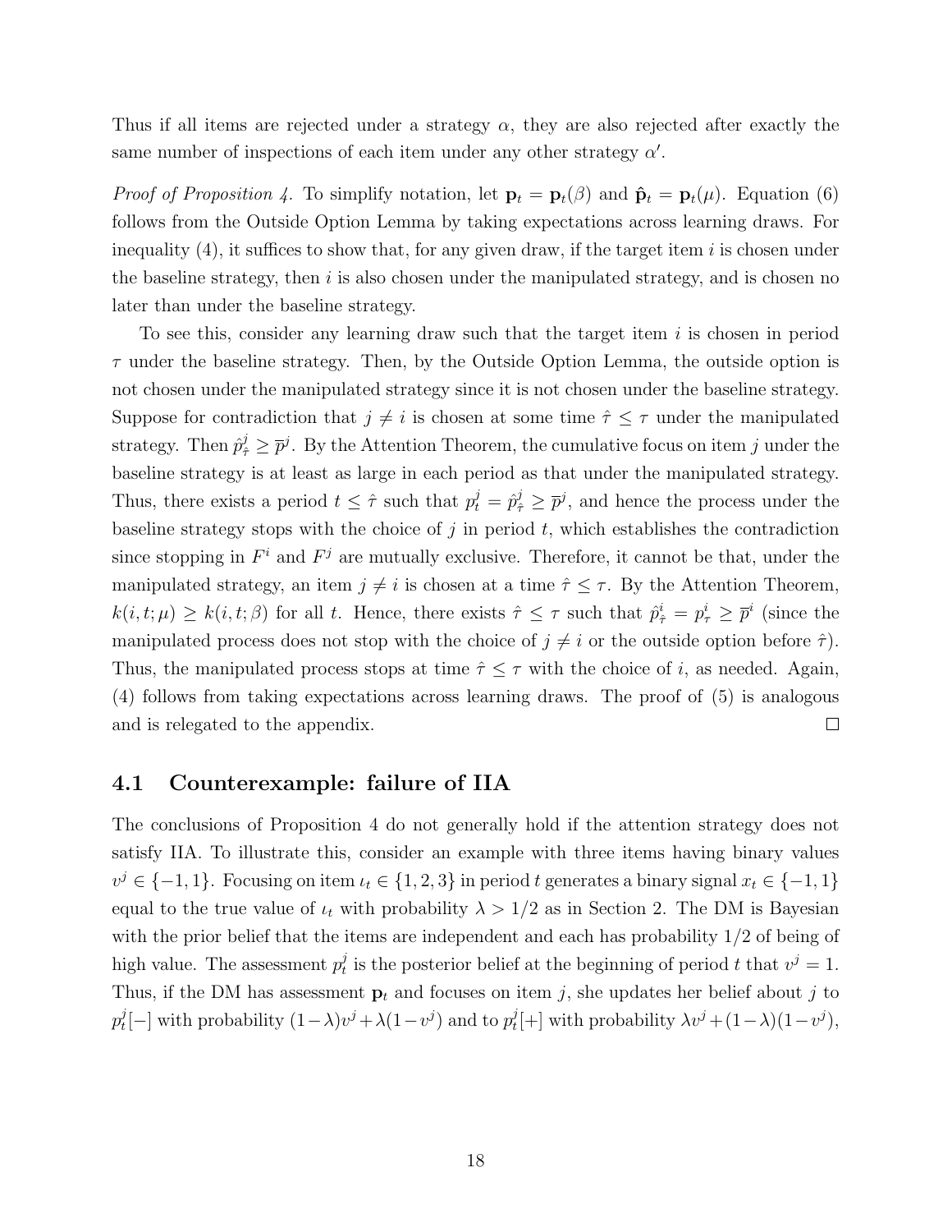Thus if all items are rejected under a strategy $\alpha$, they are also rejected after exactly the same number of inspections of each item under any other strategy $\alpha'$.

*Proof of Proposition 4.* To simplify notation, let $\mathbf{p}_t = \mathbf{p}_t(\beta)$ and $\hat{\mathbf{p}}_t = \mathbf{p}_t(\mu)$. Equation (6) follows from the Outside Option Lemma by taking expectations across learning draws. For inequality (4), it suffices to show that, for any given draw, if the target item $i$ is chosen under the baseline strategy, then $i$ is also chosen under the manipulated strategy, and is chosen no later than under the baseline strategy.

To see this, consider any learning draw such that the target item $i$ is chosen in period $\tau$ under the baseline strategy. Then, by the Outside Option Lemma, the outside option is not chosen under the manipulated strategy since it is not chosen under the baseline strategy. Suppose for contradiction that $j \neq i$ is chosen at some time $\hat{\tau} \leq \tau$ under the manipulated strategy. Then $\hat{p}^j_{\hat{\tau}} \geq \overline{p}^j$. By the Attention Theorem, the cumulative focus on item $j$ under the baseline strategy is at least as large in each period as that under the manipulated strategy. Thus, there exists a period $t \leq \hat{\tau}$ such that $p^j_t = \hat{p}^j_{\hat{\tau}} \geq \overline{p}^j$, and hence the process under the baseline strategy stops with the choice of $j$ in period $t$, which establishes the contradiction since stopping in $F^i$ and $F^j$ are mutually exclusive. Therefore, it cannot be that, under the manipulated strategy, an item $j \neq i$ is chosen at a time $\hat{\tau} \leq \tau$. By the Attention Theorem, $k(i, t; \mu) \geq k(i, t; \beta)$ for all $t$. Hence, there exists $\hat{\tau} \leq \tau$ such that $\hat{p}^i_{\hat{\tau}} = p^i_\tau \geq \overline{p}^i$ (since the manipulated process does not stop with the choice of $j \neq i$ or the outside option before $\hat{\tau}$). Thus, the manipulated process stops at time $\hat{\tau} \leq \tau$ with the choice of $i$, as needed. Again, (4) follows from taking expectations across learning draws. The proof of (5) is analogous and is relegated to the appendix. $\square$

## 4.1 Counterexample: failure of IIA

The conclusions of Proposition 4 do not generally hold if the attention strategy does not satisfy IIA. To illustrate this, consider an example with three items having binary values $v^j \in \{-1, 1\}$. Focusing on item $\iota_t \in \{1, 2, 3\}$ in period $t$ generates a binary signal $x_t \in \{-1, 1\}$ equal to the true value of $\iota_t$ with probability $\lambda > 1/2$ as in Section 2. The DM is Bayesian with the prior belief that the items are independent and each has probability $1/2$ of being of high value. The assessment $p^j_t$ is the posterior belief at the beginning of period $t$ that $v^j = 1$. Thus, if the DM has assessment $\mathbf{p}_t$ and focuses on item $j$, she updates her belief about $j$ to $p^j_t[-]$ with probability $(1-\lambda)v^j + \lambda(1-v^j)$ and to $p^j_t[+]$ with probability $\lambda v^j + (1-\lambda)(1-v^j)$,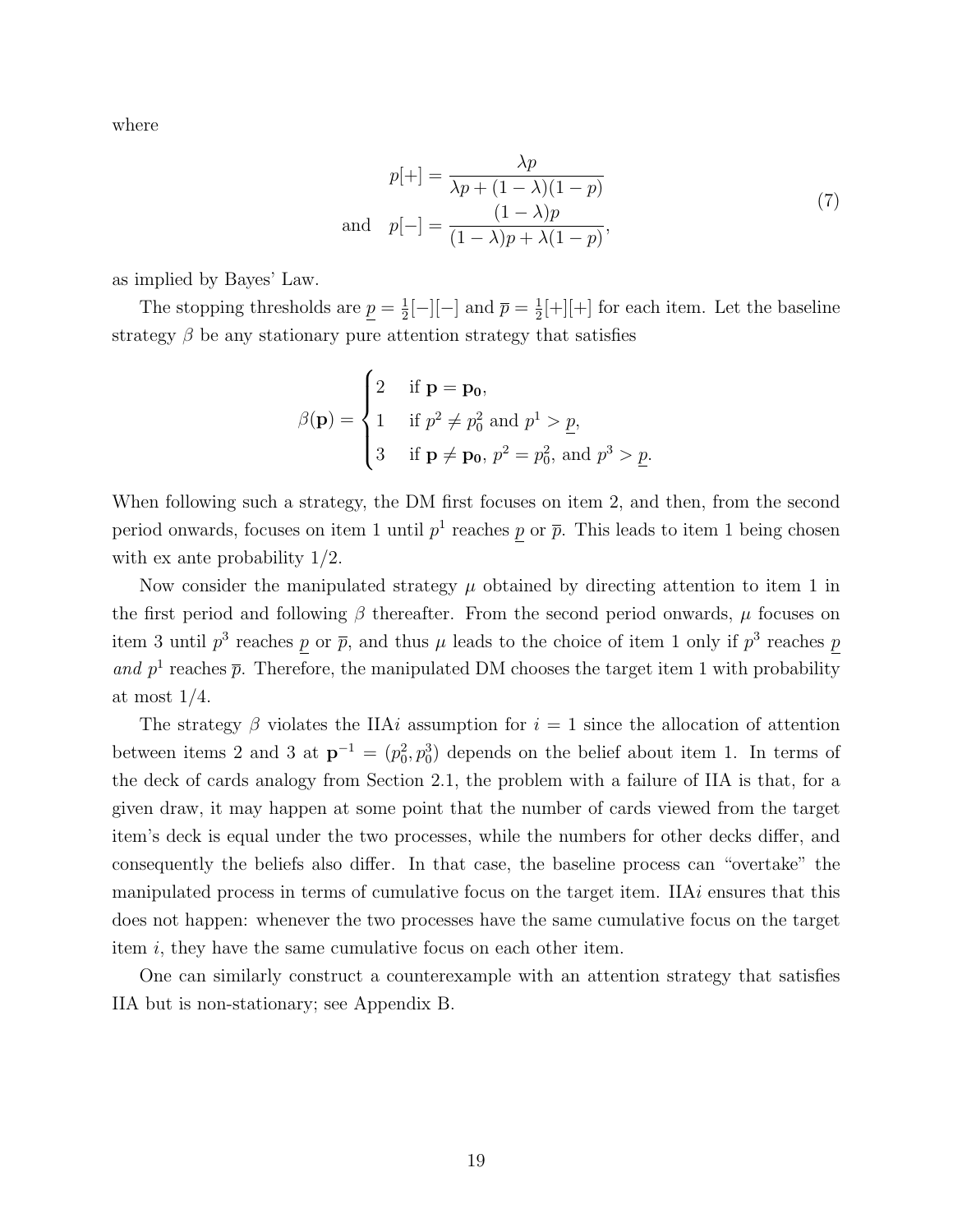where

$$
\begin{aligned}
p[+] &= \frac{\lambda p}{\lambda p + (1-\lambda)(1-p)} \\
\text{and} \quad p[-] &= \frac{(1-\lambda)p}{(1-\lambda)p + \lambda(1-p)},
\end{aligned}
\tag{7}
$$

as implied by Bayes' Law.

The stopping thresholds are $\underline{p} = \frac{1}{2}[-][-]$ and $\overline{p} = \frac{1}{2}[+][+]$ for each item. Let the baseline strategy $\beta$ be any stationary pure attention strategy that satisfies

$$
\beta(\mathbf{p}) = \begin{cases} 2 & \text{if } \mathbf{p} = \mathbf{p_0}, \\ 1 & \text{if } p^2 \neq p_0^2 \text{ and } p^1 > \underline{p}, \\ 3 & \text{if } \mathbf{p} \neq \mathbf{p_0},\ p^2 = p_0^2, \text{ and } p^3 > \underline{p}. \end{cases}
$$

When following such a strategy, the DM first focuses on item 2, and then, from the second period onwards, focuses on item 1 until $p^1$ reaches $\underline{p}$ or $\overline{p}$. This leads to item 1 being chosen with ex ante probability 1/2.

Now consider the manipulated strategy $\mu$ obtained by directing attention to item 1 in the first period and following $\beta$ thereafter. From the second period onwards, $\mu$ focuses on item 3 until $p^3$ reaches $\underline{p}$ or $\overline{p}$, and thus $\mu$ leads to the choice of item 1 only if $p^3$ reaches $\underline{p}$ *and* $p^1$ reaches $\overline{p}$. Therefore, the manipulated DM chooses the target item 1 with probability at most 1/4.

The strategy $\beta$ violates the IIA$i$ assumption for $i = 1$ since the allocation of attention between items 2 and 3 at $\mathbf{p}^{-1} = (p_0^2, p_0^3)$ depends on the belief about item 1. In terms of the deck of cards analogy from Section 2.1, the problem with a failure of IIA is that, for a given draw, it may happen at some point that the number of cards viewed from the target item's deck is equal under the two processes, while the numbers for other decks differ, and consequently the beliefs also differ. In that case, the baseline process can "overtake" the manipulated process in terms of cumulative focus on the target item. IIA$i$ ensures that this does not happen: whenever the two processes have the same cumulative focus on the target item $i$, they have the same cumulative focus on each other item.

One can similarly construct a counterexample with an attention strategy that satisfies IIA but is non-stationary; see Appendix B.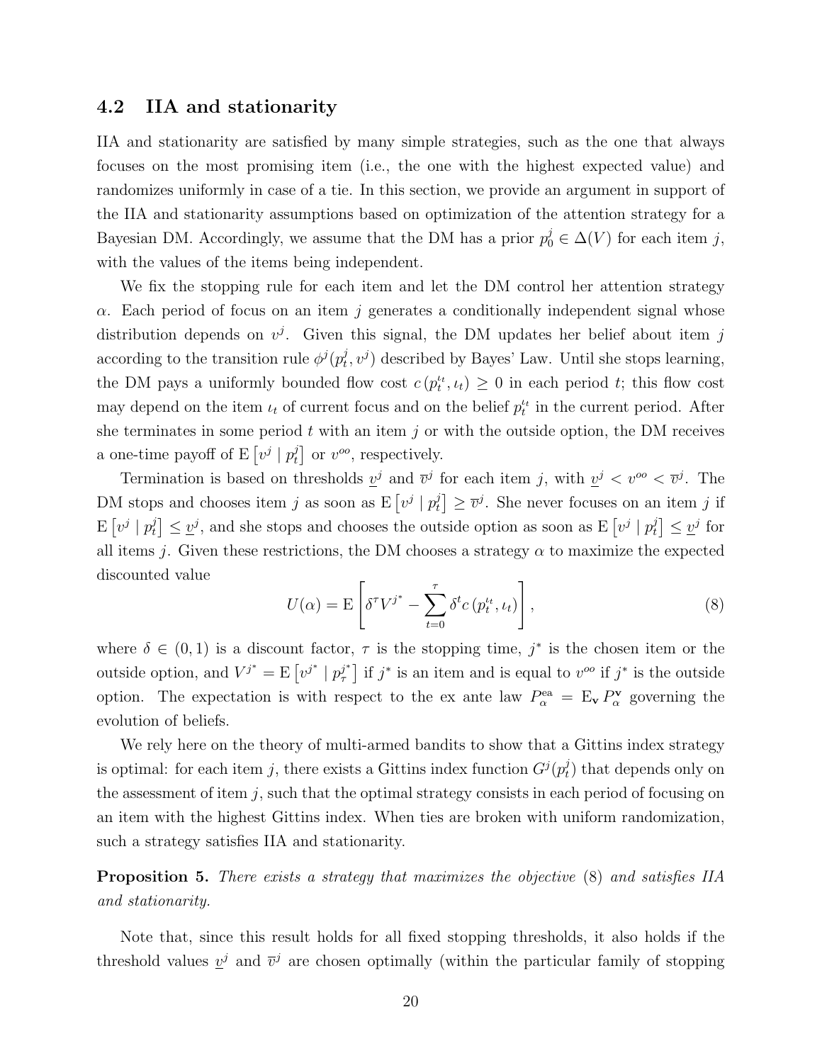## 4.2 IIA and stationarity

IIA and stationarity are satisfied by many simple strategies, such as the one that always focuses on the most promising item (i.e., the one with the highest expected value) and randomizes uniformly in case of a tie. In this section, we provide an argument in support of the IIA and stationarity assumptions based on optimization of the attention strategy for a Bayesian DM. Accordingly, we assume that the DM has a prior $p_0^j \in \Delta(V)$ for each item $j$, with the values of the items being independent.

We fix the stopping rule for each item and let the DM control her attention strategy $\alpha$. Each period of focus on an item $j$ generates a conditionally independent signal whose distribution depends on $v^j$. Given this signal, the DM updates her belief about item $j$ according to the transition rule $\phi^j(p_t^j, v^j)$ described by Bayes' Law. Until she stops learning, the DM pays a uniformly bounded flow cost $c\left(p_t^{\iota_t}, \iota_t\right) \geq 0$ in each period $t$; this flow cost may depend on the item $\iota_t$ of current focus and on the belief $p_t^{\iota_t}$ in the current period. After she terminates in some period $t$ with an item $j$ or with the outside option, the DM receives a one-time payoff of $\mathrm{E}\left[v^j \mid p_t^j\right]$ or $v^{oo}$, respectively.

Termination is based on thresholds $\underline{v}^j$ and $\overline{v}^j$ for each item $j$, with $\underline{v}^j < v^{oo} < \overline{v}^j$. The DM stops and chooses item $j$ as soon as $\mathrm{E}\left[v^j \mid p_t^j\right] \geq \overline{v}^j$. She never focuses on an item $j$ if $\mathrm{E}\left[v^j \mid p_t^j\right] \leq \underline{v}^j$, and she stops and chooses the outside option as soon as $\mathrm{E}\left[v^j \mid p_t^j\right] \leq \underline{v}^j$ for all items $j$. Given these restrictions, the DM chooses a strategy $\alpha$ to maximize the expected discounted value

$$U(\alpha) = \mathrm{E}\left[\delta^\tau V^{j^*} - \sum_{t=0}^{\tau} \delta^t c\left(p_t^{\iota_t}, \iota_t\right)\right], \tag{8}$$

where $\delta \in (0,1)$ is a discount factor, $\tau$ is the stopping time, $j^*$ is the chosen item or the outside option, and $V^{j^*} = \mathrm{E}\left[v^{j^*} \mid p_\tau^{j^*}\right]$ if $j^*$ is an item and is equal to $v^{oo}$ if $j^*$ is the outside option. The expectation is with respect to the ex ante law $P_\alpha^{\mathrm{ea}} = \mathrm{E}_{\mathbf{v}} P_\alpha^{\mathbf{v}}$ governing the evolution of beliefs.

We rely here on the theory of multi-armed bandits to show that a Gittins index strategy is optimal: for each item $j$, there exists a Gittins index function $G^j(p_t^j)$ that depends only on the assessment of item $j$, such that the optimal strategy consists in each period of focusing on an item with the highest Gittins index. When ties are broken with uniform randomization, such a strategy satisfies IIA and stationarity.

**Proposition 5.** *There exists a strategy that maximizes the objective* (8) *and satisfies IIA and stationarity.*

Note that, since this result holds for all fixed stopping thresholds, it also holds if the threshold values $\underline{v}^j$ and $\overline{v}^j$ are chosen optimally (within the particular family of stopping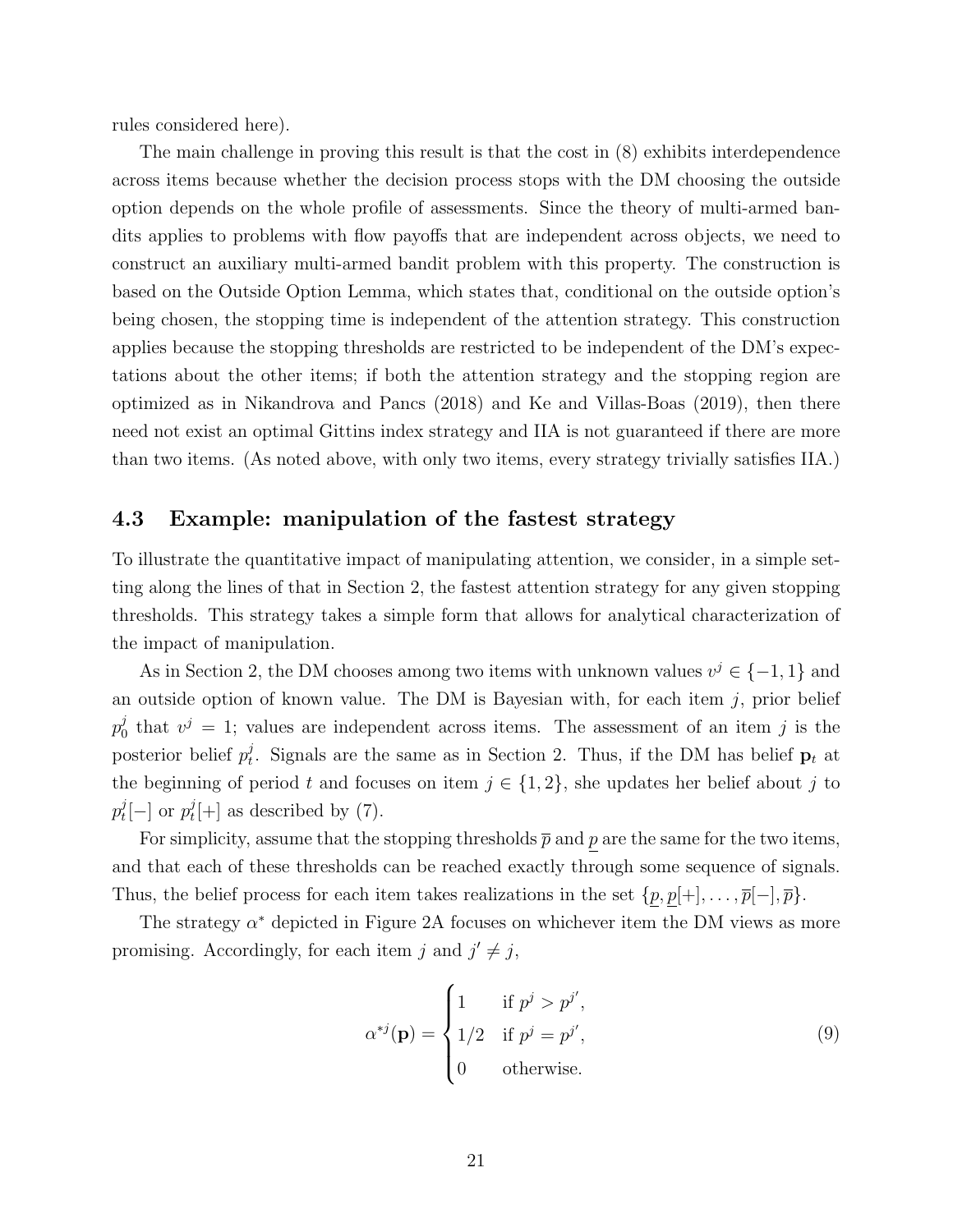rules considered here).

The main challenge in proving this result is that the cost in (8) exhibits interdependence across items because whether the decision process stops with the DM choosing the outside option depends on the whole profile of assessments. Since the theory of multi-armed bandits applies to problems with flow payoffs that are independent across objects, we need to construct an auxiliary multi-armed bandit problem with this property. The construction is based on the Outside Option Lemma, which states that, conditional on the outside option's being chosen, the stopping time is independent of the attention strategy. This construction applies because the stopping thresholds are restricted to be independent of the DM's expectations about the other items; if both the attention strategy and the stopping region are optimized as in Nikandrova and Pancs (2018) and Ke and Villas-Boas (2019), then there need not exist an optimal Gittins index strategy and IIA is not guaranteed if there are more than two items. (As noted above, with only two items, every strategy trivially satisfies IIA.)

### 4.3 Example: manipulation of the fastest strategy

To illustrate the quantitative impact of manipulating attention, we consider, in a simple setting along the lines of that in Section 2, the fastest attention strategy for any given stopping thresholds. This strategy takes a simple form that allows for analytical characterization of the impact of manipulation.

As in Section 2, the DM chooses among two items with unknown values $v^j \in \{-1, 1\}$ and an outside option of known value. The DM is Bayesian with, for each item $j$, prior belief $p_0^j$ that $v^j = 1$; values are independent across items. The assessment of an item $j$ is the posterior belief $p_t^j$. Signals are the same as in Section 2. Thus, if the DM has belief $\mathbf{p}_t$ at the beginning of period $t$ and focuses on item $j \in \{1, 2\}$, she updates her belief about $j$ to $p_t^j[-]$ or $p_t^j[+]$ as described by (7).

For simplicity, assume that the stopping thresholds $\overline{p}$ and $\underline{p}$ are the same for the two items, and that each of these thresholds can be reached exactly through some sequence of signals. Thus, the belief process for each item takes realizations in the set $\{\underline{p}, \underline{p}[+], \ldots, \overline{p}[-], \overline{p}\}$.

The strategy $\alpha^*$ depicted in Figure 2A focuses on whichever item the DM views as more promising. Accordingly, for each item $j$ and $j' \neq j$,

$$\alpha^{*j}(\mathbf{p}) = \begin{cases} 1 & \text{if } p^j > p^{j'}, \\ 1/2 & \text{if } p^j = p^{j'}, \\ 0 & \text{otherwise.} \end{cases} \tag{9}$$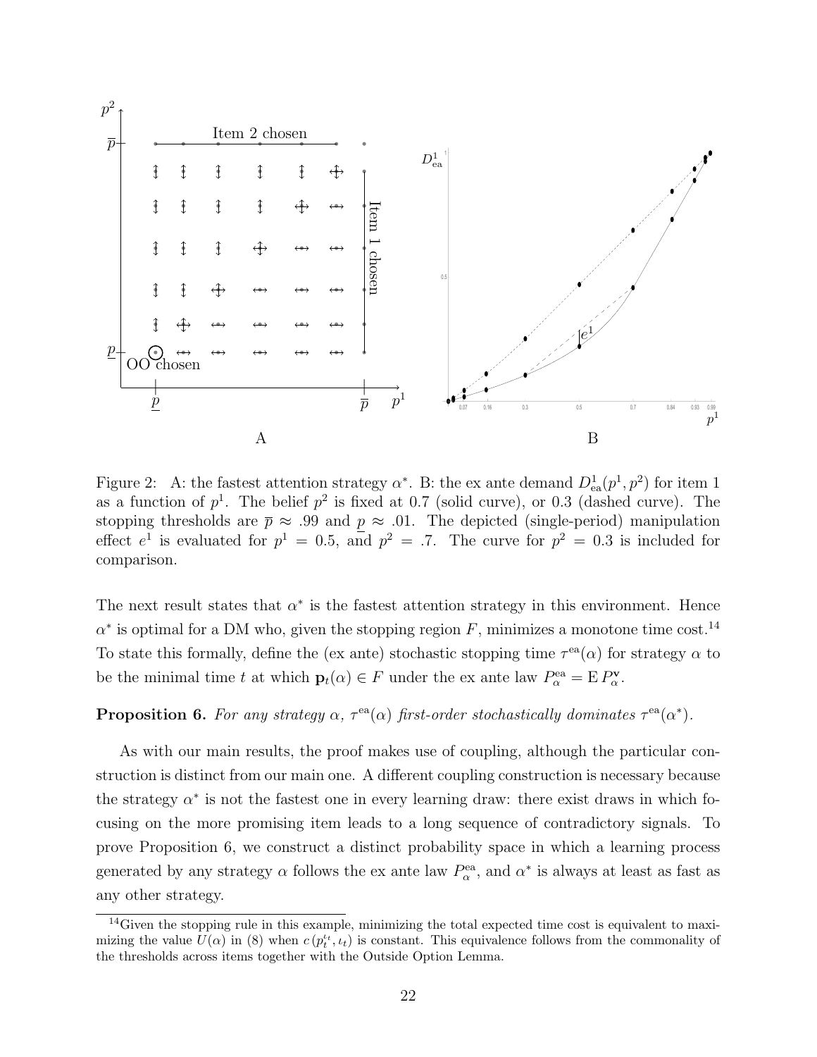Figure 2: A: the fastest attention strategy $\alpha^*$. B: the ex ante demand $D^1_{\mathrm{ea}}(p^1, p^2)$ for item 1 as a function of $p^1$. The belief $p^2$ is fixed at 0.7 (solid curve), or 0.3 (dashed curve). The stopping thresholds are $\overline{p} \approx .99$ and $\underline{p} \approx .01$. The depicted (single-period) manipulation effect $e^1$ is evaluated for $p^1 = 0.5$, and $p^2 = .7$. The curve for $p^2 = 0.3$ is included for comparison.

The next result states that $\alpha^*$ is the fastest attention strategy in this environment. Hence $\alpha^*$ is optimal for a DM who, given the stopping region $F$, minimizes a monotone time cost.[14] To state this formally, define the (ex ante) stochastic stopping time $\tau^{\mathrm{ea}}(\alpha)$ for strategy $\alpha$ to be the minimal time $t$ at which $\mathbf{p}_t(\alpha) \in F$ under the ex ante law $P^{\mathrm{ea}}_\alpha = \mathrm{E}\, P^{\mathbf{v}}_\alpha$.

**Proposition 6.** *For any strategy $\alpha$, $\tau^{\mathrm{ea}}(\alpha)$ first-order stochastically dominates $\tau^{\mathrm{ea}}(\alpha^*)$.*

As with our main results, the proof makes use of coupling, although the particular construction is distinct from our main one. A different coupling construction is necessary because the strategy $\alpha^*$ is not the fastest one in every learning draw: there exist draws in which focusing on the more promising item leads to a long sequence of contradictory signals. To prove Proposition 6, we construct a distinct probability space in which a learning process generated by any strategy $\alpha$ follows the ex ante law $P^{\mathrm{ea}}_\alpha$, and $\alpha^*$ is always at least as fast as any other strategy.

[14] Given the stopping rule in this example, minimizing the total expected time cost is equivalent to maximizing the value $U(\alpha)$ in (8) when $c(p^{\iota_t}_t, \iota_t)$ is constant. This equivalence follows from the commonality of the thresholds across items together with the Outside Option Lemma.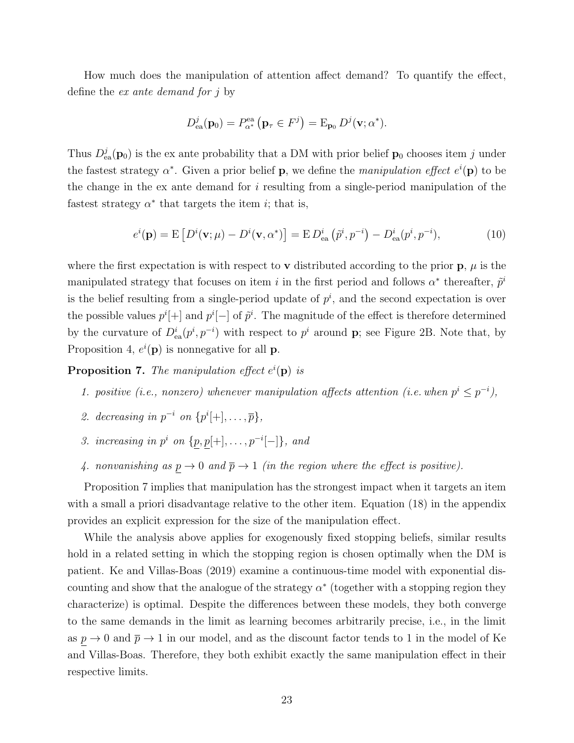How much does the manipulation of attention affect demand? To quantify the effect, define the *ex ante demand for $j$* by

$$D^j_{\text{ea}}(\mathbf{p}_0) = P^{\text{ea}}_{\alpha^*}\left(\mathbf{p}_\tau \in F^j\right) = \mathrm{E}_{\mathbf{p}_0} D^j(\mathbf{v}; \alpha^*).$$

Thus $D^j_{\text{ea}}(\mathbf{p}_0)$ is the ex ante probability that a DM with prior belief $\mathbf{p}_0$ chooses item $j$ under the fastest strategy $\alpha^*$. Given a prior belief $\mathbf{p}$, we define the *manipulation effect* $e^i(\mathbf{p})$ to be the change in the ex ante demand for $i$ resulting from a single-period manipulation of the fastest strategy $\alpha^*$ that targets the item $i$; that is,

$$e^i(\mathbf{p}) = \mathrm{E}\left[D^i(\mathbf{v}; \mu) - D^i(\mathbf{v}, \alpha^*)\right] = \mathrm{E}\, D^i_{\text{ea}}\left(\tilde{p}^i, p^{-i}\right) - D^i_{\text{ea}}(p^i, p^{-i}), \tag{10}$$

where the first expectation is with respect to $\mathbf{v}$ distributed according to the prior $\mathbf{p}$, $\mu$ is the manipulated strategy that focuses on item $i$ in the first period and follows $\alpha^*$ thereafter, $\tilde{p}^i$ is the belief resulting from a single-period update of $p^i$, and the second expectation is over the possible values $p^i[+]$ and $p^i[-]$ of $\tilde{p}^i$. The magnitude of the effect is therefore determined by the curvature of $D^i_{\text{ea}}(p^i, p^{-i})$ with respect to $p^i$ around $\mathbf{p}$; see Figure 2B. Note that, by Proposition 4, $e^i(\mathbf{p})$ is nonnegative for all $\mathbf{p}$.

**Proposition 7.** *The manipulation effect $e^i(\mathbf{p})$ is*

1. *positive (i.e., nonzero) whenever manipulation affects attention (i.e. when $p^i \leq p^{-i}$),*
2. *decreasing in $p^{-i}$ on $\{p^i[+], \ldots, \overline{p}\}$,*
3. *increasing in $p^i$ on $\{\underline{p}, \underline{p}[+], \ldots, p^{-i}[-]\}$, and*
4. *nonvanishing as $\underline{p} \to 0$ and $\overline{p} \to 1$ (in the region where the effect is positive).*

Proposition 7 implies that manipulation has the strongest impact when it targets an item with a small a priori disadvantage relative to the other item. Equation (18) in the appendix provides an explicit expression for the size of the manipulation effect.

While the analysis above applies for exogenously fixed stopping beliefs, similar results hold in a related setting in which the stopping region is chosen optimally when the DM is patient. Ke and Villas-Boas (2019) examine a continuous-time model with exponential discounting and show that the analogue of the strategy $\alpha^*$ (together with a stopping region they characterize) is optimal. Despite the differences between these models, they both converge to the same demands in the limit as learning becomes arbitrarily precise, i.e., in the limit as $\underline{p} \to 0$ and $\overline{p} \to 1$ in our model, and as the discount factor tends to 1 in the model of Ke and Villas-Boas. Therefore, they both exhibit exactly the same manipulation effect in their respective limits.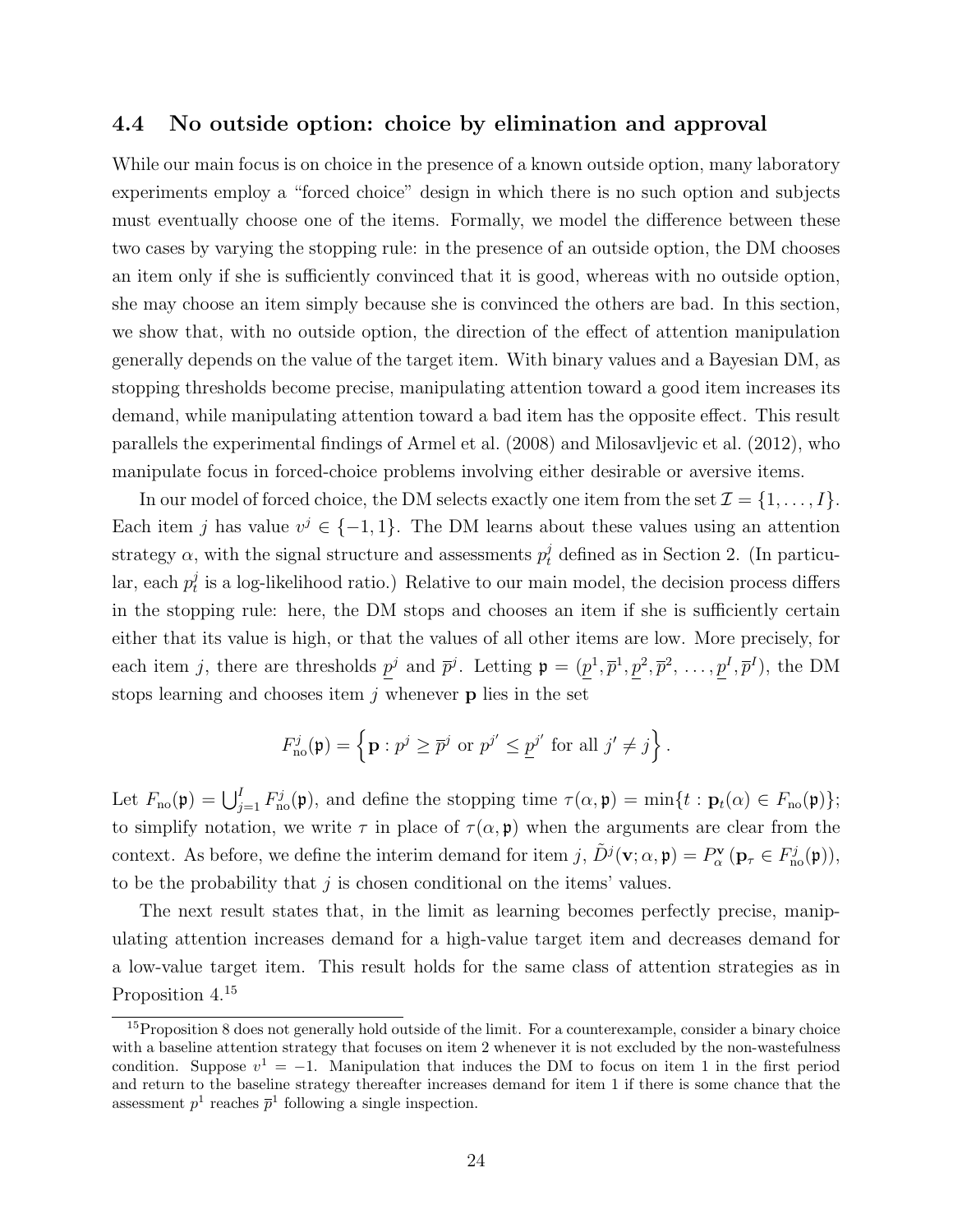### 4.4 No outside option: choice by elimination and approval

While our main focus is on choice in the presence of a known outside option, many laboratory experiments employ a "forced choice" design in which there is no such option and subjects must eventually choose one of the items. Formally, we model the difference between these two cases by varying the stopping rule: in the presence of an outside option, the DM chooses an item only if she is sufficiently convinced that it is good, whereas with no outside option, she may choose an item simply because she is convinced the others are bad. In this section, we show that, with no outside option, the direction of the effect of attention manipulation generally depends on the value of the target item. With binary values and a Bayesian DM, as stopping thresholds become precise, manipulating attention toward a good item increases its demand, while manipulating attention toward a bad item has the opposite effect. This result parallels the experimental findings of Armel et al. (2008) and Milosavljevic et al. (2012), who manipulate focus in forced-choice problems involving either desirable or aversive items.

In our model of forced choice, the DM selects exactly one item from the set $\mathcal{I} = \{1, \ldots, I\}$. Each item $j$ has value $v^j \in \{-1, 1\}$. The DM learns about these values using an attention strategy $\alpha$, with the signal structure and assessments $p_t^j$ defined as in Section 2. (In particular, each $p_t^j$ is a log-likelihood ratio.) Relative to our main model, the decision process differs in the stopping rule: here, the DM stops and chooses an item if she is sufficiently certain either that its value is high, or that the values of all other items are low. More precisely, for each item $j$, there are thresholds $\underline{p}^j$ and $\overline{p}^j$. Letting $\mathfrak{p} = (\underline{p}^1, \overline{p}^1, \underline{p}^2, \overline{p}^2, \ldots, \underline{p}^I, \overline{p}^I)$, the DM stops learning and chooses item $j$ whenever $\mathbf{p}$ lies in the set

$$F_{\text{no}}^j(\mathfrak{p}) = \left\{ \mathbf{p} : p^j \geq \overline{p}^j \text{ or } p^{j'} \leq \underline{p}^{j'} \text{ for all } j' \neq j \right\}.$$

Let $F_{\text{no}}(\mathfrak{p}) = \bigcup_{j=1}^I F_{\text{no}}^j(\mathfrak{p})$, and define the stopping time $\tau(\alpha, \mathfrak{p}) = \min\{t : \mathbf{p}_t(\alpha) \in F_{\text{no}}(\mathfrak{p})\}$; to simplify notation, we write $\tau$ in place of $\tau(\alpha, \mathfrak{p})$ when the arguments are clear from the context. As before, we define the interim demand for item $j$, $\tilde{D}^j(\mathbf{v}; \alpha, \mathfrak{p}) = P_\alpha^{\mathbf{v}}\left(\mathbf{p}_\tau \in F_{\text{no}}^j(\mathfrak{p})\right)$, to be the probability that $j$ is chosen conditional on the items' values.

The next result states that, in the limit as learning becomes perfectly precise, manipulating attention increases demand for a high-value target item and decreases demand for a low-value target item. This result holds for the same class of attention strategies as in Proposition 4.[15]

[15] Proposition 8 does not generally hold outside of the limit. For a counterexample, consider a binary choice with a baseline attention strategy that focuses on item 2 whenever it is not excluded by the non-wastefulness condition. Suppose $v^1 = -1$. Manipulation that induces the DM to focus on item 1 in the first period and return to the baseline strategy thereafter increases demand for item 1 if there is some chance that the assessment $p^1$ reaches $\overline{p}^1$ following a single inspection.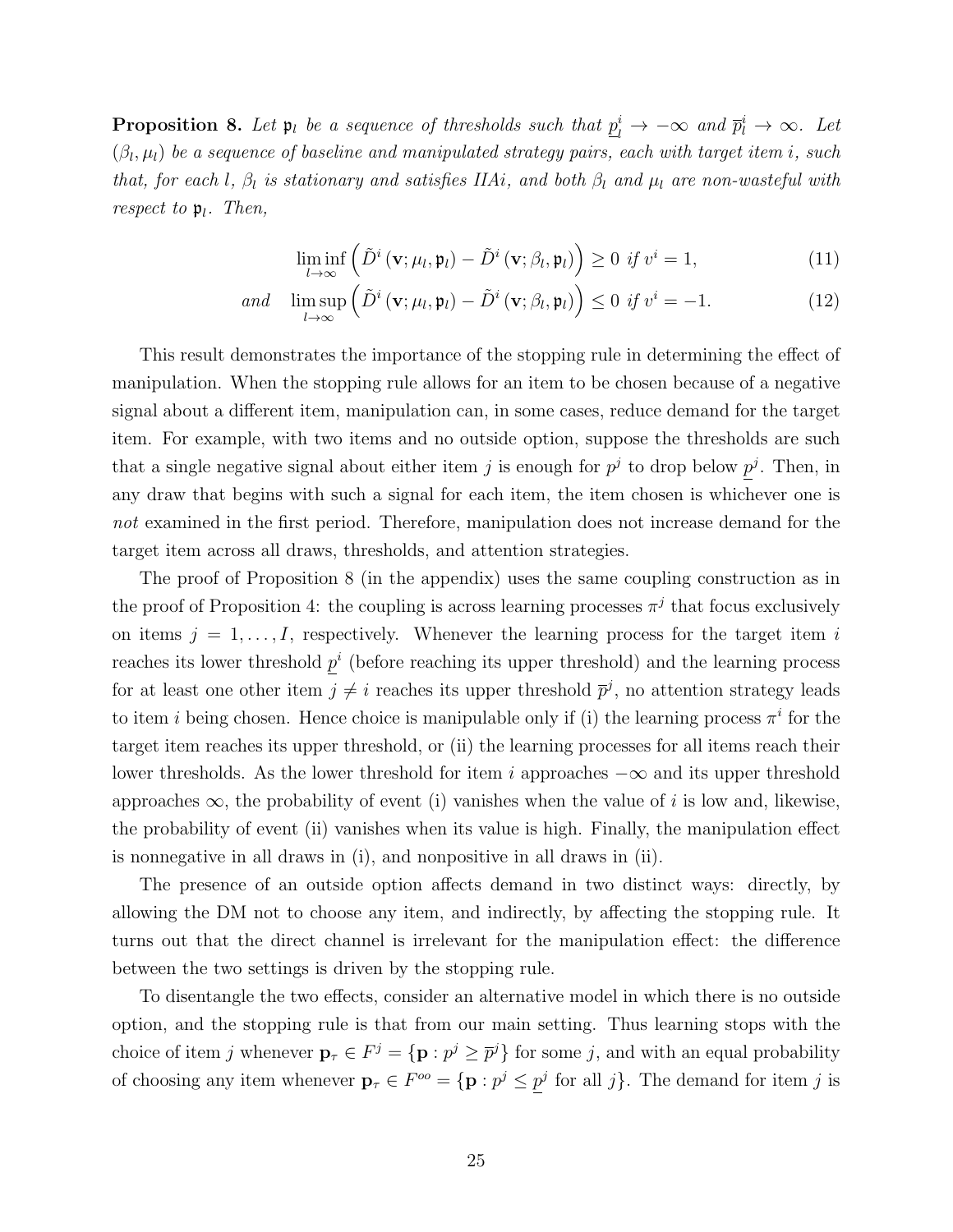**Proposition 8.** *Let $\mathfrak{p}_l$ be a sequence of thresholds such that $\underline{p}^i_l \to -\infty$ and $\overline{p}^i_l \to \infty$. Let $(\beta_l, \mu_l)$ be a sequence of baseline and manipulated strategy pairs, each with target item $i$, such that, for each $l$, $\beta_l$ is stationary and satisfies IIAi, and both $\beta_l$ and $\mu_l$ are non-wasteful with respect to $\mathfrak{p}_l$. Then,*

$$\liminf_{l\to\infty} \left( \tilde{D}^i(\mathbf{v}; \mu_l, \mathfrak{p}_l) - \tilde{D}^i(\mathbf{v}; \beta_l, \mathfrak{p}_l) \right) \geq 0 \text{ if } v^i = 1, \tag{11}$$

$$\text{and} \quad \limsup_{l\to\infty} \left( \tilde{D}^i(\mathbf{v}; \mu_l, \mathfrak{p}_l) - \tilde{D}^i(\mathbf{v}; \beta_l, \mathfrak{p}_l) \right) \leq 0 \text{ if } v^i = -1. \tag{12}$$

This result demonstrates the importance of the stopping rule in determining the effect of manipulation. When the stopping rule allows for an item to be chosen because of a negative signal about a different item, manipulation can, in some cases, reduce demand for the target item. For example, with two items and no outside option, suppose the thresholds are such that a single negative signal about either item $j$ is enough for $p^j$ to drop below $\underline{p}^j$. Then, in any draw that begins with such a signal for each item, the item chosen is whichever one is *not* examined in the first period. Therefore, manipulation does not increase demand for the target item across all draws, thresholds, and attention strategies.

The proof of Proposition 8 (in the appendix) uses the same coupling construction as in the proof of Proposition 4: the coupling is across learning processes $\pi^j$ that focus exclusively on items $j = 1, \ldots, I$, respectively. Whenever the learning process for the target item $i$ reaches its lower threshold $\underline{p}^i$ (before reaching its upper threshold) and the learning process for at least one other item $j \neq i$ reaches its upper threshold $\overline{p}^j$, no attention strategy leads to item $i$ being chosen. Hence choice is manipulable only if (i) the learning process $\pi^i$ for the target item reaches its upper threshold, or (ii) the learning processes for all items reach their lower thresholds. As the lower threshold for item $i$ approaches $-\infty$ and its upper threshold approaches $\infty$, the probability of event (i) vanishes when the value of $i$ is low and, likewise, the probability of event (ii) vanishes when its value is high. Finally, the manipulation effect is nonnegative in all draws in (i), and nonpositive in all draws in (ii).

The presence of an outside option affects demand in two distinct ways: directly, by allowing the DM not to choose any item, and indirectly, by affecting the stopping rule. It turns out that the direct channel is irrelevant for the manipulation effect: the difference between the two settings is driven by the stopping rule.

To disentangle the two effects, consider an alternative model in which there is no outside option, and the stopping rule is that from our main setting. Thus learning stops with the choice of item $j$ whenever $\mathbf{p}_\tau \in F^j = \{\mathbf{p} : p^j \geq \overline{p}^j\}$ for some $j$, and with an equal probability of choosing any item whenever $\mathbf{p}_\tau \in F^{oo} = \{\mathbf{p} : p^j \leq \underline{p}^j \text{ for all } j\}$. The demand for item $j$ is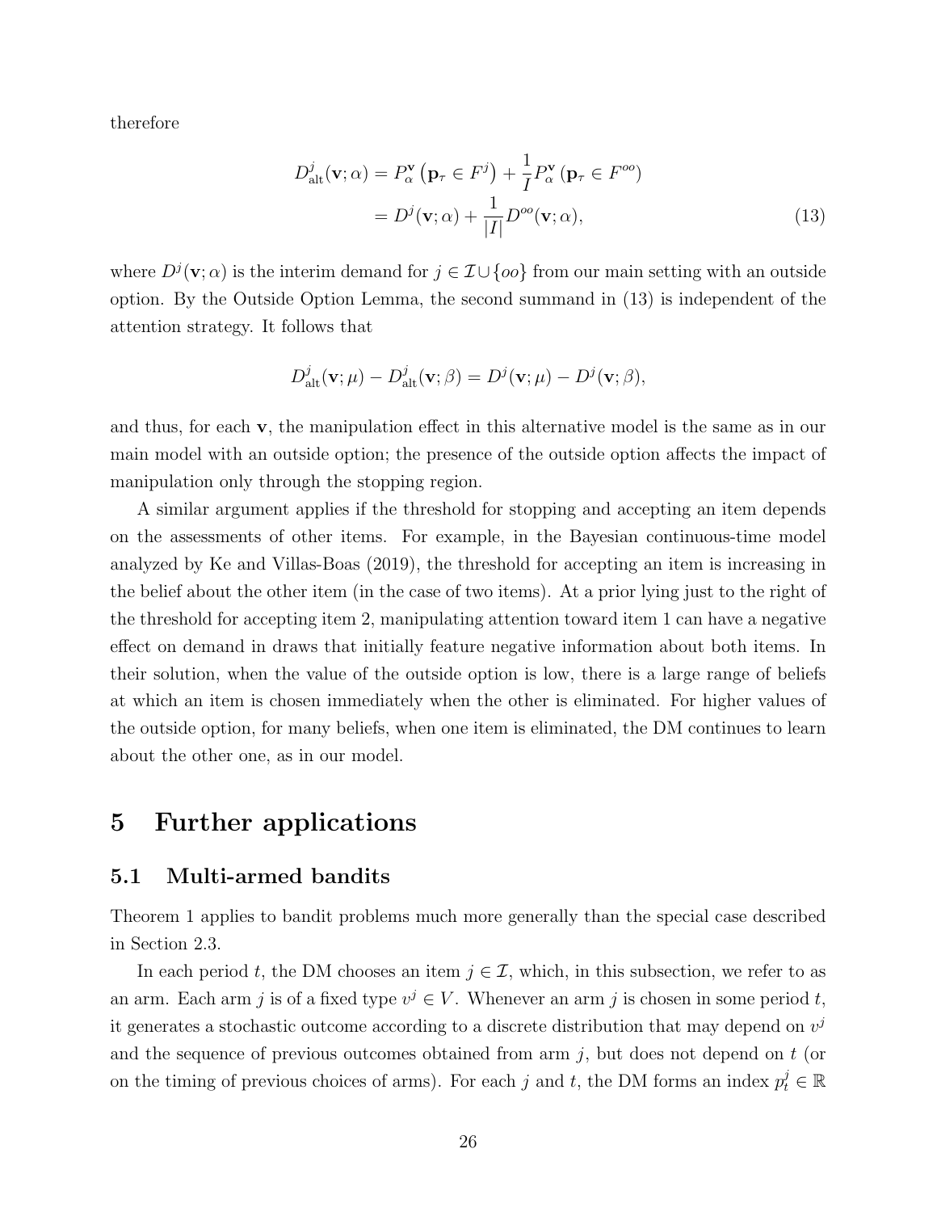therefore

$$
\begin{aligned}
D^j_{\text{alt}}(\mathbf{v};\alpha) &= P^{\mathbf{v}}_{\alpha}\left(\mathbf{p}_\tau \in F^j\right) + \frac{1}{I} P^{\mathbf{v}}_{\alpha}\left(\mathbf{p}_\tau \in F^{oo}\right) \\
&= D^j(\mathbf{v};\alpha) + \frac{1}{|I|} D^{oo}(\mathbf{v};\alpha),
\end{aligned} \tag{13}
$$

where $D^j(\mathbf{v};\alpha)$ is the interim demand for $j \in \mathcal{I} \cup \{oo\}$ from our main setting with an outside option. By the Outside Option Lemma, the second summand in (13) is independent of the attention strategy. It follows that

$$
D^j_{\text{alt}}(\mathbf{v};\mu) - D^j_{\text{alt}}(\mathbf{v};\beta) = D^j(\mathbf{v};\mu) - D^j(\mathbf{v};\beta),
$$

and thus, for each $\mathbf{v}$, the manipulation effect in this alternative model is the same as in our main model with an outside option; the presence of the outside option affects the impact of manipulation only through the stopping region.

A similar argument applies if the threshold for stopping and accepting an item depends on the assessments of other items. For example, in the Bayesian continuous-time model analyzed by Ke and Villas-Boas (2019), the threshold for accepting an item is increasing in the belief about the other item (in the case of two items). At a prior lying just to the right of the threshold for accepting item 2, manipulating attention toward item 1 can have a negative effect on demand in draws that initially feature negative information about both items. In their solution, when the value of the outside option is low, there is a large range of beliefs at which an item is chosen immediately when the other is eliminated. For higher values of the outside option, for many beliefs, when one item is eliminated, the DM continues to learn about the other one, as in our model.

# 5 Further applications

## 5.1 Multi-armed bandits

Theorem 1 applies to bandit problems much more generally than the special case described in Section 2.3.

In each period $t$, the DM chooses an item $j \in \mathcal{I}$, which, in this subsection, we refer to as an arm. Each arm $j$ is of a fixed type $v^j \in V$. Whenever an arm $j$ is chosen in some period $t$, it generates a stochastic outcome according to a discrete distribution that may depend on $v^j$ and the sequence of previous outcomes obtained from arm $j$, but does not depend on $t$ (or on the timing of previous choices of arms). For each $j$ and $t$, the DM forms an index $p^j_t \in \mathbb{R}$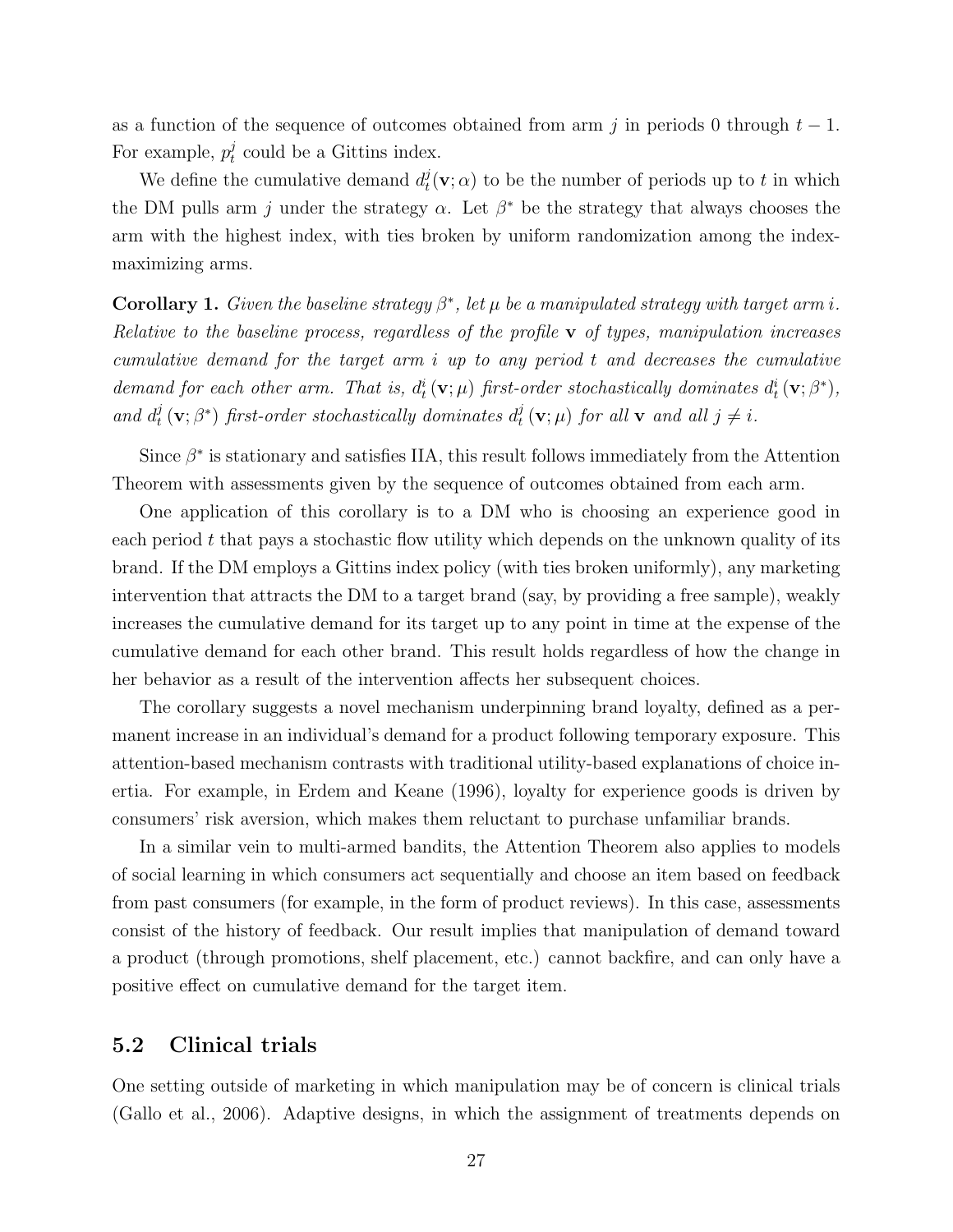as a function of the sequence of outcomes obtained from arm $j$ in periods 0 through $t-1$. For example, $p_t^j$ could be a Gittins index.

We define the cumulative demand $d_t^j(\mathbf{v};\alpha)$ to be the number of periods up to $t$ in which the DM pulls arm $j$ under the strategy $\alpha$. Let $\beta^*$ be the strategy that always chooses the arm with the highest index, with ties broken by uniform randomization among the index-maximizing arms.

**Corollary 1.** *Given the baseline strategy $\beta^*$, let $\mu$ be a manipulated strategy with target arm $i$. Relative to the baseline process, regardless of the profile $\mathbf{v}$ of types, manipulation increases cumulative demand for the target arm $i$ up to any period $t$ and decreases the cumulative demand for each other arm. That is, $d_t^i(\mathbf{v};\mu)$ first-order stochastically dominates $d_t^i(\mathbf{v};\beta^*)$, and $d_t^j(\mathbf{v};\beta^*)$ first-order stochastically dominates $d_t^j(\mathbf{v};\mu)$ for all $\mathbf{v}$ and all $j \neq i$.*

Since $\beta^*$ is stationary and satisfies IIA, this result follows immediately from the Attention Theorem with assessments given by the sequence of outcomes obtained from each arm.

One application of this corollary is to a DM who is choosing an experience good in each period $t$ that pays a stochastic flow utility which depends on the unknown quality of its brand. If the DM employs a Gittins index policy (with ties broken uniformly), any marketing intervention that attracts the DM to a target brand (say, by providing a free sample), weakly increases the cumulative demand for its target up to any point in time at the expense of the cumulative demand for each other brand. This result holds regardless of how the change in her behavior as a result of the intervention affects her subsequent choices.

The corollary suggests a novel mechanism underpinning brand loyalty, defined as a permanent increase in an individual's demand for a product following temporary exposure. This attention-based mechanism contrasts with traditional utility-based explanations of choice inertia. For example, in Erdem and Keane (1996), loyalty for experience goods is driven by consumers' risk aversion, which makes them reluctant to purchase unfamiliar brands.

In a similar vein to multi-armed bandits, the Attention Theorem also applies to models of social learning in which consumers act sequentially and choose an item based on feedback from past consumers (for example, in the form of product reviews). In this case, assessments consist of the history of feedback. Our result implies that manipulation of demand toward a product (through promotions, shelf placement, etc.) cannot backfire, and can only have a positive effect on cumulative demand for the target item.

## 5.2 Clinical trials

One setting outside of marketing in which manipulation may be of concern is clinical trials (Gallo et al., 2006). Adaptive designs, in which the assignment of treatments depends on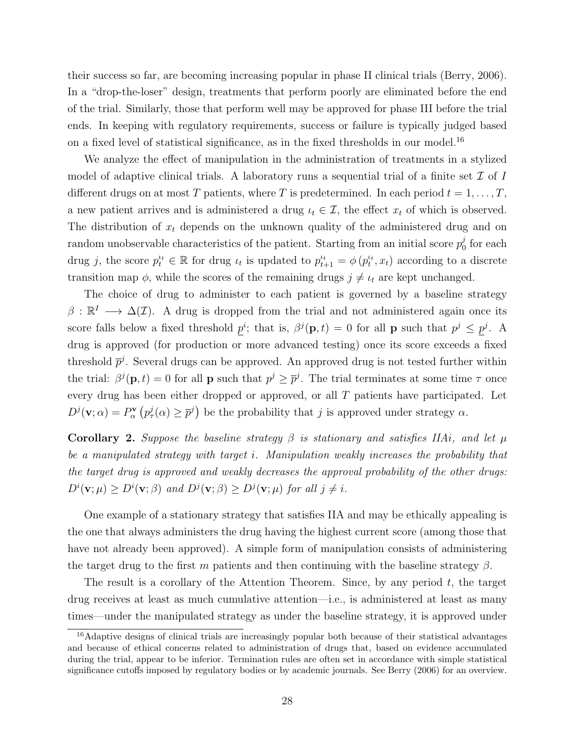their success so far, are becoming increasing popular in phase II clinical trials (Berry, 2006). In a "drop-the-loser" design, treatments that perform poorly are eliminated before the end of the trial. Similarly, those that perform well may be approved for phase III before the trial ends. In keeping with regulatory requirements, success or failure is typically judged based on a fixed level of statistical significance, as in the fixed thresholds in our model.[16]

We analyze the effect of manipulation in the administration of treatments in a stylized model of adaptive clinical trials. A laboratory runs a sequential trial of a finite set $\mathcal{I}$ of $I$ different drugs on at most $T$ patients, where $T$ is predetermined. In each period $t = 1, \ldots, T$, a new patient arrives and is administered a drug $\iota_t \in \mathcal{I}$, the effect $x_t$ of which is observed. The distribution of $x_t$ depends on the unknown quality of the administered drug and on random unobservable characteristics of the patient. Starting from an initial score $p_0^j$ for each drug $j$, the score $p_t^{\iota_t} \in \mathbb{R}$ for drug $\iota_t$ is updated to $p_{t+1}^{\iota_t} = \phi\left(p_t^{\iota_t}, x_t\right)$ according to a discrete transition map $\phi$, while the scores of the remaining drugs $j \neq \iota_t$ are kept unchanged.

The choice of drug to administer to each patient is governed by a baseline strategy $\beta : \mathbb{R}^I \longrightarrow \Delta(\mathcal{I})$. A drug is dropped from the trial and not administered again once its score falls below a fixed threshold $\underline{p}^i$; that is, $\beta^j(\mathbf{p}, t) = 0$ for all $\mathbf{p}$ such that $p^j \leq \underline{p}^j$. A drug is approved (for production or more advanced testing) once its score exceeds a fixed threshold $\overline{p}^j$. Several drugs can be approved. An approved drug is not tested further within the trial: $\beta^j(\mathbf{p}, t) = 0$ for all $\mathbf{p}$ such that $p^j \geq \overline{p}^j$. The trial terminates at some time $\tau$ once every drug has been either dropped or approved, or all $T$ patients have participated. Let $D^j(\mathbf{v}; \alpha) = P_\alpha^{\mathbf{v}}\left(p_\tau^j(\alpha) \geq \overline{p}^j\right)$ be the probability that $j$ is approved under strategy $\alpha$.

**Corollary 2.** *Suppose the baseline strategy $\beta$ is stationary and satisfies IIAi, and let $\mu$ be a manipulated strategy with target $i$. Manipulation weakly increases the probability that the target drug is approved and weakly decreases the approval probability of the other drugs: $D^i(\mathbf{v}; \mu) \geq D^i(\mathbf{v}; \beta)$ and $D^j(\mathbf{v}; \beta) \geq D^j(\mathbf{v}; \mu)$ for all $j \neq i$.*

One example of a stationary strategy that satisfies IIA and may be ethically appealing is the one that always administers the drug having the highest current score (among those that have not already been approved). A simple form of manipulation consists of administering the target drug to the first $m$ patients and then continuing with the baseline strategy $\beta$.

The result is a corollary of the Attention Theorem. Since, by any period $t$, the target drug receives at least as much cumulative attention—i.e., is administered at least as many times—under the manipulated strategy as under the baseline strategy, it is approved under

[16] Adaptive designs of clinical trials are increasingly popular both because of their statistical advantages and because of ethical concerns related to administration of drugs that, based on evidence accumulated during the trial, appear to be inferior. Termination rules are often set in accordance with simple statistical significance cutoffs imposed by regulatory bodies or by academic journals. See Berry (2006) for an overview.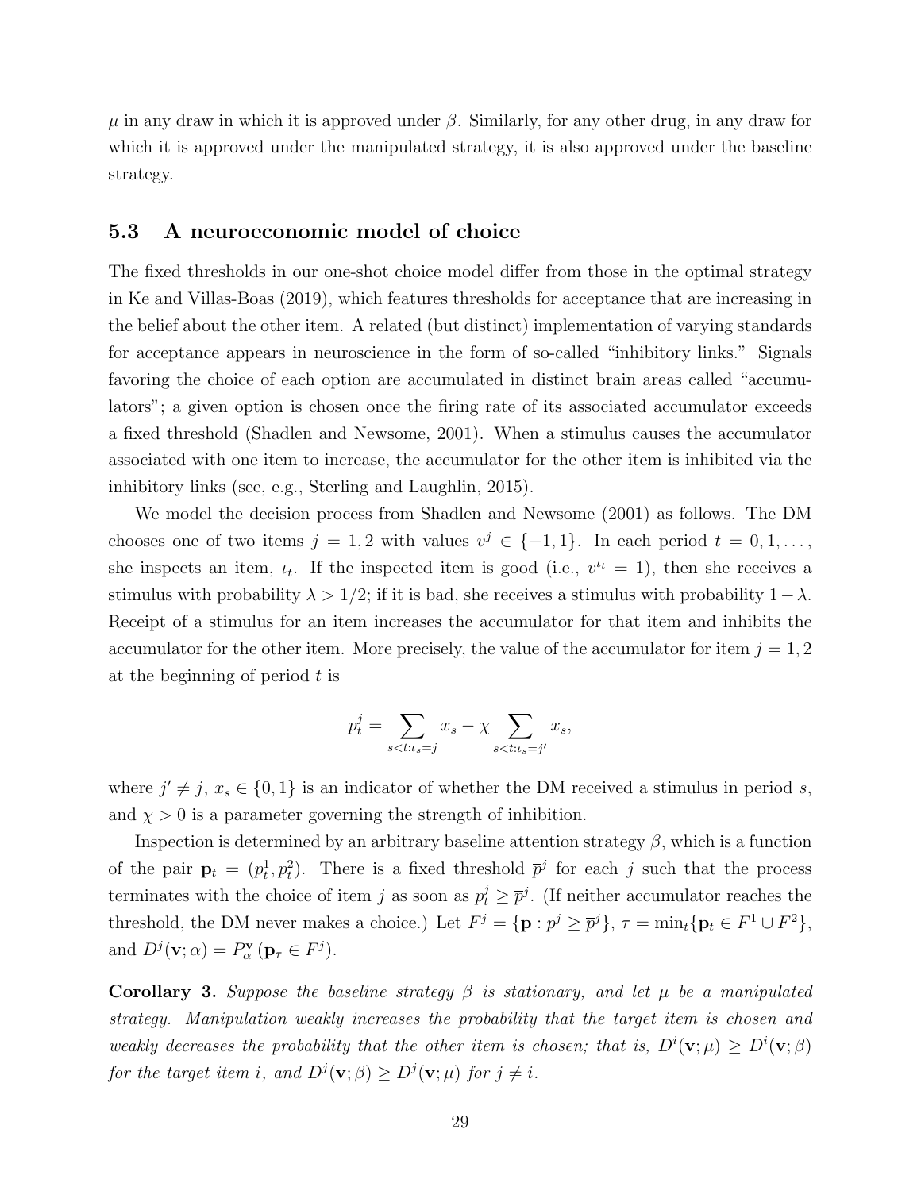$\mu$ in any draw in which it is approved under $\beta$. Similarly, for any other drug, in any draw for which it is approved under the manipulated strategy, it is also approved under the baseline strategy.

### 5.3 A neuroeconomic model of choice

The fixed thresholds in our one-shot choice model differ from those in the optimal strategy in Ke and Villas-Boas (2019), which features thresholds for acceptance that are increasing in the belief about the other item. A related (but distinct) implementation of varying standards for acceptance appears in neuroscience in the form of so-called "inhibitory links." Signals favoring the choice of each option are accumulated in distinct brain areas called "accumulators"; a given option is chosen once the firing rate of its associated accumulator exceeds a fixed threshold (Shadlen and Newsome, 2001). When a stimulus causes the accumulator associated with one item to increase, the accumulator for the other item is inhibited via the inhibitory links (see, e.g., Sterling and Laughlin, 2015).

We model the decision process from Shadlen and Newsome (2001) as follows. The DM chooses one of two items $j = 1, 2$ with values $v^j \in \{-1, 1\}$. In each period $t = 0, 1, \dots,$ she inspects an item, $\iota_t$. If the inspected item is good (i.e., $v^{\iota_t} = 1$), then she receives a stimulus with probability $\lambda > 1/2$; if it is bad, she receives a stimulus with probability $1 - \lambda$. Receipt of a stimulus for an item increases the accumulator for that item and inhibits the accumulator for the other item. More precisely, the value of the accumulator for item $j = 1, 2$ at the beginning of period $t$ is

$$p_t^j = \sum_{s<t:\iota_s=j} x_s - \chi \sum_{s<t:\iota_s=j'} x_s,$$

where $j' \neq j$, $x_s \in \{0, 1\}$ is an indicator of whether the DM received a stimulus in period $s$, and $\chi > 0$ is a parameter governing the strength of inhibition.

Inspection is determined by an arbitrary baseline attention strategy $\beta$, which is a function of the pair $\mathbf{p}_t = (p_t^1, p_t^2)$. There is a fixed threshold $\overline{p}^j$ for each $j$ such that the process terminates with the choice of item $j$ as soon as $p_t^j \geq \overline{p}^j$. (If neither accumulator reaches the threshold, the DM never makes a choice.) Let $F^j = \{\mathbf{p} : p^j \geq \overline{p}^j\}$, $\tau = \min_t\{\mathbf{p}_t \in F^1 \cup F^2\}$, and $D^j(\mathbf{v}; \alpha) = P_\alpha^{\mathbf{v}}(\mathbf{p}_\tau \in F^j)$.

**Corollary 3.** *Suppose the baseline strategy $\beta$ is stationary, and let $\mu$ be a manipulated strategy. Manipulation weakly increases the probability that the target item is chosen and weakly decreases the probability that the other item is chosen; that is, $D^i(\mathbf{v}; \mu) \geq D^i(\mathbf{v}; \beta)$ for the target item $i$, and $D^j(\mathbf{v}; \beta) \geq D^j(\mathbf{v}; \mu)$ for $j \neq i$.*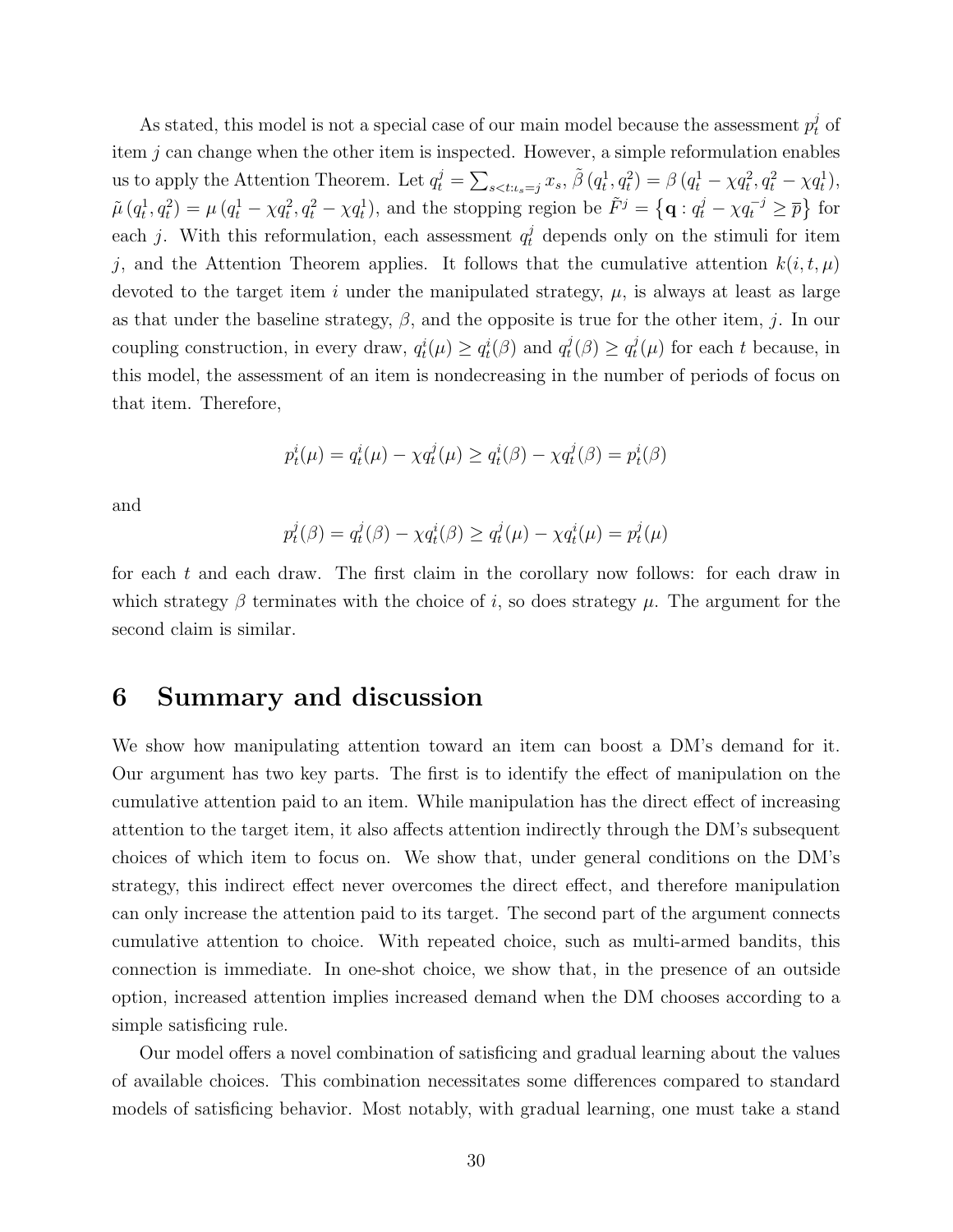As stated, this model is not a special case of our main model because the assessment $p_t^j$ of item $j$ can change when the other item is inspected. However, a simple reformulation enables us to apply the Attention Theorem. Let $q_t^j = \sum_{s<t:\iota_s=j} x_s$, $\tilde{\beta}\left(q_t^1, q_t^2\right) = \beta\left(q_t^1 - \chi q_t^2, q_t^2 - \chi q_t^1\right)$, $\tilde{\mu}\left(q_t^1, q_t^2\right) = \mu\left(q_t^1 - \chi q_t^2, q_t^2 - \chi q_t^1\right)$, and the stopping region be $\tilde{F}^j = \left\{\mathbf{q} : q_t^j - \chi q_t^{-j} \geq \overline{p}\right\}$ for each $j$. With this reformulation, each assessment $q_t^j$ depends only on the stimuli for item $j$, and the Attention Theorem applies. It follows that the cumulative attention $k(i, t, \mu)$ devoted to the target item $i$ under the manipulated strategy, $\mu$, is always at least as large as that under the baseline strategy, $\beta$, and the opposite is true for the other item, $j$. In our coupling construction, in every draw, $q_t^i(\mu) \geq q_t^i(\beta)$ and $q_t^j(\beta) \geq q_t^j(\mu)$ for each $t$ because, in this model, the assessment of an item is nondecreasing in the number of periods of focus on that item. Therefore,

$$p_t^i(\mu) = q_t^i(\mu) - \chi q_t^j(\mu) \geq q_t^i(\beta) - \chi q_t^j(\beta) = p_t^i(\beta)$$

and

$$p_t^j(\beta) = q_t^j(\beta) - \chi q_t^i(\beta) \geq q_t^j(\mu) - \chi q_t^i(\mu) = p_t^j(\mu)$$

for each $t$ and each draw. The first claim in the corollary now follows: for each draw in which strategy $\beta$ terminates with the choice of $i$, so does strategy $\mu$. The argument for the second claim is similar.

## 6 Summary and discussion

We show how manipulating attention toward an item can boost a DM's demand for it. Our argument has two key parts. The first is to identify the effect of manipulation on the cumulative attention paid to an item. While manipulation has the direct effect of increasing attention to the target item, it also affects attention indirectly through the DM's subsequent choices of which item to focus on. We show that, under general conditions on the DM's strategy, this indirect effect never overcomes the direct effect, and therefore manipulation can only increase the attention paid to its target. The second part of the argument connects cumulative attention to choice. With repeated choice, such as multi-armed bandits, this connection is immediate. In one-shot choice, we show that, in the presence of an outside option, increased attention implies increased demand when the DM chooses according to a simple satisficing rule.

Our model offers a novel combination of satisficing and gradual learning about the values of available choices. This combination necessitates some differences compared to standard models of satisficing behavior. Most notably, with gradual learning, one must take a stand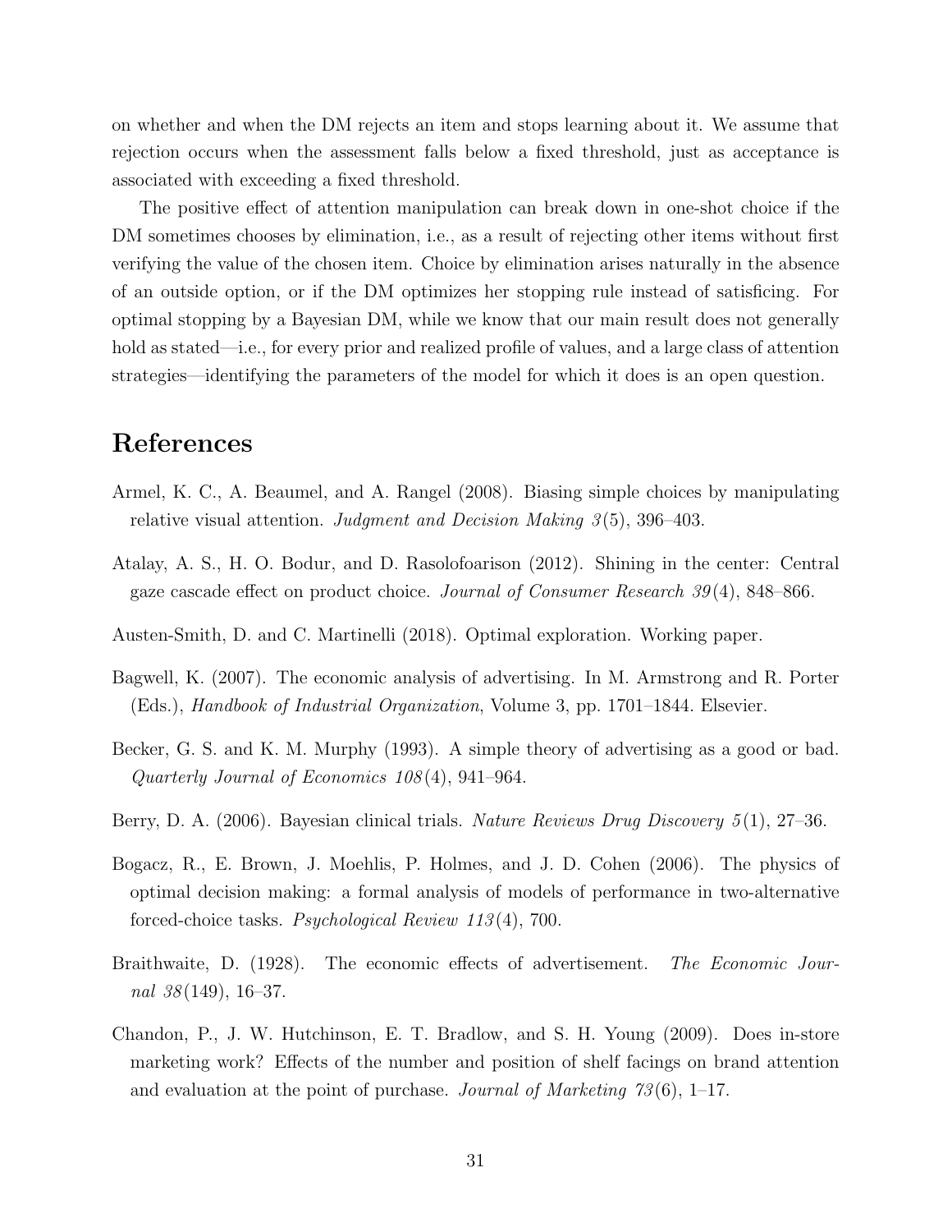on whether and when the DM rejects an item and stops learning about it. We assume that rejection occurs when the assessment falls below a fixed threshold, just as acceptance is associated with exceeding a fixed threshold.

The positive effect of attention manipulation can break down in one-shot choice if the DM sometimes chooses by elimination, i.e., as a result of rejecting other items without first verifying the value of the chosen item. Choice by elimination arises naturally in the absence of an outside option, or if the DM optimizes her stopping rule instead of satisficing. For optimal stopping by a Bayesian DM, while we know that our main result does not generally hold as stated—i.e., for every prior and realized profile of values, and a large class of attention strategies—identifying the parameters of the model for which it does is an open question.

# References

Armel, K. C., A. Beaumel, and A. Rangel (2008). Biasing simple choices by manipulating relative visual attention. *Judgment and Decision Making 3*(5), 396–403.

Atalay, A. S., H. O. Bodur, and D. Rasolofoarison (2012). Shining in the center: Central gaze cascade effect on product choice. *Journal of Consumer Research 39*(4), 848–866.

Austen-Smith, D. and C. Martinelli (2018). Optimal exploration. Working paper.

Bagwell, K. (2007). The economic analysis of advertising. In M. Armstrong and R. Porter (Eds.), *Handbook of Industrial Organization*, Volume 3, pp. 1701–1844. Elsevier.

Becker, G. S. and K. M. Murphy (1993). A simple theory of advertising as a good or bad. *Quarterly Journal of Economics 108*(4), 941–964.

Berry, D. A. (2006). Bayesian clinical trials. *Nature Reviews Drug Discovery 5*(1), 27–36.

Bogacz, R., E. Brown, J. Moehlis, P. Holmes, and J. D. Cohen (2006). The physics of optimal decision making: a formal analysis of models of performance in two-alternative forced-choice tasks. *Psychological Review 113*(4), 700.

Braithwaite, D. (1928). The economic effects of advertisement. *The Economic Journal 38*(149), 16–37.

Chandon, P., J. W. Hutchinson, E. T. Bradlow, and S. H. Young (2009). Does in-store marketing work? Effects of the number and position of shelf facings on brand attention and evaluation at the point of purchase. *Journal of Marketing 73*(6), 1–17.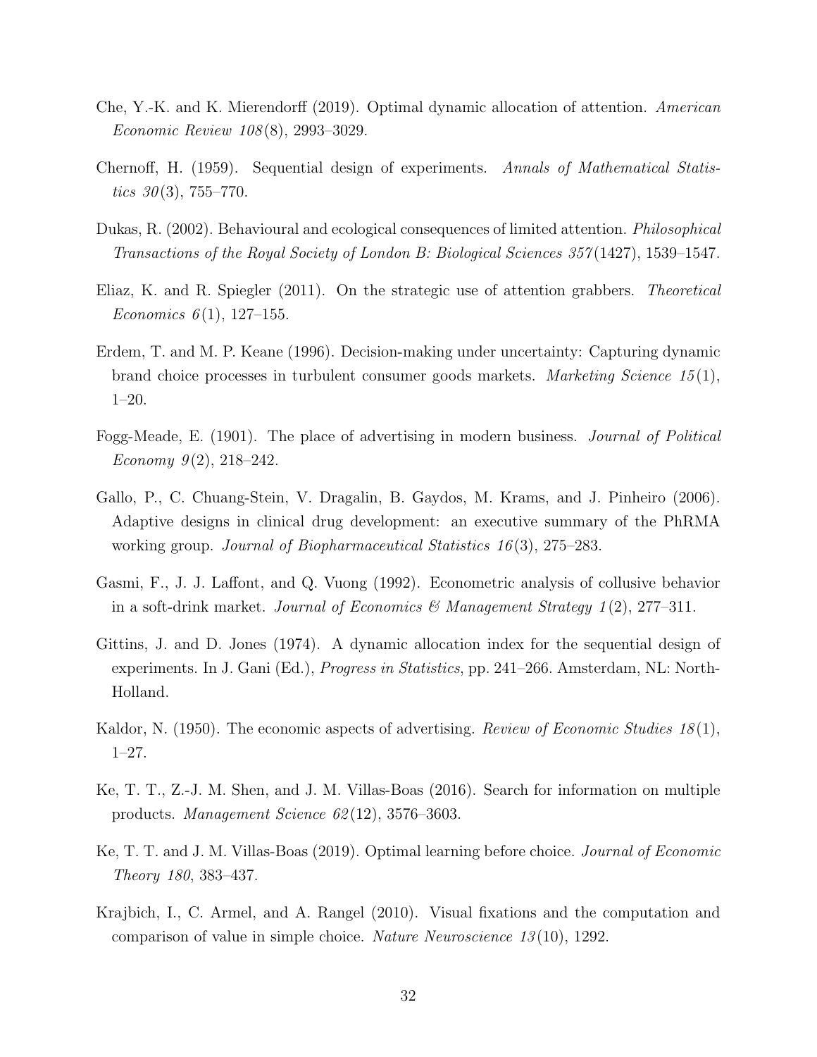Che, Y.-K. and K. Mierendorff (2019). Optimal dynamic allocation of attention. *American Economic Review 108*(8), 2993–3029.

Chernoff, H. (1959). Sequential design of experiments. *Annals of Mathematical Statistics 30*(3), 755–770.

Dukas, R. (2002). Behavioural and ecological consequences of limited attention. *Philosophical Transactions of the Royal Society of London B: Biological Sciences 357*(1427), 1539–1547.

Eliaz, K. and R. Spiegler (2011). On the strategic use of attention grabbers. *Theoretical Economics 6*(1), 127–155.

Erdem, T. and M. P. Keane (1996). Decision-making under uncertainty: Capturing dynamic brand choice processes in turbulent consumer goods markets. *Marketing Science 15*(1), 1–20.

Fogg-Meade, E. (1901). The place of advertising in modern business. *Journal of Political Economy 9*(2), 218–242.

Gallo, P., C. Chuang-Stein, V. Dragalin, B. Gaydos, M. Krams, and J. Pinheiro (2006). Adaptive designs in clinical drug development: an executive summary of the PhRMA working group. *Journal of Biopharmaceutical Statistics 16*(3), 275–283.

Gasmi, F., J. J. Laffont, and Q. Vuong (1992). Econometric analysis of collusive behavior in a soft-drink market. *Journal of Economics & Management Strategy 1*(2), 277–311.

Gittins, J. and D. Jones (1974). A dynamic allocation index for the sequential design of experiments. In J. Gani (Ed.), *Progress in Statistics*, pp. 241–266. Amsterdam, NL: North-Holland.

Kaldor, N. (1950). The economic aspects of advertising. *Review of Economic Studies 18*(1), 1–27.

Ke, T. T., Z.-J. M. Shen, and J. M. Villas-Boas (2016). Search for information on multiple products. *Management Science 62*(12), 3576–3603.

Ke, T. T. and J. M. Villas-Boas (2019). Optimal learning before choice. *Journal of Economic Theory 180*, 383–437.

Krajbich, I., C. Armel, and A. Rangel (2010). Visual fixations and the computation and comparison of value in simple choice. *Nature Neuroscience 13*(10), 1292.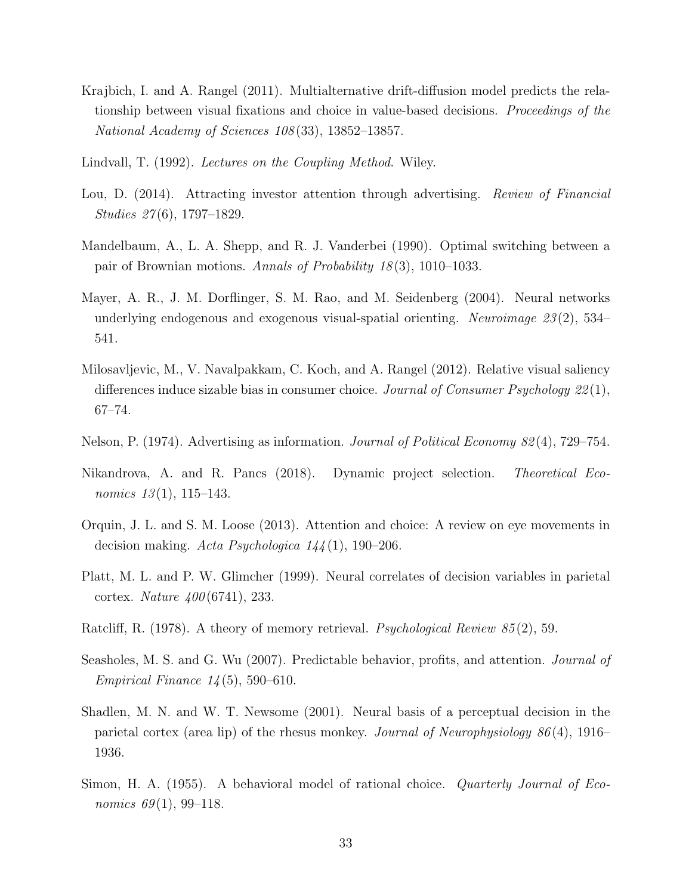Krajbich, I. and A. Rangel (2011). Multialternative drift-diffusion model predicts the relationship between visual fixations and choice in value-based decisions. *Proceedings of the National Academy of Sciences 108*(33), 13852–13857.

Lindvall, T. (1992). *Lectures on the Coupling Method*. Wiley.

Lou, D. (2014). Attracting investor attention through advertising. *Review of Financial Studies 27*(6), 1797–1829.

Mandelbaum, A., L. A. Shepp, and R. J. Vanderbei (1990). Optimal switching between a pair of Brownian motions. *Annals of Probability 18*(3), 1010–1033.

Mayer, A. R., J. M. Dorflinger, S. M. Rao, and M. Seidenberg (2004). Neural networks underlying endogenous and exogenous visual-spatial orienting. *Neuroimage 23*(2), 534–541.

Milosavljevic, M., V. Navalpakkam, C. Koch, and A. Rangel (2012). Relative visual saliency differences induce sizable bias in consumer choice. *Journal of Consumer Psychology 22*(1), 67–74.

Nelson, P. (1974). Advertising as information. *Journal of Political Economy 82*(4), 729–754.

Nikandrova, A. and R. Pancs (2018). Dynamic project selection. *Theoretical Economics 13*(1), 115–143.

Orquin, J. L. and S. M. Loose (2013). Attention and choice: A review on eye movements in decision making. *Acta Psychologica 144*(1), 190–206.

Platt, M. L. and P. W. Glimcher (1999). Neural correlates of decision variables in parietal cortex. *Nature 400*(6741), 233.

Ratcliff, R. (1978). A theory of memory retrieval. *Psychological Review 85*(2), 59.

Seasholes, M. S. and G. Wu (2007). Predictable behavior, profits, and attention. *Journal of Empirical Finance 14*(5), 590–610.

Shadlen, M. N. and W. T. Newsome (2001). Neural basis of a perceptual decision in the parietal cortex (area lip) of the rhesus monkey. *Journal of Neurophysiology 86*(4), 1916–1936.

Simon, H. A. (1955). A behavioral model of rational choice. *Quarterly Journal of Economics 69*(1), 99–118.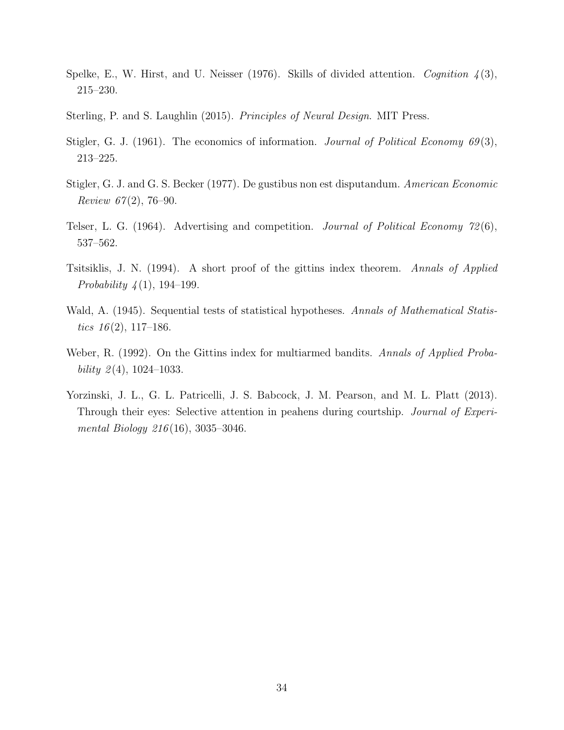Spelke, E., W. Hirst, and U. Neisser (1976). Skills of divided attention. *Cognition 4*(3), 215–230.

Sterling, P. and S. Laughlin (2015). *Principles of Neural Design*. MIT Press.

Stigler, G. J. (1961). The economics of information. *Journal of Political Economy 69*(3), 213–225.

Stigler, G. J. and G. S. Becker (1977). De gustibus non est disputandum. *American Economic Review 67*(2), 76–90.

Telser, L. G. (1964). Advertising and competition. *Journal of Political Economy 72*(6), 537–562.

Tsitsiklis, J. N. (1994). A short proof of the gittins index theorem. *Annals of Applied Probability 4*(1), 194–199.

Wald, A. (1945). Sequential tests of statistical hypotheses. *Annals of Mathematical Statistics 16*(2), 117–186.

Weber, R. (1992). On the Gittins index for multiarmed bandits. *Annals of Applied Probability 2*(4), 1024–1033.

Yorzinski, J. L., G. L. Patricelli, J. S. Babcock, J. M. Pearson, and M. L. Platt (2013). Through their eyes: Selective attention in peahens during courtship. *Journal of Experimental Biology 216*(16), 3035–3046.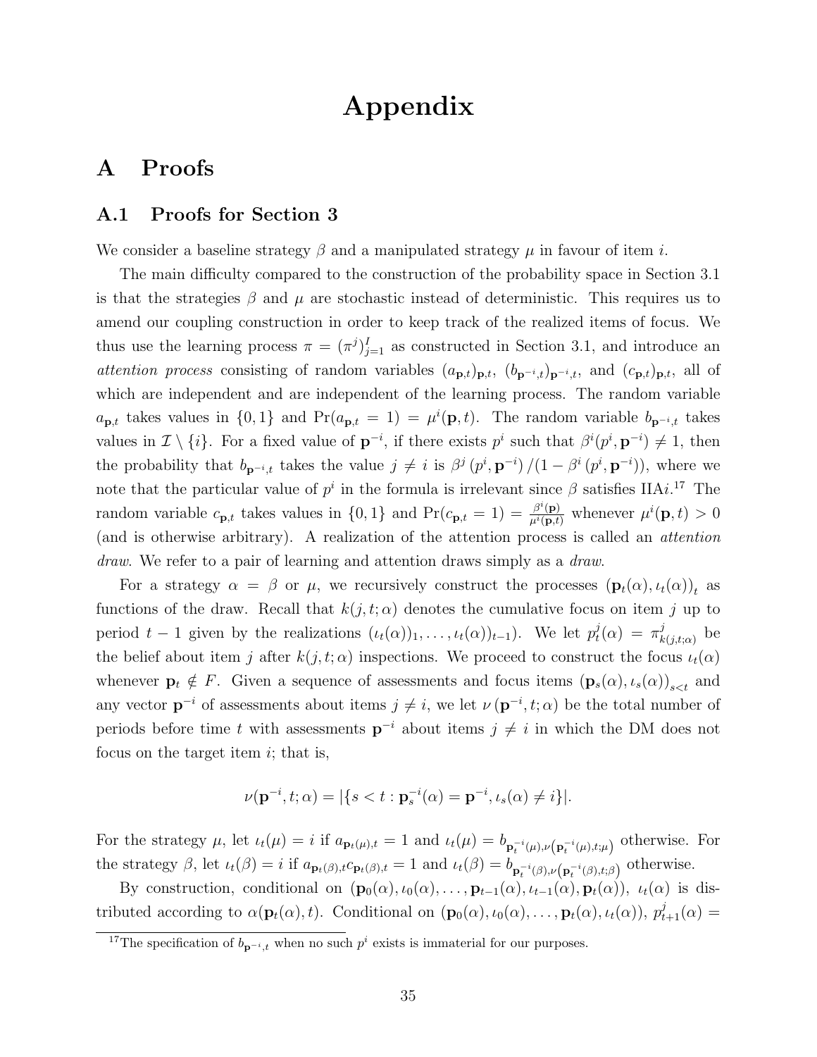# Appendix

## A Proofs

### A.1 Proofs for Section 3

We consider a baseline strategy $\beta$ and a manipulated strategy $\mu$ in favour of item $i$.

The main difficulty compared to the construction of the probability space in Section 3.1 is that the strategies $\beta$ and $\mu$ are stochastic instead of deterministic. This requires us to amend our coupling construction in order to keep track of the realized items of focus. We thus use the learning process $\pi = (\pi^j)_{j=1}^I$ as constructed in Section 3.1, and introduce an *attention process* consisting of random variables $(a_{\mathbf{p},t})_{\mathbf{p},t}$, $(b_{\mathbf{p}^{-i},t})_{\mathbf{p}^{-i},t}$, and $(c_{\mathbf{p},t})_{\mathbf{p},t}$, all of which are independent and are independent of the learning process. The random variable $a_{\mathbf{p},t}$ takes values in $\{0,1\}$ and $\Pr(a_{\mathbf{p},t} = 1) = \mu^i(\mathbf{p}, t)$. The random variable $b_{\mathbf{p}^{-i},t}$ takes values in $\mathcal{I} \setminus \{i\}$. For a fixed value of $\mathbf{p}^{-i}$, if there exists $p^i$ such that $\beta^i(p^i, \mathbf{p}^{-i}) \neq 1$, then the probability that $b_{\mathbf{p}^{-i},t}$ takes the value $j \neq i$ is $\beta^j(p^i, \mathbf{p}^{-i}) / (1 - \beta^i(p^i, \mathbf{p}^{-i}))$, where we note that the particular value of $p^i$ in the formula is irrelevant since $\beta$ satisfies IIA$i$.[17] The random variable $c_{\mathbf{p},t}$ takes values in $\{0,1\}$ and $\Pr(c_{\mathbf{p},t} = 1) = \frac{\beta^i(\mathbf{p})}{\mu^i(\mathbf{p},t)}$ whenever $\mu^i(\mathbf{p}, t) > 0$ (and is otherwise arbitrary). A realization of the attention process is called an *attention draw*. We refer to a pair of learning and attention draws simply as a *draw*.

For a strategy $\alpha = \beta$ or $\mu$, we recursively construct the processes $(\mathbf{p}_t(\alpha), \iota_t(\alpha))_t$ as functions of the draw. Recall that $k(j, t; \alpha)$ denotes the cumulative focus on item $j$ up to period $t-1$ given by the realizations $(\iota_t(\alpha))_1, \ldots, (\iota_t(\alpha))_{t-1})$. We let $p_t^j(\alpha) = \pi^j_{k(j,t;\alpha)}$ be the belief about item $j$ after $k(j, t; \alpha)$ inspections. We proceed to construct the focus $\iota_t(\alpha)$ whenever $\mathbf{p}_t \notin F$. Given a sequence of assessments and focus items $(\mathbf{p}_s(\alpha), \iota_s(\alpha))_{s<t}$ and any vector $\mathbf{p}^{-i}$ of assessments about items $j \neq i$, we let $\nu(\mathbf{p}^{-i}, t; \alpha)$ be the total number of periods before time $t$ with assessments $\mathbf{p}^{-i}$ about items $j \neq i$ in which the DM does not focus on the target item $i$; that is,

$$\nu(\mathbf{p}^{-i}, t; \alpha) = |\{s < t : \mathbf{p}_s^{-i}(\alpha) = \mathbf{p}^{-i}, \iota_s(\alpha) \neq i\}|.$$

For the strategy $\mu$, let $\iota_t(\mu) = i$ if $a_{\mathbf{p}_t(\mu),t} = 1$ and $\iota_t(\mu) = b_{\mathbf{p}_t^{-i}(\mu), \nu\left(\mathbf{p}_t^{-i}(\mu), t; \mu\right)}$ otherwise. For the strategy $\beta$, let $\iota_t(\beta) = i$ if $a_{\mathbf{p}_t(\beta),t} c_{\mathbf{p}_t(\beta),t} = 1$ and $\iota_t(\beta) = b_{\mathbf{p}_t^{-i}(\beta), \nu\left(\mathbf{p}_t^{-i}(\beta), t; \beta\right)}$ otherwise.

By construction, conditional on $(\mathbf{p}_0(\alpha), \iota_0(\alpha), \ldots, \mathbf{p}_{t-1}(\alpha), \iota_{t-1}(\alpha), \mathbf{p}_t(\alpha))$, $\iota_t(\alpha)$ is distributed according to $\alpha(\mathbf{p}_t(\alpha), t)$. Conditional on $(\mathbf{p}_0(\alpha), \iota_0(\alpha), \ldots, \mathbf{p}_t(\alpha), \iota_t(\alpha))$, $p_{t+1}^j(\alpha) =$

[17] The specification of $b_{\mathbf{p}^{-i},t}$ when no such $p^i$ exists is immaterial for our purposes.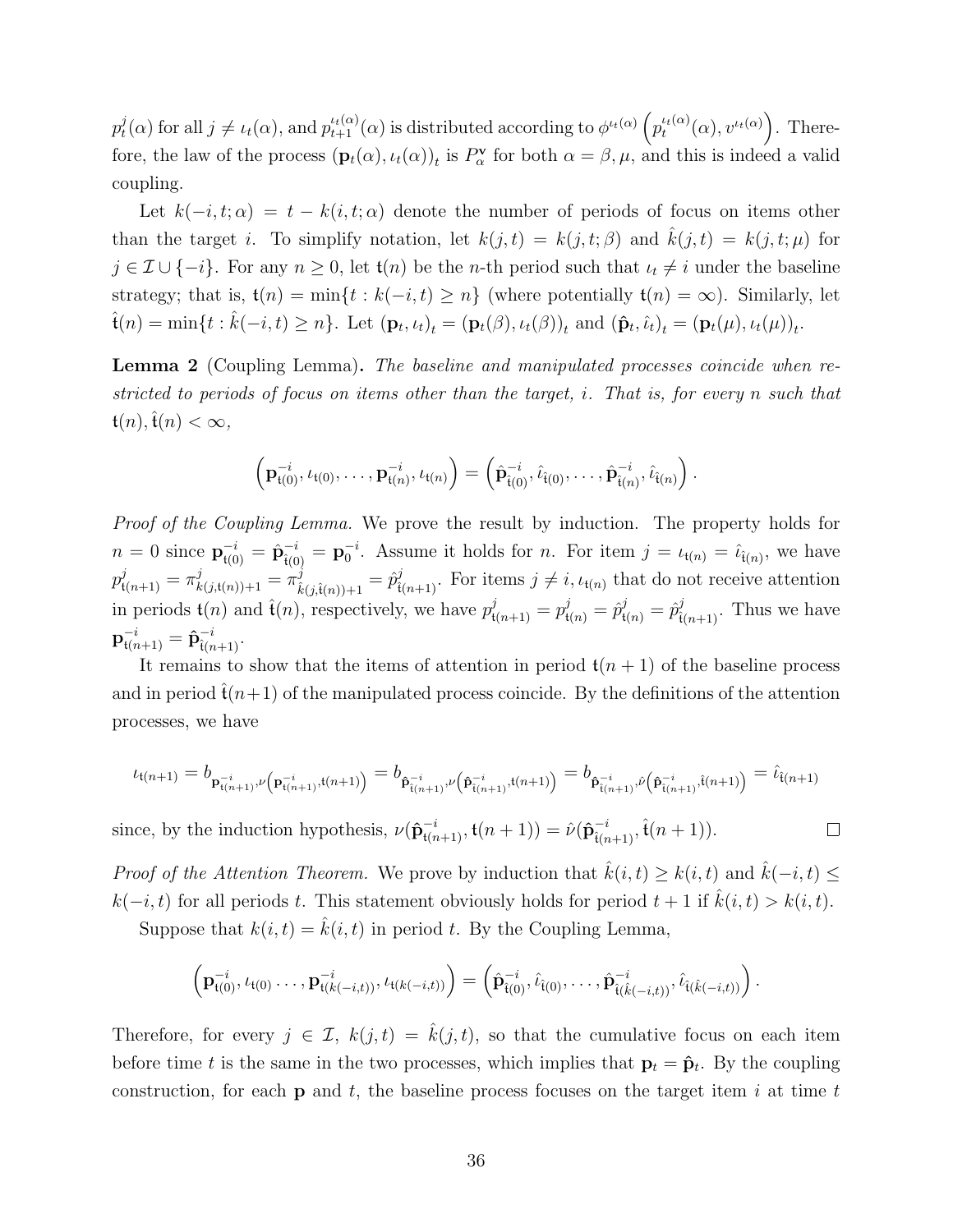$p_t^j(\alpha)$ for all $j \neq \iota_t(\alpha)$, and $p_{t+1}^{\iota_t(\alpha)}(\alpha)$ is distributed according to $\phi^{\iota_t(\alpha)}\left(p_t^{\iota_t(\alpha)}(\alpha), v^{\iota_t(\alpha)}\right)$. Therefore, the law of the process $(\mathbf{p}_t(\alpha), \iota_t(\alpha))_t$ is $P_\alpha^{\mathbf{v}}$ for both $\alpha = \beta, \mu$, and this is indeed a valid coupling.

Let $k(-i,t;\alpha) = t - k(i,t;\alpha)$ denote the number of periods of focus on items other than the target $i$. To simplify notation, let $k(j,t) = k(j,t;\beta)$ and $\hat{k}(j,t) = k(j,t;\mu)$ for $j \in \mathcal{I} \cup \{-i\}$. For any $n \geq 0$, let $\mathfrak{t}(n)$ be the $n$-th period such that $\iota_t \neq i$ under the baseline strategy; that is, $\mathfrak{t}(n) = \min\{t : k(-i,t) \geq n\}$ (where potentially $\mathfrak{t}(n) = \infty$). Similarly, let $\hat{\mathfrak{t}}(n) = \min\{t : \hat{k}(-i,t) \geq n\}$. Let $(\mathbf{p}_t, \iota_t)_t = (\mathbf{p}_t(\beta), \iota_t(\beta))_t$ and $(\hat{\mathbf{p}}_t, \hat{\iota}_t)_t = (\mathbf{p}_t(\mu), \iota_t(\mu))_t$.

**Lemma 2** (Coupling Lemma)**.** *The baseline and manipulated processes coincide when restricted to periods of focus on items other than the target, $i$. That is, for every $n$ such that $\mathfrak{t}(n), \hat{\mathfrak{t}}(n) < \infty$,*

$$\left(\mathbf{p}_{\mathfrak{t}(0)}^{-i}, \iota_{\mathfrak{t}(0)}, \ldots, \mathbf{p}_{\mathfrak{t}(n)}^{-i}, \iota_{\mathfrak{t}(n)}\right) = \left(\hat{\mathbf{p}}_{\hat{\mathfrak{t}}(0)}^{-i}, \hat{\iota}_{\hat{\mathfrak{t}}(0)}, \ldots, \hat{\mathbf{p}}_{\hat{\mathfrak{t}}(n)}^{-i}, \hat{\iota}_{\hat{\mathfrak{t}}(n)}\right).$$

*Proof of the Coupling Lemma.* We prove the result by induction. The property holds for $n = 0$ since $\mathbf{p}_{\mathfrak{t}(0)}^{-i} = \hat{\mathbf{p}}_{\hat{\mathfrak{t}}(0)}^{-i} = \mathbf{p}_0^{-i}$. Assume it holds for $n$. For item $j = \iota_{\mathfrak{t}(n)} = \hat{\iota}_{\hat{\mathfrak{t}}(n)}$, we have $p_{\mathfrak{t}(n+1)}^j = \pi_{k(j,\mathfrak{t}(n))+1}^j = \pi_{\hat{k}(j,\hat{\mathfrak{t}}(n))+1}^j = \hat{p}_{\hat{\mathfrak{t}}(n+1)}^j$. For items $j \neq i, \iota_{\mathfrak{t}(n)}$ that do not receive attention in periods $\mathfrak{t}(n)$ and $\hat{\mathfrak{t}}(n)$, respectively, we have $p_{\mathfrak{t}(n+1)}^j = p_{\mathfrak{t}(n)}^j = \hat{p}_{\hat{\mathfrak{t}}(n)}^j = \hat{p}_{\hat{\mathfrak{t}}(n+1)}^j$. Thus we have $\mathbf{p}_{\mathfrak{t}(n+1)}^{-i} = \hat{\mathbf{p}}_{\hat{\mathfrak{t}}(n+1)}^{-i}$.

It remains to show that the items of attention in period $\mathfrak{t}(n+1)$ of the baseline process and in period $\hat{\mathfrak{t}}(n+1)$ of the manipulated process coincide. By the definitions of the attention processes, we have

$$\iota_{\mathfrak{t}(n+1)} = b_{\mathbf{p}_{\mathfrak{t}(n+1)}^{-i}, \nu\left(\mathbf{p}_{\mathfrak{t}(n+1)}^{-i}, \mathfrak{t}(n+1)\right)} = b_{\hat{\mathbf{p}}_{\hat{\mathfrak{t}}(n+1)}^{-i}, \nu\left(\hat{\mathbf{p}}_{\hat{\mathfrak{t}}(n+1)}^{-i}, \mathfrak{t}(n+1)\right)} = b_{\hat{\mathbf{p}}_{\hat{\mathfrak{t}}(n+1)}^{-i}, \hat{\nu}\left(\hat{\mathbf{p}}_{\hat{\mathfrak{t}}(n+1)}^{-i}, \hat{\mathfrak{t}}(n+1)\right)} = \hat{\iota}_{\hat{\mathfrak{t}}(n+1)}$$

since, by the induction hypothesis, $\nu(\hat{\mathbf{p}}_{\mathfrak{t}(n+1)}^{-i}, \mathfrak{t}(n+1)) = \hat{\nu}(\hat{\mathbf{p}}_{\hat{\mathfrak{t}}(n+1)}^{-i}, \hat{\mathfrak{t}}(n+1))$. $\square$

*Proof of the Attention Theorem.* We prove by induction that $\hat{k}(i,t) \geq k(i,t)$ and $\hat{k}(-i,t) \leq k(-i,t)$ for all periods $t$. This statement obviously holds for period $t+1$ if $\hat{k}(i,t) > k(i,t)$.

Suppose that $k(i,t) = \hat{k}(i,t)$ in period $t$. By the Coupling Lemma,

$$\left(\mathbf{p}_{\mathfrak{t}(0)}^{-i}, \iota_{\mathfrak{t}(0)} \ldots, \mathbf{p}_{\mathfrak{t}(k(-i,t))}^{-i}, \iota_{\mathfrak{t}(k(-i,t))}\right) = \left(\hat{\mathbf{p}}_{\hat{\mathfrak{t}}(0)}^{-i}, \hat{\iota}_{\hat{\mathfrak{t}}(0)}, \ldots, \hat{\mathbf{p}}_{\hat{\mathfrak{t}}(\hat{k}(-i,t))}^{-i}, \hat{\iota}_{\hat{\mathfrak{t}}(\hat{k}(-i,t))}\right).$$

Therefore, for every $j \in \mathcal{I}$, $k(j,t) = \hat{k}(j,t)$, so that the cumulative focus on each item before time $t$ is the same in the two processes, which implies that $\mathbf{p}_t = \hat{\mathbf{p}}_t$. By the coupling construction, for each $\mathbf{p}$ and $t$, the baseline process focuses on the target item $i$ at time $t$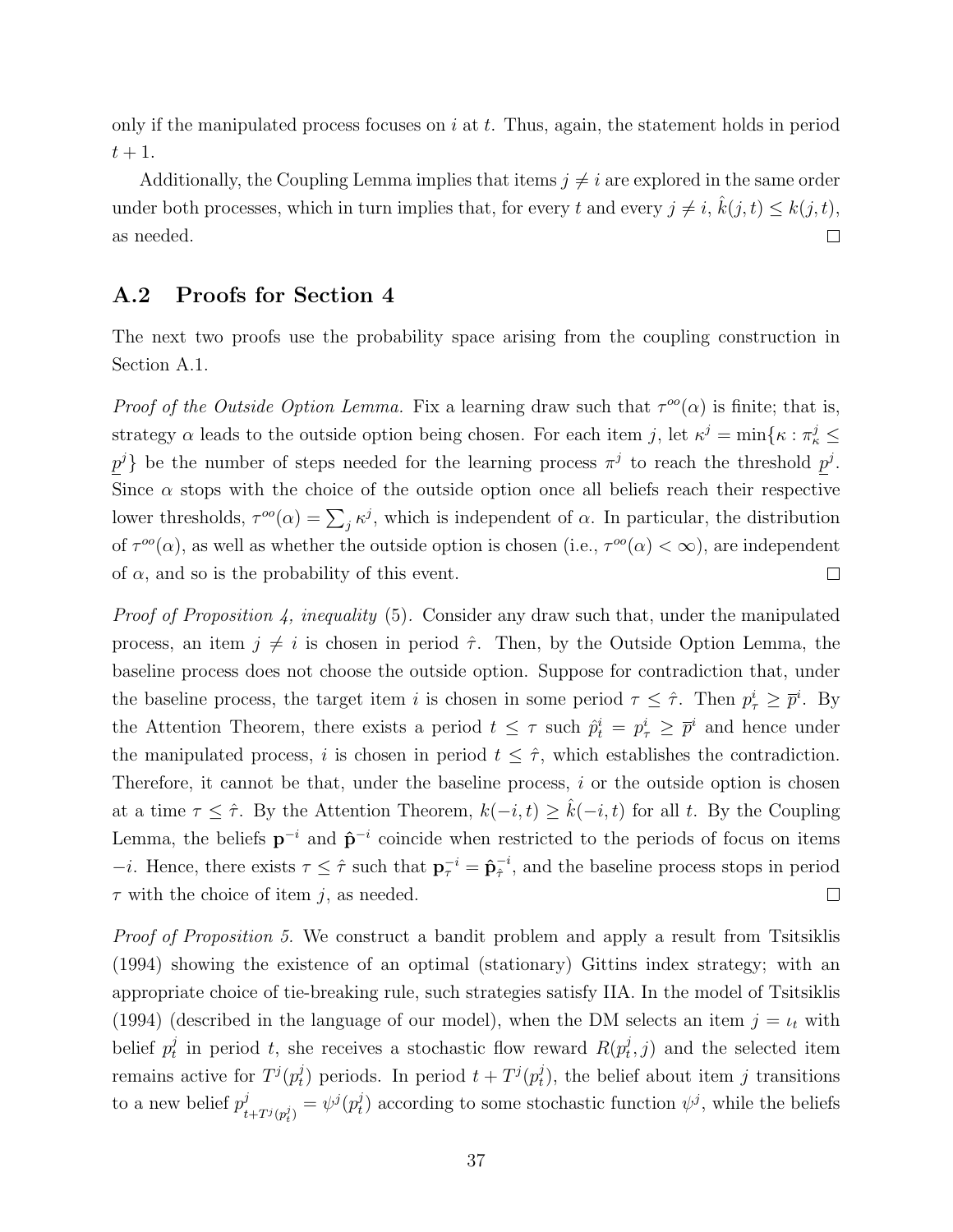only if the manipulated process focuses on $i$ at $t$. Thus, again, the statement holds in period $t+1$.

Additionally, the Coupling Lemma implies that items $j \neq i$ are explored in the same order under both processes, which in turn implies that, for every $t$ and every $j \neq i$, $\hat{k}(j,t) \leq k(j,t)$, as needed. □

## A.2 Proofs for Section 4

The next two proofs use the probability space arising from the coupling construction in Section A.1.

*Proof of the Outside Option Lemma.* Fix a learning draw such that $\tau^{oo}(\alpha)$ is finite; that is, strategy $\alpha$ leads to the outside option being chosen. For each item $j$, let $\kappa^j = \min\{\kappa : \pi^j_\kappa \leq \underline{p}^j\}$ be the number of steps needed for the learning process $\pi^j$ to reach the threshold $\underline{p}^j$. Since $\alpha$ stops with the choice of the outside option once all beliefs reach their respective lower thresholds, $\tau^{oo}(\alpha) = \sum_j \kappa^j$, which is independent of $\alpha$. In particular, the distribution of $\tau^{oo}(\alpha)$, as well as whether the outside option is chosen (i.e., $\tau^{oo}(\alpha) < \infty$), are independent of $\alpha$, and so is the probability of this event. □

*Proof of Proposition 4, inequality* (5). Consider any draw such that, under the manipulated process, an item $j \neq i$ is chosen in period $\hat{\tau}$. Then, by the Outside Option Lemma, the baseline process does not choose the outside option. Suppose for contradiction that, under the baseline process, the target item $i$ is chosen in some period $\tau \leq \hat{\tau}$. Then $p^i_\tau \geq \overline{p}^i$. By the Attention Theorem, there exists a period $t \leq \tau$ such $\hat{p}^i_t = p^i_\tau \geq \overline{p}^i$ and hence under the manipulated process, $i$ is chosen in period $t \leq \hat{\tau}$, which establishes the contradiction. Therefore, it cannot be that, under the baseline process, $i$ or the outside option is chosen at a time $\tau \leq \hat{\tau}$. By the Attention Theorem, $k(-i,t) \geq \hat{k}(-i,t)$ for all $t$. By the Coupling Lemma, the beliefs $\mathbf{p}^{-i}$ and $\hat{\mathbf{p}}^{-i}$ coincide when restricted to the periods of focus on items $-i$. Hence, there exists $\tau \leq \hat{\tau}$ such that $\mathbf{p}^{-i}_\tau = \hat{\mathbf{p}}^{-i}_{\hat{\tau}}$, and the baseline process stops in period $\tau$ with the choice of item $j$, as needed. □

*Proof of Proposition 5.* We construct a bandit problem and apply a result from Tsitsiklis (1994) showing the existence of an optimal (stationary) Gittins index strategy; with an appropriate choice of tie-breaking rule, such strategies satisfy IIA. In the model of Tsitsiklis (1994) (described in the language of our model), when the DM selects an item $j = \iota_t$ with belief $p^j_t$ in period $t$, she receives a stochastic flow reward $R(p^j_t, j)$ and the selected item remains active for $T^j(p^j_t)$ periods. In period $t + T^j(p^j_t)$, the belief about item $j$ transitions to a new belief $p^j_{t+T^j(p^j_t)} = \psi^j(p^j_t)$ according to some stochastic function $\psi^j$, while the beliefs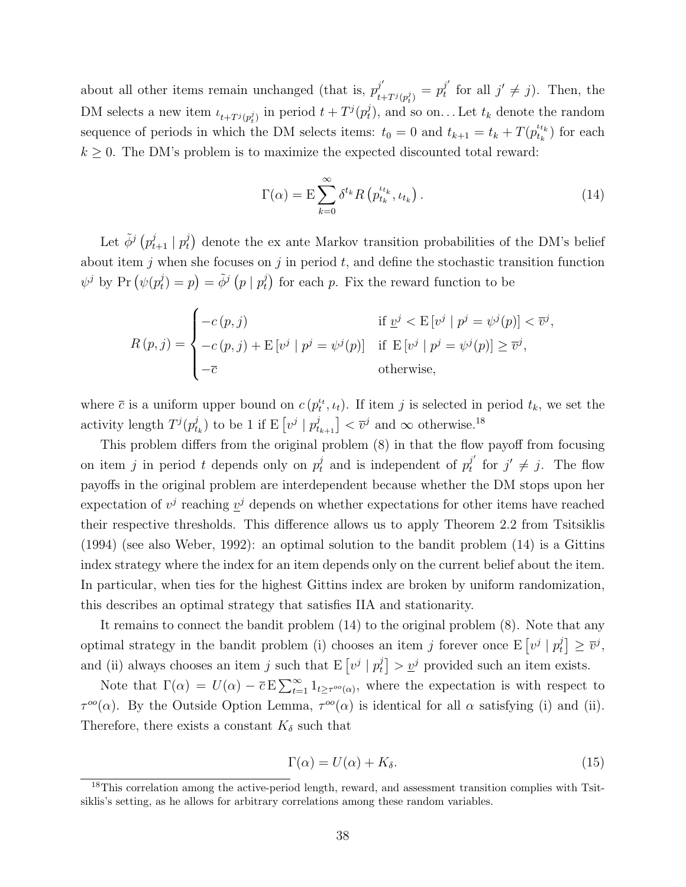about all other items remain unchanged (that is, $p^{j'}_{t+T^j(p^j_t)} = p^{j'}_t$ for all $j' \neq j$). Then, the DM selects a new item $\iota_{t+T^j(p^j_t)}$ in period $t + T^j(p^j_t)$, and so on... Let $t_k$ denote the random sequence of periods in which the DM selects items: $t_0 = 0$ and $t_{k+1} = t_k + T(p^{\iota_{t_k}}_{t_k})$ for each $k \geq 0$. The DM's problem is to maximize the expected discounted total reward:

$$\Gamma(\alpha) = \mathrm{E} \sum_{k=0}^{\infty} \delta^{t_k} R\left(p^{\iota_{t_k}}_{t_k}, \iota_{t_k}\right). \tag{14}$$

Let $\tilde{\phi}^j\left(p^j_{t+1} \mid p^j_t\right)$ denote the ex ante Markov transition probabilities of the DM's belief about item $j$ when she focuses on $j$ in period $t$, and define the stochastic transition function $\psi^j$ by $\Pr\left(\psi(p^j_t) = p\right) = \tilde{\phi}^j\left(p \mid p^j_t\right)$ for each $p$. Fix the reward function to be

$$R(p, j) = \begin{cases} -c(p, j) & \text{if } \underline{v}^j < \mathrm{E}\left[v^j \mid p^j = \psi^j(p)\right] < \overline{v}^j, \\ -c(p, j) + \mathrm{E}\left[v^j \mid p^j = \psi^j(p)\right] & \text{if } \mathrm{E}\left[v^j \mid p^j = \psi^j(p)\right] \geq \overline{v}^j, \\ -\overline{c} & \text{otherwise,} \end{cases}$$

where $\overline{c}$ is a uniform upper bound on $c(p^{\iota_t}_t, \iota_t)$. If item $j$ is selected in period $t_k$, we set the activity length $T^j(p^j_{t_k})$ to be 1 if $\mathrm{E}\left[v^j \mid p^j_{t_{k+1}}\right] < \overline{v}^j$ and $\infty$ otherwise.[18]

This problem differs from the original problem (8) in that the flow payoff from focusing on item $j$ in period $t$ depends only on $p^j_t$ and is independent of $p^{j'}_t$ for $j' \neq j$. The flow payoffs in the original problem are interdependent because whether the DM stops upon her expectation of $v^j$ reaching $\underline{v}^j$ depends on whether expectations for other items have reached their respective thresholds. This difference allows us to apply Theorem 2.2 from Tsitsiklis (1994) (see also Weber, 1992): an optimal solution to the bandit problem (14) is a Gittins index strategy where the index for an item depends only on the current belief about the item. In particular, when ties for the highest Gittins index are broken by uniform randomization, this describes an optimal strategy that satisfies IIA and stationarity.

It remains to connect the bandit problem (14) to the original problem (8). Note that any optimal strategy in the bandit problem (i) chooses an item $j$ forever once $\mathrm{E}\left[v^j \mid p^j_t\right] \geq \overline{v}^j$, and (ii) always chooses an item $j$ such that $\mathrm{E}\left[v^j \mid p^j_t\right] > \underline{v}^j$ provided such an item exists.

Note that $\Gamma(\alpha) = U(\alpha) - \overline{c}\,\mathrm{E} \sum_{t=1}^{\infty} 1_{t \geq \tau^{oo}(\alpha)}$, where the expectation is with respect to $\tau^{oo}(\alpha)$. By the Outside Option Lemma, $\tau^{oo}(\alpha)$ is identical for all $\alpha$ satisfying (i) and (ii). Therefore, there exists a constant $K_\delta$ such that

$$\Gamma(\alpha) = U(\alpha) + K_\delta. \tag{15}$$

---

[18] This correlation among the active-period length, reward, and assessment transition complies with Tsitsiklis's setting, as he allows for arbitrary correlations among these random variables.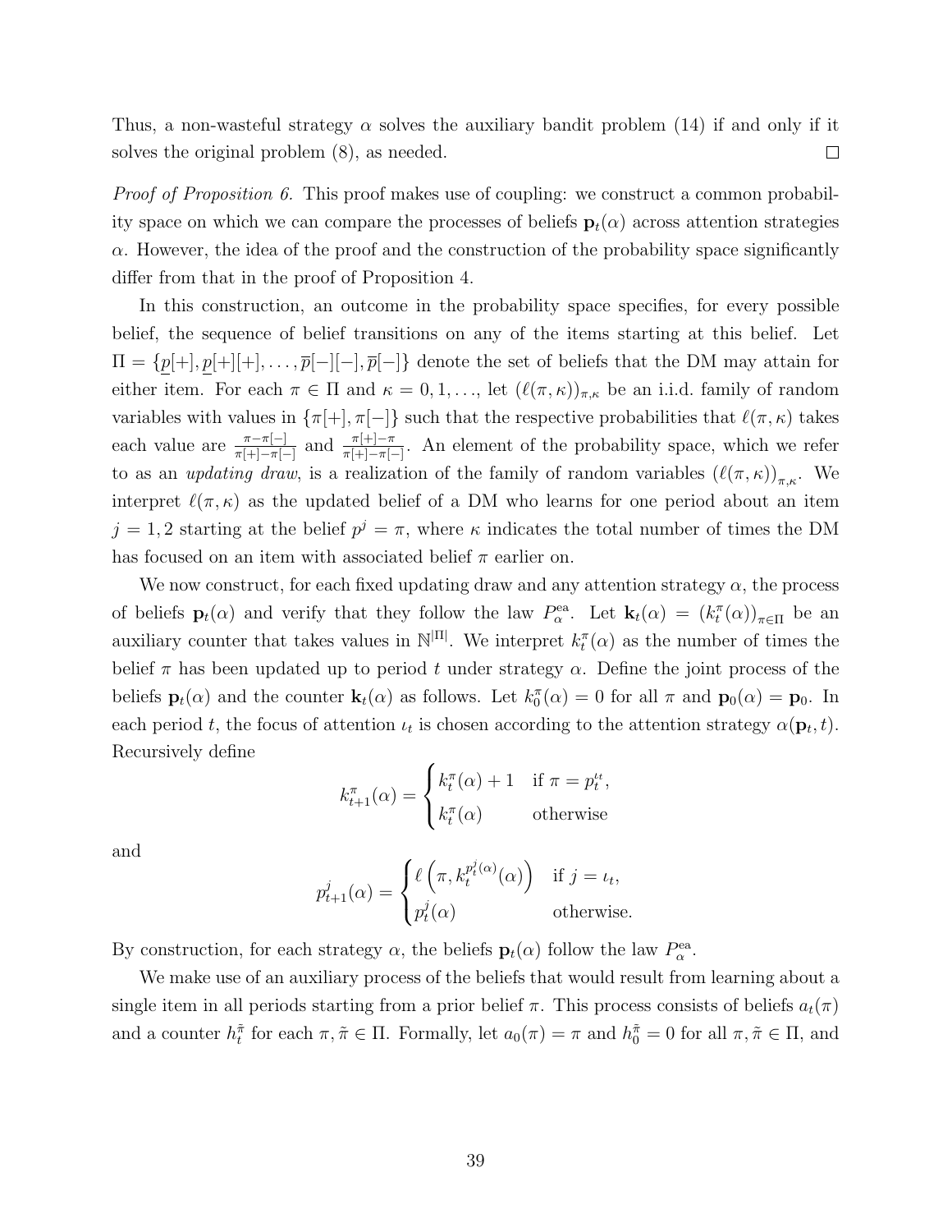Thus, a non-wasteful strategy $\alpha$ solves the auxiliary bandit problem (14) if and only if it solves the original problem (8), as needed. $\square$

*Proof of Proposition 6.* This proof makes use of coupling: we construct a common probability space on which we can compare the processes of beliefs $\mathbf{p}_t(\alpha)$ across attention strategies $\alpha$. However, the idea of the proof and the construction of the probability space significantly differ from that in the proof of Proposition 4.

In this construction, an outcome in the probability space specifies, for every possible belief, the sequence of belief transitions on any of the items starting at this belief. Let $\Pi = \{\underline{p}[+], \underline{p}[+][+], \ldots, \overline{p}[-][-], \overline{p}[-]\}$ denote the set of beliefs that the DM may attain for either item. For each $\pi \in \Pi$ and $\kappa = 0, 1, \ldots$, let $(\ell(\pi, \kappa))_{\pi,\kappa}$ be an i.i.d. family of random variables with values in $\{\pi[+], \pi[-]\}$ such that the respective probabilities that $\ell(\pi, \kappa)$ takes each value are $\frac{\pi - \pi[-]}{\pi[+] - \pi[-]}$ and $\frac{\pi[+] - \pi}{\pi[+] - \pi[-]}$. An element of the probability space, which we refer to as an *updating draw*, is a realization of the family of random variables $(\ell(\pi, \kappa))_{\pi,\kappa}$. We interpret $\ell(\pi, \kappa)$ as the updated belief of a DM who learns for one period about an item $j = 1, 2$ starting at the belief $p^j = \pi$, where $\kappa$ indicates the total number of times the DM has focused on an item with associated belief $\pi$ earlier on.

We now construct, for each fixed updating draw and any attention strategy $\alpha$, the process of beliefs $\mathbf{p}_t(\alpha)$ and verify that they follow the law $P^{\text{ea}}_{\alpha}$. Let $\mathbf{k}_t(\alpha) = (k^{\pi}_t(\alpha))_{\pi \in \Pi}$ be an auxiliary counter that takes values in $\mathbb{N}^{|\Pi|}$. We interpret $k^{\pi}_t(\alpha)$ as the number of times the belief $\pi$ has been updated up to period $t$ under strategy $\alpha$. Define the joint process of the beliefs $\mathbf{p}_t(\alpha)$ and the counter $\mathbf{k}_t(\alpha)$ as follows. Let $k^{\pi}_0(\alpha) = 0$ for all $\pi$ and $\mathbf{p}_0(\alpha) = \mathbf{p}_0$. In each period $t$, the focus of attention $\iota_t$ is chosen according to the attention strategy $\alpha(\mathbf{p}_t, t)$. Recursively define

$$k^{\pi}_{t+1}(\alpha) = \begin{cases} k^{\pi}_t(\alpha) + 1 & \text{if } \pi = p^{\iota_t}_t, \\ k^{\pi}_t(\alpha) & \text{otherwise} \end{cases}$$

and

$$p^j_{t+1}(\alpha) = \begin{cases} \ell\left(\pi, k^{p^j_t(\alpha)}_t(\alpha)\right) & \text{if } j = \iota_t, \\ p^j_t(\alpha) & \text{otherwise.} \end{cases}$$

By construction, for each strategy $\alpha$, the beliefs $\mathbf{p}_t(\alpha)$ follow the law $P^{\text{ea}}_{\alpha}$.

We make use of an auxiliary process of the beliefs that would result from learning about a single item in all periods starting from a prior belief $\pi$. This process consists of beliefs $a_t(\pi)$ and a counter $h^{\tilde{\pi}}_t$ for each $\pi, \tilde{\pi} \in \Pi$. Formally, let $a_0(\pi) = \pi$ and $h^{\tilde{\pi}}_0 = 0$ for all $\pi, \tilde{\pi} \in \Pi$, and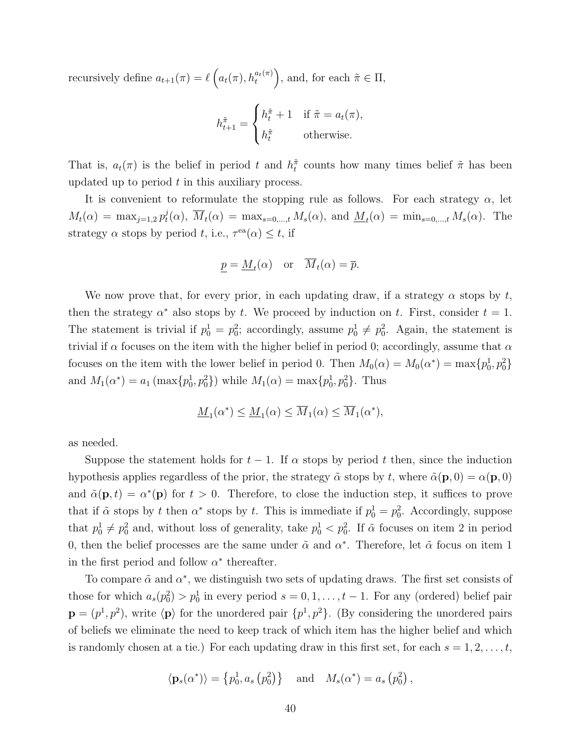recursively define $a_{t+1}(\pi) = \ell\left(a_t(\pi), h_t^{a_t(\pi)}\right)$, and, for each $\tilde{\pi} \in \Pi$,

$$h_{t+1}^{\tilde{\pi}} = \begin{cases} h_t^{\tilde{\pi}} + 1 & \text{if } \tilde{\pi} = a_t(\pi), \\ h_t^{\tilde{\pi}} & \text{otherwise.} \end{cases}$$

That is, $a_t(\pi)$ is the belief in period $t$ and $h_t^{\tilde{\pi}}$ counts how many times belief $\tilde{\pi}$ has been updated up to period $t$ in this auxiliary process.

It is convenient to reformulate the stopping rule as follows. For each strategy $\alpha$, let $M_t(\alpha) = \max_{j=1,2} p_t^j(\alpha)$, $\overline{M}_t(\alpha) = \max_{s=0,\ldots,t} M_s(\alpha)$, and $\underline{M}_t(\alpha) = \min_{s=0,\ldots,t} M_s(\alpha)$. The strategy $\alpha$ stops by period $t$, i.e., $\tau^{\text{ea}}(\alpha) \leq t$, if

$$\underline{p} = \underline{M}_t(\alpha) \quad \text{or} \quad \overline{M}_t(\alpha) = \overline{p}.$$

We now prove that, for every prior, in each updating draw, if a strategy $\alpha$ stops by $t$, then the strategy $\alpha^*$ also stops by $t$. We proceed by induction on $t$. First, consider $t = 1$. The statement is trivial if $p_0^1 = p_0^2$; accordingly, assume $p_0^1 \neq p_0^2$. Again, the statement is trivial if $\alpha$ focuses on the item with the higher belief in period 0; accordingly, assume that $\alpha$ focuses on the item with the lower belief in period 0. Then $M_0(\alpha) = M_0(\alpha^*) = \max\{p_0^1, p_0^2\}$ and $M_1(\alpha^*) = a_1\left(\max\{p_0^1, p_0^2\}\right)$ while $M_1(\alpha) = \max\{p_0^1, p_0^2\}$. Thus

$$\underline{M}_1(\alpha^*) \leq \underline{M}_1(\alpha) \leq \overline{M}_1(\alpha) \leq \overline{M}_1(\alpha^*),$$

as needed.

Suppose the statement holds for $t - 1$. If $\alpha$ stops by period $t$ then, since the induction hypothesis applies regardless of the prior, the strategy $\tilde{\alpha}$ stops by $t$, where $\tilde{\alpha}(\mathbf{p}, 0) = \alpha(\mathbf{p}, 0)$ and $\tilde{\alpha}(\mathbf{p}, t) = \alpha^*(\mathbf{p})$ for $t > 0$. Therefore, to close the induction step, it suffices to prove that if $\tilde{\alpha}$ stops by $t$ then $\alpha^*$ stops by $t$. This is immediate if $p_0^1 = p_0^2$. Accordingly, suppose that $p_0^1 \neq p_0^2$ and, without loss of generality, take $p_0^1 < p_0^2$. If $\tilde{\alpha}$ focuses on item 2 in period 0, then the belief processes are the same under $\tilde{\alpha}$ and $\alpha^*$. Therefore, let $\tilde{\alpha}$ focus on item 1 in the first period and follow $\alpha^*$ thereafter.

To compare $\tilde{\alpha}$ and $\alpha^*$, we distinguish two sets of updating draws. The first set consists of those for which $a_s(p_0^2) > p_0^1$ in every period $s = 0, 1, \ldots, t-1$. For any (ordered) belief pair $\mathbf{p} = (p^1, p^2)$, write $\langle \mathbf{p} \rangle$ for the unordered pair $\{p^1, p^2\}$. (By considering the unordered pairs of beliefs we eliminate the need to keep track of which item has the higher belief and which is randomly chosen at a tie.) For each updating draw in this first set, for each $s = 1, 2, \ldots, t$,

$$\langle \mathbf{p}_s(\alpha^*) \rangle = \left\{p_0^1, a_s\left(p_0^2\right)\right\} \quad \text{and} \quad M_s(\alpha^*) = a_s\left(p_0^2\right),$$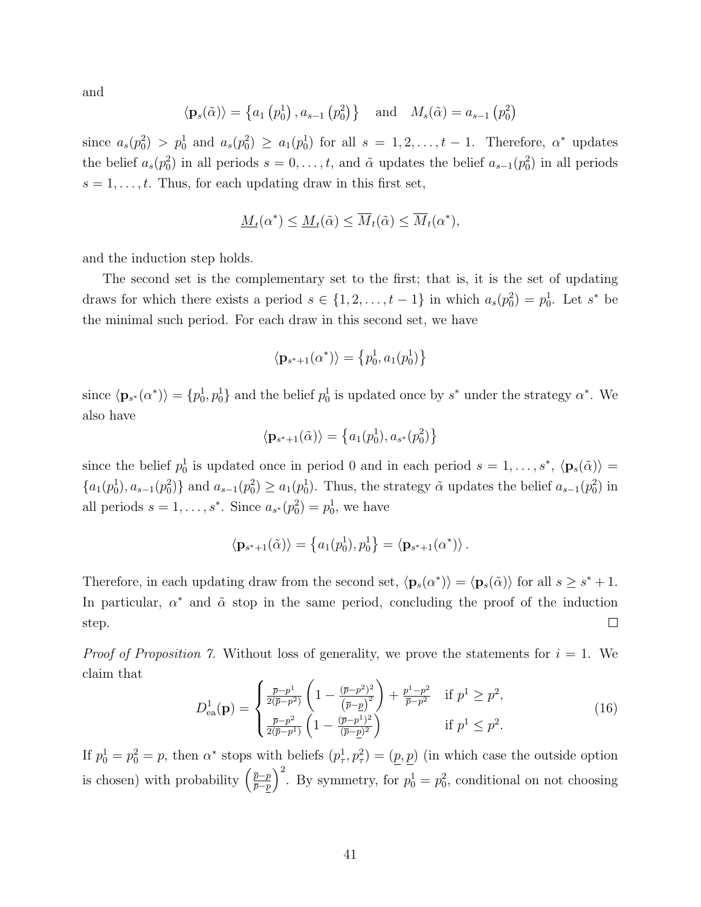and

$$\langle \mathbf{p}_s(\tilde{\alpha}) \rangle = \left\{ a_1\left(p_0^1\right), a_{s-1}\left(p_0^2\right) \right\} \quad \text{and} \quad M_s(\tilde{\alpha}) = a_{s-1}\left(p_0^2\right)$$

since $a_s(p_0^2) > p_0^1$ and $a_s(p_0^2) \geq a_1(p_0^1)$ for all $s = 1, 2, \ldots, t-1$. Therefore, $\alpha^*$ updates the belief $a_s(p_0^2)$ in all periods $s = 0, \ldots, t$, and $\tilde{\alpha}$ updates the belief $a_{s-1}(p_0^2)$ in all periods $s = 1, \ldots, t$. Thus, for each updating draw in this first set,

$$\underline{M}_t(\alpha^*) \leq \underline{M}_t(\tilde{\alpha}) \leq \overline{M}_t(\tilde{\alpha}) \leq \overline{M}_t(\alpha^*),$$

and the induction step holds.

The second set is the complementary set to the first; that is, it is the set of updating draws for which there exists a period $s \in \{1, 2, \ldots, t-1\}$ in which $a_s(p_0^2) = p_0^1$. Let $s^*$ be the minimal such period. For each draw in this second set, we have

$$\langle \mathbf{p}_{s^*+1}(\alpha^*) \rangle = \left\{ p_0^1, a_1(p_0^1) \right\}$$

since $\langle \mathbf{p}_{s^*}(\alpha^*) \rangle = \{p_0^1, p_0^1\}$ and the belief $p_0^1$ is updated once by $s^*$ under the strategy $\alpha^*$. We also have

$$\langle \mathbf{p}_{s^*+1}(\tilde{\alpha}) \rangle = \left\{ a_1(p_0^1), a_{s^*}(p_0^2) \right\}$$

since the belief $p_0^1$ is updated once in period 0 and in each period $s = 1, \ldots, s^*$, $\langle \mathbf{p}_s(\tilde{\alpha}) \rangle = \{a_1(p_0^1), a_{s-1}(p_0^2)\}$ and $a_{s-1}(p_0^2) \geq a_1(p_0^1)$. Thus, the strategy $\tilde{\alpha}$ updates the belief $a_{s-1}(p_0^2)$ in all periods $s = 1, \ldots, s^*$. Since $a_{s^*}(p_0^2) = p_0^1$, we have

$$\langle \mathbf{p}_{s^*+1}(\tilde{\alpha}) \rangle = \left\{ a_1(p_0^1), p_0^1 \right\} = \langle \mathbf{p}_{s^*+1}(\alpha^*) \rangle .$$

Therefore, in each updating draw from the second set, $\langle \mathbf{p}_s(\alpha^*) \rangle = \langle \mathbf{p}_s(\tilde{\alpha}) \rangle$ for all $s \geq s^* + 1$. In particular, $\alpha^*$ and $\tilde{\alpha}$ stop in the same period, concluding the proof of the induction step. □

*Proof of Proposition 7.* Without loss of generality, we prove the statements for $i = 1$. We claim that

$$D_{\text{ea}}^1(\mathbf{p}) = \begin{cases} \frac{\overline{p} - p^1}{2(\overline{p} - p^2)} \left( 1 - \frac{(\overline{p} - p^2)^2}{\left(\overline{p} - \underline{p}\right)^2} \right) + \frac{p^1 - p^2}{\overline{p} - p^2} & \text{if } p^1 \geq p^2, \\ \frac{\overline{p} - p^2}{2(\overline{p} - p^1)} \left( 1 - \frac{(\overline{p} - p^1)^2}{(\overline{p} - \underline{p})^2} \right) & \text{if } p^1 \leq p^2. \end{cases} \tag{16}$$

If $p_0^1 = p_0^2 = p$, then $\alpha^*$ stops with beliefs $(p_\tau^1, p_\tau^2) = (\underline{p}, \underline{p})$ (in which case the outside option is chosen) with probability $\left(\frac{\overline{p} - p}{\overline{p} - \underline{p}}\right)^2$. By symmetry, for $p_0^1 = p_0^2$, conditional on not choosing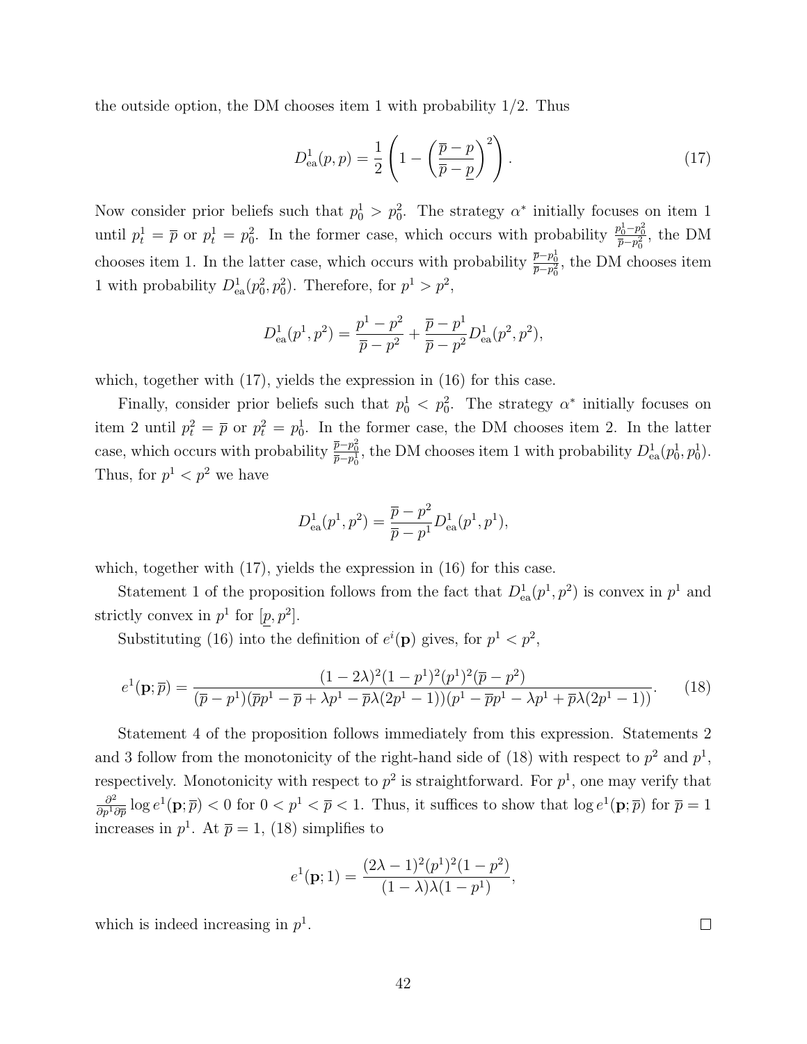the outside option, the DM chooses item 1 with probability 1/2. Thus

$$D^1_{\text{ea}}(p,p) = \frac{1}{2}\left(1 - \left(\frac{\overline{p}-p}{\overline{p}-\underline{p}}\right)^2\right). \tag{17}$$

Now consider prior beliefs such that $p^1_0 > p^2_0$. The strategy $\alpha^*$ initially focuses on item 1 until $p^1_t = \overline{p}$ or $p^1_t = p^2_0$. In the former case, which occurs with probability $\frac{p^1_0 - p^2_0}{\overline{p}-p^2_0}$, the DM chooses item 1. In the latter case, which occurs with probability $\frac{\overline{p}-p^1_0}{\overline{p}-p^2_0}$, the DM chooses item 1 with probability $D^1_{\text{ea}}(p^2_0, p^2_0)$. Therefore, for $p^1 > p^2$,

$$D^1_{\text{ea}}(p^1,p^2) = \frac{p^1 - p^2}{\overline{p}-p^2} + \frac{\overline{p}-p^1}{\overline{p}-p^2} D^1_{\text{ea}}(p^2,p^2),$$

which, together with (17), yields the expression in (16) for this case.

Finally, consider prior beliefs such that $p^1_0 < p^2_0$. The strategy $\alpha^*$ initially focuses on item 2 until $p^2_t = \overline{p}$ or $p^2_t = p^1_0$. In the former case, the DM chooses item 2. In the latter case, which occurs with probability $\frac{\overline{p}-p^2_0}{\overline{p}-p^1_0}$, the DM chooses item 1 with probability $D^1_{\text{ea}}(p^1_0, p^1_0)$. Thus, for $p^1 < p^2$ we have

$$D^1_{\text{ea}}(p^1,p^2) = \frac{\overline{p}-p^2}{\overline{p}-p^1} D^1_{\text{ea}}(p^1,p^1),$$

which, together with (17), yields the expression in (16) for this case.

Statement 1 of the proposition follows from the fact that $D^1_{\text{ea}}(p^1,p^2)$ is convex in $p^1$ and strictly convex in $p^1$ for $[\underline{p}, p^2]$.

Substituting (16) into the definition of $e^i(\mathbf{p})$ gives, for $p^1 < p^2$,

$$e^1(\mathbf{p};\overline{p}) = \frac{(1-2\lambda)^2(1-p^1)^2(p^1)^2(\overline{p}-p^2)}{(\overline{p}-p^1)(\overline{p}p^1 - \overline{p} + \lambda p^1 - \overline{p}\lambda(2p^1-1))(p^1 - \overline{p}p^1 - \lambda p^1 + \overline{p}\lambda(2p^1-1))}. \tag{18}$$

Statement 4 of the proposition follows immediately from this expression. Statements 2 and 3 follow from the monotonicity of the right-hand side of (18) with respect to $p^2$ and $p^1$, respectively. Monotonicity with respect to $p^2$ is straightforward. For $p^1$, one may verify that $\frac{\partial^2}{\partial p^1 \partial \overline{p}} \log e^1(\mathbf{p};\overline{p}) < 0$ for $0 < p^1 < \overline{p} < 1$. Thus, it suffices to show that $\log e^1(\mathbf{p};\overline{p})$ for $\overline{p} = 1$ increases in $p^1$. At $\overline{p} = 1$, (18) simplifies to

$$e^1(\mathbf{p};1) = \frac{(2\lambda-1)^2(p^1)^2(1-p^2)}{(1-\lambda)\lambda(1-p^1)},$$

which is indeed increasing in $p^1$. □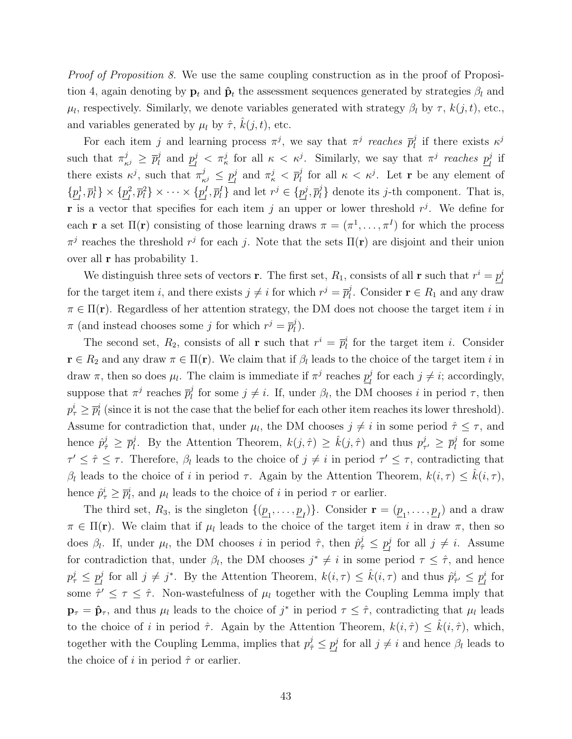*Proof of Proposition 8.* We use the same coupling construction as in the proof of Proposition 4, again denoting by $\mathbf{p}_t$ and $\hat{\mathbf{p}}_t$ the assessment sequences generated by strategies $\beta_l$ and $\mu_l$, respectively. Similarly, we denote variables generated with strategy $\beta_l$ by $\tau$, $k(j,t)$, etc., and variables generated by $\mu_l$ by $\hat{\tau}$, $\hat{k}(j,t)$, etc.

For each item $j$ and learning process $\pi^j$, we say that $\pi^j$ *reaches* $\overline{p}_l^j$ if there exists $\kappa^j$ such that $\pi^j_{\kappa^j} \geq \overline{p}_l^j$ and $\underline{p}_l^j < \pi^j_\kappa$ for all $\kappa < \kappa^j$. Similarly, we say that $\pi^j$ *reaches* $\underline{p}_l^j$ if there exists $\kappa^j$, such that $\pi^j_{\kappa^j} \leq \underline{p}_l^j$ and $\pi^j_\kappa < \overline{p}_l^j$ for all $\kappa < \kappa^j$. Let $\mathbf{r}$ be any element of $\{\underline{p}_l^1, \overline{p}_l^1\} \times \{\underline{p}_l^2, \overline{p}_l^2\} \times \cdots \times \{\underline{p}_l^I, \overline{p}_l^I\}$ and let $r^j \in \{\underline{p}_l^j, \overline{p}_l^j\}$ denote its $j$-th component. That is, $\mathbf{r}$ is a vector that specifies for each item $j$ an upper or lower threshold $r^j$. We define for each $\mathbf{r}$ a set $\Pi(\mathbf{r})$ consisting of those learning draws $\pi = (\pi^1, \ldots, \pi^I)$ for which the process $\pi^j$ reaches the threshold $r^j$ for each $j$. Note that the sets $\Pi(\mathbf{r})$ are disjoint and their union over all $\mathbf{r}$ has probability 1.

We distinguish three sets of vectors $\mathbf{r}$. The first set, $R_1$, consists of all $\mathbf{r}$ such that $r^i = \underline{p}_l^i$ for the target item $i$, and there exists $j \neq i$ for which $r^j = \overline{p}_l^j$. Consider $\mathbf{r} \in R_1$ and any draw $\pi \in \Pi(\mathbf{r})$. Regardless of her attention strategy, the DM does not choose the target item $i$ in $\pi$ (and instead chooses some $j$ for which $r^j = \overline{p}_l^j$).

The second set, $R_2$, consists of all $\mathbf{r}$ such that $r^i = \overline{p}_l^i$ for the target item $i$. Consider $\mathbf{r} \in R_2$ and any draw $\pi \in \Pi(\mathbf{r})$. We claim that if $\beta_l$ leads to the choice of the target item $i$ in draw $\pi$, then so does $\mu_l$. The claim is immediate if $\pi^j$ reaches $\underline{p}_l^j$ for each $j \neq i$; accordingly, suppose that $\pi^j$ reaches $\overline{p}_l^j$ for some $j \neq i$. If, under $\beta_l$, the DM chooses $i$ in period $\tau$, then $p^i_\tau \geq \overline{p}_l^i$ (since it is not the case that the belief for each other item reaches its lower threshold). Assume for contradiction that, under $\mu_l$, the DM chooses $j \neq i$ in some period $\hat{\tau} \leq \tau$, and hence $\hat{p}^j_{\hat{\tau}} \geq \overline{p}_l^j$. By the Attention Theorem, $k(j,\hat{\tau}) \geq \hat{k}(j,\hat{\tau})$ and thus $p^j_{\tau'} \geq \overline{p}_l^j$ for some $\tau' \leq \hat{\tau} \leq \tau$. Therefore, $\beta_l$ leads to the choice of $j \neq i$ in period $\tau' \leq \tau$, contradicting that $\beta_l$ leads to the choice of $i$ in period $\tau$. Again by the Attention Theorem, $k(i,\tau) \leq \hat{k}(i,\tau)$, hence $\hat{p}^i_\tau \geq \overline{p}_l^i$, and $\mu_l$ leads to the choice of $i$ in period $\tau$ or earlier.

The third set, $R_3$, is the singleton $\{(\underline{p}_1, \ldots, \underline{p}_I)\}$. Consider $\mathbf{r} = (\underline{p}_1, \ldots, \underline{p}_I)$ and a draw $\pi \in \Pi(\mathbf{r})$. We claim that if $\mu_l$ leads to the choice of the target item $i$ in draw $\pi$, then so does $\beta_l$. If, under $\mu_l$, the DM chooses $i$ in period $\hat{\tau}$, then $\hat{p}^j_{\hat{\tau}} \leq \underline{p}_l^j$ for all $j \neq i$. Assume for contradiction that, under $\beta_l$, the DM chooses $j^* \neq i$ in some period $\tau \leq \hat{\tau}$, and hence $p^j_\tau \leq \underline{p}_l^j$ for all $j \neq j^*$. By the Attention Theorem, $k(i,\tau) \leq \hat{k}(i,\tau)$ and thus $\hat{p}^i_{\hat{\tau}'} \leq \underline{p}_l^i$ for some $\hat{\tau}' \leq \tau \leq \hat{\tau}$. Non-wastefulness of $\mu_l$ together with the Coupling Lemma imply that $\mathbf{p}_\tau = \hat{\mathbf{p}}_\tau$, and thus $\mu_l$ leads to the choice of $j^*$ in period $\tau \leq \hat{\tau}$, contradicting that $\mu_l$ leads to the choice of $i$ in period $\hat{\tau}$. Again by the Attention Theorem, $k(i,\hat{\tau}) \leq \hat{k}(i,\hat{\tau})$, which, together with the Coupling Lemma, implies that $p^j_{\hat{\tau}} \leq \underline{p}_l^j$ for all $j \neq i$ and hence $\beta_l$ leads to the choice of $i$ in period $\hat{\tau}$ or earlier.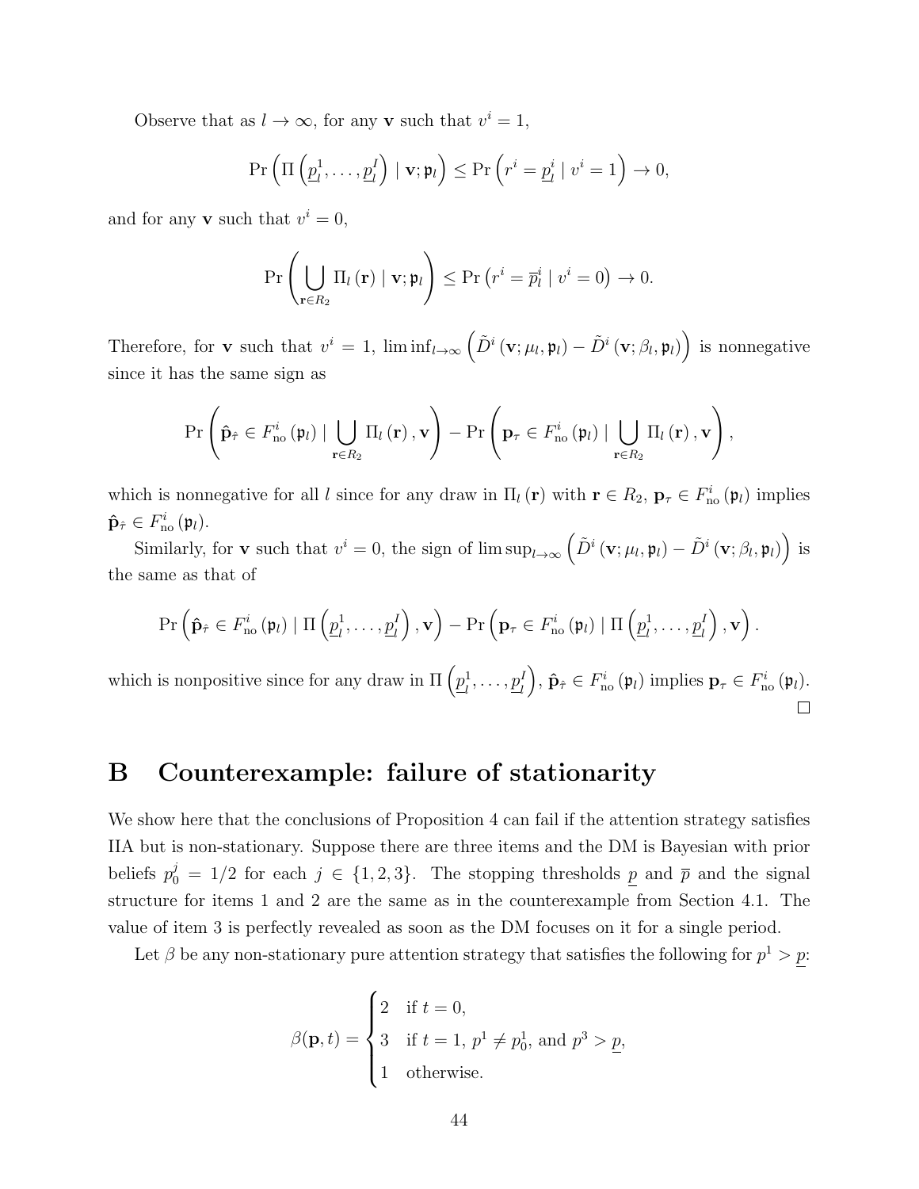Observe that as $l \to \infty$, for any $\mathbf{v}$ such that $v^i = 1$,

$$\Pr\left(\Pi\left(\underline{p}_l^1, \ldots, \underline{p}_l^I\right) \mid \mathbf{v}; \mathfrak{p}_l\right) \leq \Pr\left(r^i = \underline{p}_l^i \mid v^i = 1\right) \to 0,$$

and for any $\mathbf{v}$ such that $v^i = 0$,

$$\Pr\left(\bigcup_{\mathbf{r} \in R_2} \Pi_l\left(\mathbf{r}\right) \mid \mathbf{v}; \mathfrak{p}_l\right) \leq \Pr\left(r^i = \overline{p}_l^i \mid v^i = 0\right) \to 0.$$

Therefore, for $\mathbf{v}$ such that $v^i = 1$, $\liminf_{l\to\infty}\left(\tilde{D}^i\left(\mathbf{v}; \mu_l, \mathfrak{p}_l\right) - \tilde{D}^i\left(\mathbf{v}; \beta_l, \mathfrak{p}_l\right)\right)$ is nonnegative since it has the same sign as

$$\Pr\left(\hat{\mathbf{p}}_{\hat{\tau}} \in F_{\text{no}}^i\left(\mathfrak{p}_l\right) \mid \bigcup_{\mathbf{r} \in R_2} \Pi_l\left(\mathbf{r}\right), \mathbf{v}\right) - \Pr\left(\mathbf{p}_\tau \in F_{\text{no}}^i\left(\mathfrak{p}_l\right) \mid \bigcup_{\mathbf{r} \in R_2} \Pi_l\left(\mathbf{r}\right), \mathbf{v}\right),$$

which is nonnegative for all $l$ since for any draw in $\Pi_l\left(\mathbf{r}\right)$ with $\mathbf{r} \in R_2$, $\mathbf{p}_\tau \in F_{\text{no}}^i\left(\mathfrak{p}_l\right)$ implies $\hat{\mathbf{p}}_{\hat{\tau}} \in F_{\text{no}}^i\left(\mathfrak{p}_l\right)$.

Similarly, for $\mathbf{v}$ such that $v^i = 0$, the sign of $\limsup_{l\to\infty}\left(\tilde{D}^i\left(\mathbf{v}; \mu_l, \mathfrak{p}_l\right) - \tilde{D}^i\left(\mathbf{v}; \beta_l, \mathfrak{p}_l\right)\right)$ is the same as that of

$$\Pr\left(\hat{\mathbf{p}}_{\hat{\tau}} \in F_{\text{no}}^i\left(\mathfrak{p}_l\right) \mid \Pi\left(\underline{p}_l^1, \ldots, \underline{p}_l^I\right), \mathbf{v}\right) - \Pr\left(\mathbf{p}_\tau \in F_{\text{no}}^i\left(\mathfrak{p}_l\right) \mid \Pi\left(\underline{p}_l^1, \ldots, \underline{p}_l^I\right), \mathbf{v}\right).$$

which is nonpositive since for any draw in $\Pi\left(\underline{p}_l^1, \ldots, \underline{p}_l^I\right)$, $\hat{\mathbf{p}}_{\hat{\tau}} \in F_{\text{no}}^i\left(\mathfrak{p}_l\right)$ implies $\mathbf{p}_\tau \in F_{\text{no}}^i\left(\mathfrak{p}_l\right)$. □

# B Counterexample: failure of stationarity

We show here that the conclusions of Proposition 4 can fail if the attention strategy satisfies IIA but is non-stationary. Suppose there are three items and the DM is Bayesian with prior beliefs $p_0^j = 1/2$ for each $j \in \{1, 2, 3\}$. The stopping thresholds $\underline{p}$ and $\overline{p}$ and the signal structure for items 1 and 2 are the same as in the counterexample from Section 4.1. The value of item 3 is perfectly revealed as soon as the DM focuses on it for a single period.

Let $\beta$ be any non-stationary pure attention strategy that satisfies the following for $p^1 > \underline{p}$:

$$\beta(\mathbf{p}, t) = \begin{cases} 2 & \text{if } t = 0, \\ 3 & \text{if } t = 1,\ p^1 \neq p_0^1, \text{ and } p^3 > \underline{p}, \\ 1 & \text{otherwise.} \end{cases}$$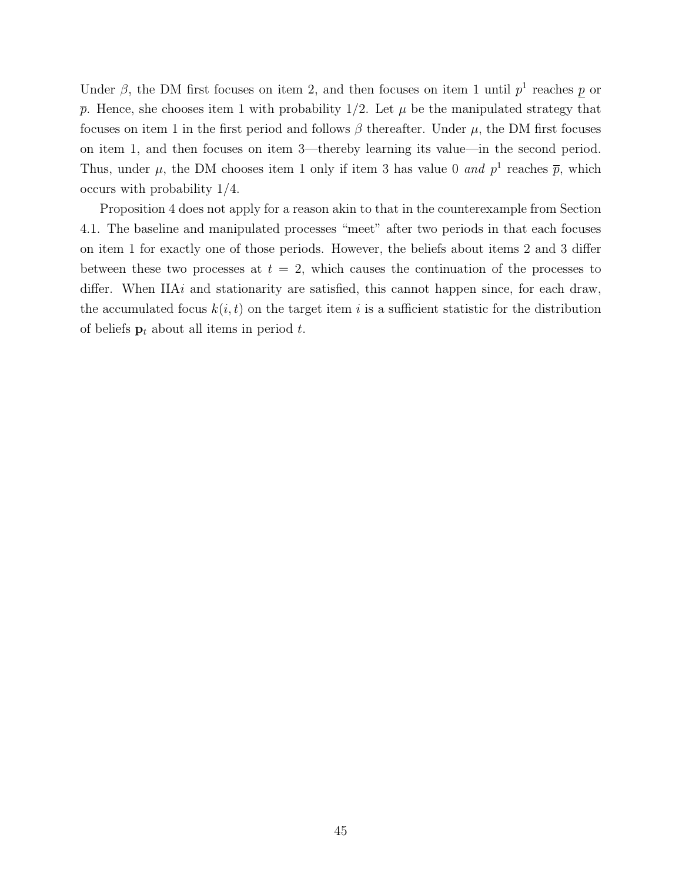Under $\beta$, the DM first focuses on item 2, and then focuses on item 1 until $p^1$ reaches $\underline{p}$ or $\overline{p}$. Hence, she chooses item 1 with probability 1/2. Let $\mu$ be the manipulated strategy that focuses on item 1 in the first period and follows $\beta$ thereafter. Under $\mu$, the DM first focuses on item 1, and then focuses on item 3—thereby learning its value—in the second period. Thus, under $\mu$, the DM chooses item 1 only if item 3 has value 0 *and* $p^1$ reaches $\overline{p}$, which occurs with probability 1/4.

Proposition 4 does not apply for a reason akin to that in the counterexample from Section 4.1. The baseline and manipulated processes "meet" after two periods in that each focuses on item 1 for exactly one of those periods. However, the beliefs about items 2 and 3 differ between these two processes at $t = 2$, which causes the continuation of the processes to differ. When IIA$i$ and stationarity are satisfied, this cannot happen since, for each draw, the accumulated focus $k(i, t)$ on the target item $i$ is a sufficient statistic for the distribution of beliefs $\mathbf{p}_t$ about all items in period $t$.